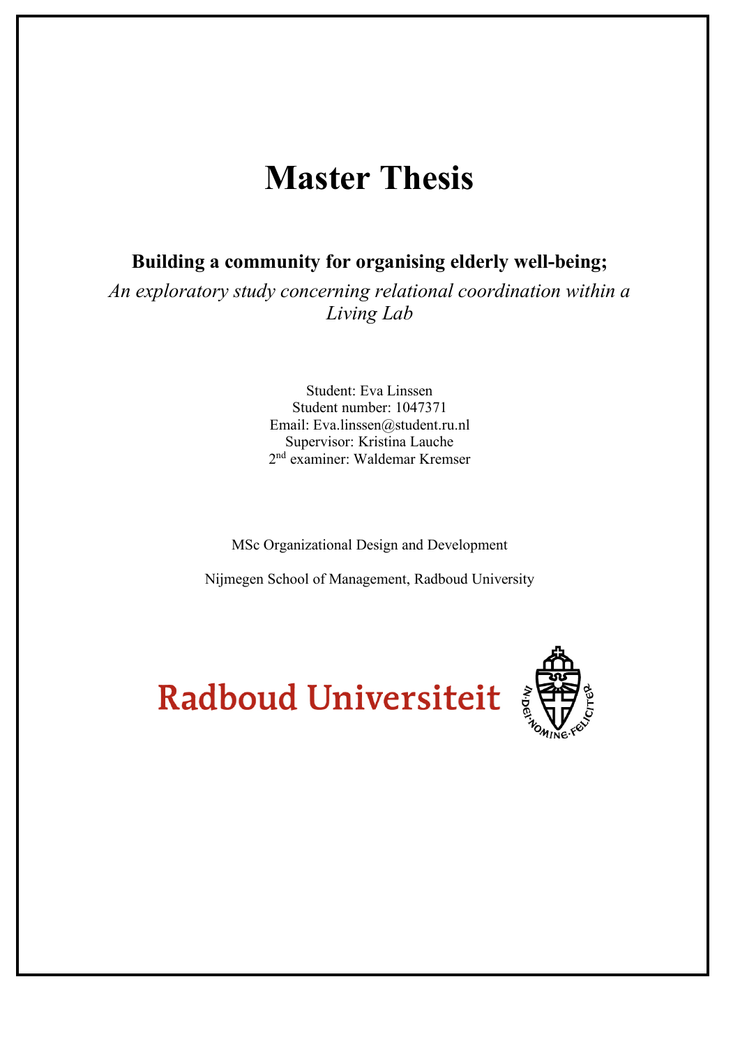# Master Thesis

**Building a community for organising elderly well-being;**

*An exploratory study concerning relational coordination within a Living Lab*

Student: Eva Linssen
Student number: 1047371
Email: Eva.linssen@student.ru.nl
Supervisor: Kristina Lauche
2nd examiner: Waldemar Kremser

MSc Organizational Design and Development

Nijmegen School of Management, Radboud University

Radboud Universiteit

IN·DEI·NOMINE·FELICITER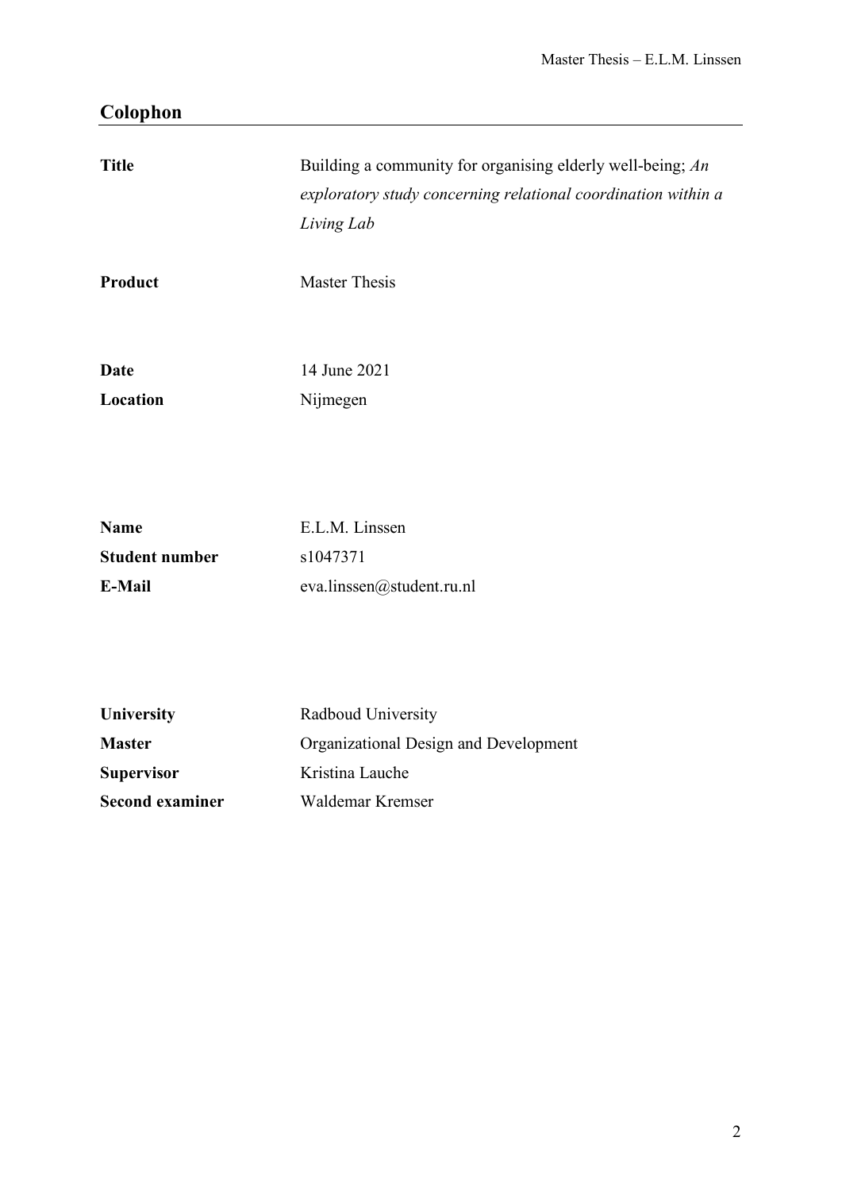## Colophon

| | |
|---|---|
| **Title** | Building a community for organising elderly well-being; *An exploratory study concerning relational coordination within a Living Lab* |
| **Product** | Master Thesis |
| **Date** | 14 June 2021 |
| **Location** | Nijmegen |
| **Name** | E.L.M. Linssen |
| **Student number** | s1047371 |
| **E-Mail** | eva.linssen@student.ru.nl |
| **University** | Radboud University |
| **Master** | Organizational Design and Development |
| **Supervisor** | Kristina Lauche |
| **Second examiner** | Waldemar Kremser |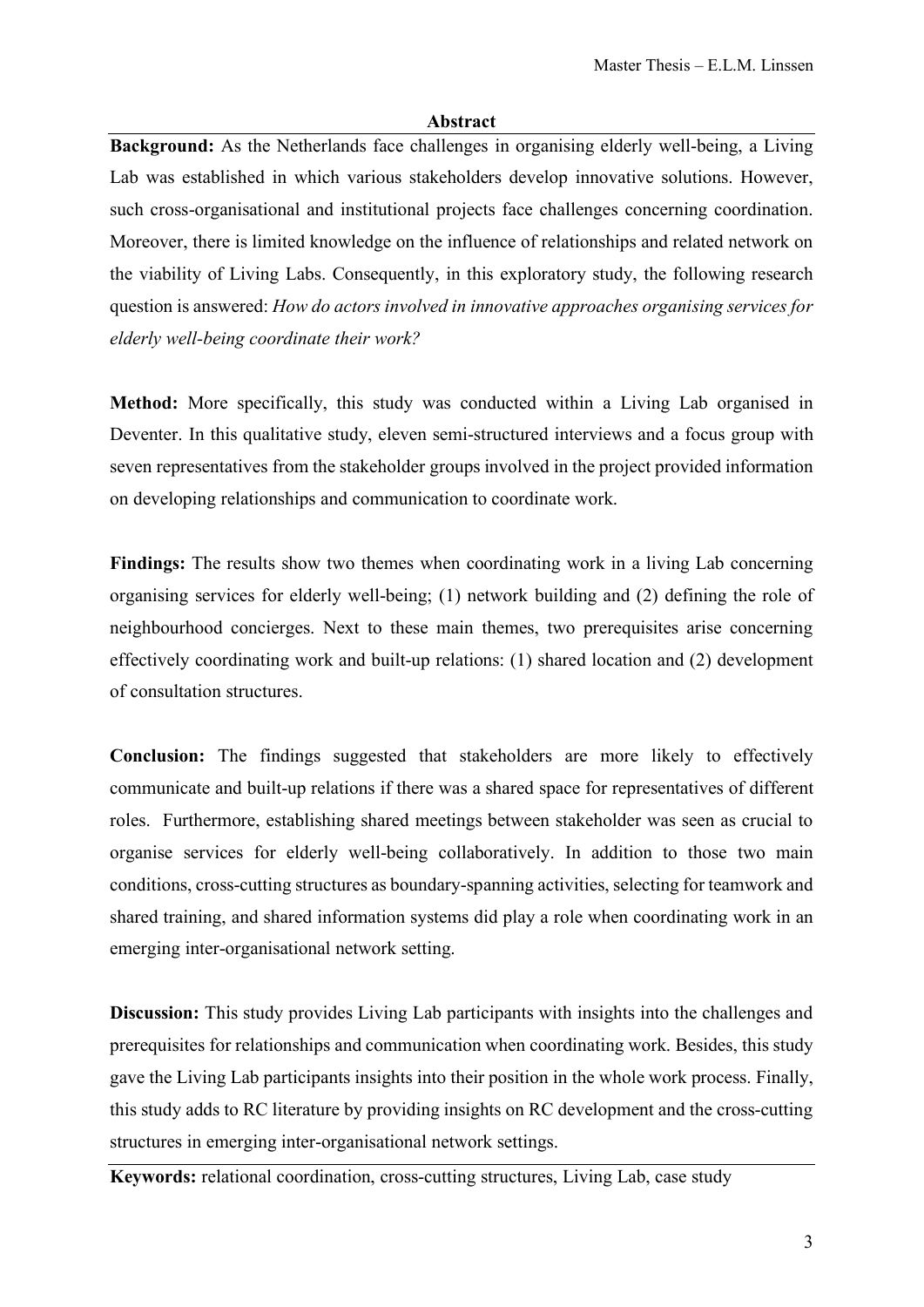## Abstract

**Background:** As the Netherlands face challenges in organising elderly well-being, a Living Lab was established in which various stakeholders develop innovative solutions. However, such cross-organisational and institutional projects face challenges concerning coordination. Moreover, there is limited knowledge on the influence of relationships and related network on the viability of Living Labs. Consequently, in this exploratory study, the following research question is answered: *How do actors involved in innovative approaches organising services for elderly well-being coordinate their work?*

**Method:** More specifically, this study was conducted within a Living Lab organised in Deventer. In this qualitative study, eleven semi-structured interviews and a focus group with seven representatives from the stakeholder groups involved in the project provided information on developing relationships and communication to coordinate work.

**Findings:** The results show two themes when coordinating work in a living Lab concerning organising services for elderly well-being; (1) network building and (2) defining the role of neighbourhood concierges. Next to these main themes, two prerequisites arise concerning effectively coordinating work and built-up relations: (1) shared location and (2) development of consultation structures.

**Conclusion:** The findings suggested that stakeholders are more likely to effectively communicate and built-up relations if there was a shared space for representatives of different roles. Furthermore, establishing shared meetings between stakeholder was seen as crucial to organise services for elderly well-being collaboratively. In addition to those two main conditions, cross-cutting structures as boundary-spanning activities, selecting for teamwork and shared training, and shared information systems did play a role when coordinating work in an emerging inter-organisational network setting.

**Discussion:** This study provides Living Lab participants with insights into the challenges and prerequisites for relationships and communication when coordinating work. Besides, this study gave the Living Lab participants insights into their position in the whole work process. Finally, this study adds to RC literature by providing insights on RC development and the cross-cutting structures in emerging inter-organisational network settings.

**Keywords:** relational coordination, cross-cutting structures, Living Lab, case study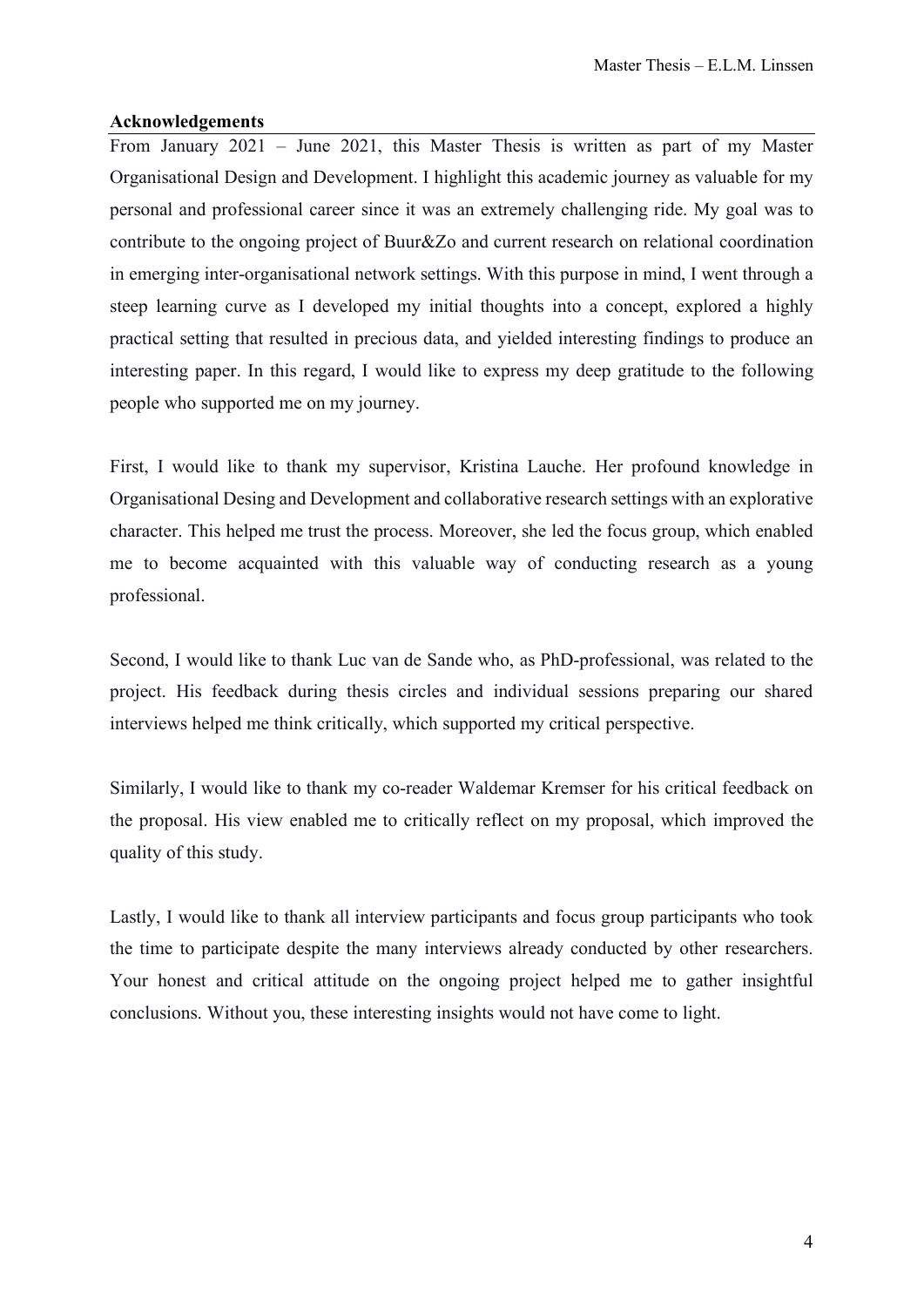**Acknowledgements**

From January 2021 – June 2021, this Master Thesis is written as part of my Master Organisational Design and Development. I highlight this academic journey as valuable for my personal and professional career since it was an extremely challenging ride. My goal was to contribute to the ongoing project of Buur&Zo and current research on relational coordination in emerging inter-organisational network settings. With this purpose in mind, I went through a steep learning curve as I developed my initial thoughts into a concept, explored a highly practical setting that resulted in precious data, and yielded interesting findings to produce an interesting paper. In this regard, I would like to express my deep gratitude to the following people who supported me on my journey.

First, I would like to thank my supervisor, Kristina Lauche. Her profound knowledge in Organisational Desing and Development and collaborative research settings with an explorative character. This helped me trust the process. Moreover, she led the focus group, which enabled me to become acquainted with this valuable way of conducting research as a young professional.

Second, I would like to thank Luc van de Sande who, as PhD-professional, was related to the project. His feedback during thesis circles and individual sessions preparing our shared interviews helped me think critically, which supported my critical perspective.

Similarly, I would like to thank my co-reader Waldemar Kremser for his critical feedback on the proposal. His view enabled me to critically reflect on my proposal, which improved the quality of this study.

Lastly, I would like to thank all interview participants and focus group participants who took the time to participate despite the many interviews already conducted by other researchers. Your honest and critical attitude on the ongoing project helped me to gather insightful conclusions. Without you, these interesting insights would not have come to light.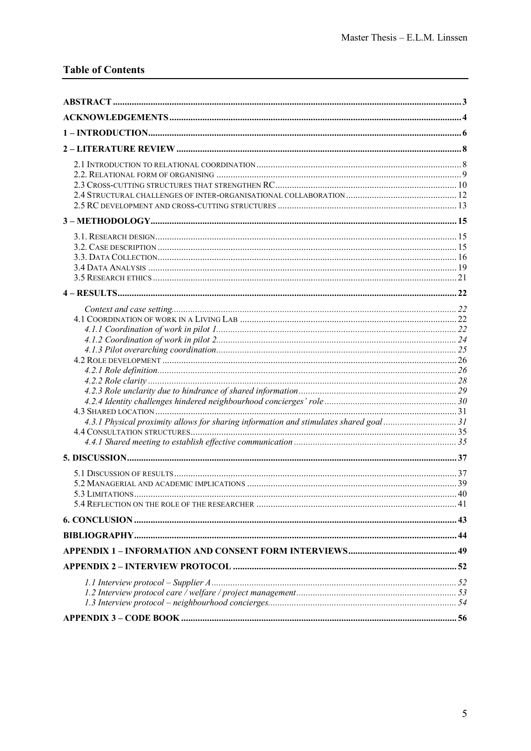## Table of Contents

| | |
|---|---|
| **ABSTRACT** | **3** |
| **ACKNOWLEDGEMENTS** | **4** |
| **1 – INTRODUCTION** | **6** |
| **2 – LITERATURE REVIEW** | **8** |
| 2.1 Introduction to relational coordination | 8 |
| 2.2. Relational form of organising | 9 |
| 2.3 Cross-cutting structures that strengthen RC | 10 |
| 2.4 Structural challenges of inter-organisational collaboration | 12 |
| 2.5 RC development and cross-cutting structures | 13 |
| **3 – METHODOLOGY** | **15** |
| 3.1. Research design | 15 |
| 3.2. Case description | 15 |
| 3.3. Data Collection | 16 |
| 3.4 Data Analysis | 19 |
| 3.5 Research ethics | 21 |
| **4 – RESULTS** | **22** |
| *Context and case setting* | *22* |
| 4.1 Coordination of work in a Living Lab | 22 |
| *4.1.1 Coordination of work in pilot 1* | *22* |
| *4.1.2 Coordination of work in pilot 2* | *24* |
| *4.1.3 Pilot overarching coordination* | *25* |
| 4.2 Role development | 26 |
| *4.2.1 Role definition* | *26* |
| *4.2.2 Role clarity* | *28* |
| *4.2.3 Role unclarity due to hindrance of shared information* | *29* |
| *4.2.4 Identity challenges hindered neighbourhood concierges' role* | *30* |
| 4.3 Shared location | 31 |
| *4.3.1 Physical proximity allows for sharing information and stimulates shared goal* | *31* |
| 4.4 Consultation structures | 35 |
| *4.4.1 Shared meeting to establish effective communication* | *35* |
| **5. DISCUSSION** | **37** |
| 5.1 Discussion of results | 37 |
| 5.2 Managerial and academic implications | 39 |
| 5.3 Limitations | 40 |
| 5.4 Reflection on the role of the researcher | 41 |
| **6. CONCLUSION** | **43** |
| **BIBLIOGRAPHY** | **44** |
| **APPENDIX 1 – INFORMATION AND CONSENT FORM INTERVIEWS** | **49** |
| **APPENDIX 2 – INTERVIEW PROTOCOL** | **52** |
| *1.1 Interview protocol – Supplier A* | *52* |
| *1.2 Interview protocol care / welfare / project management* | *53* |
| *1.3 Interview protocol – neighbourhood concierges* | *54* |
| **APPENDIX 3 – CODE BOOK** | **56** |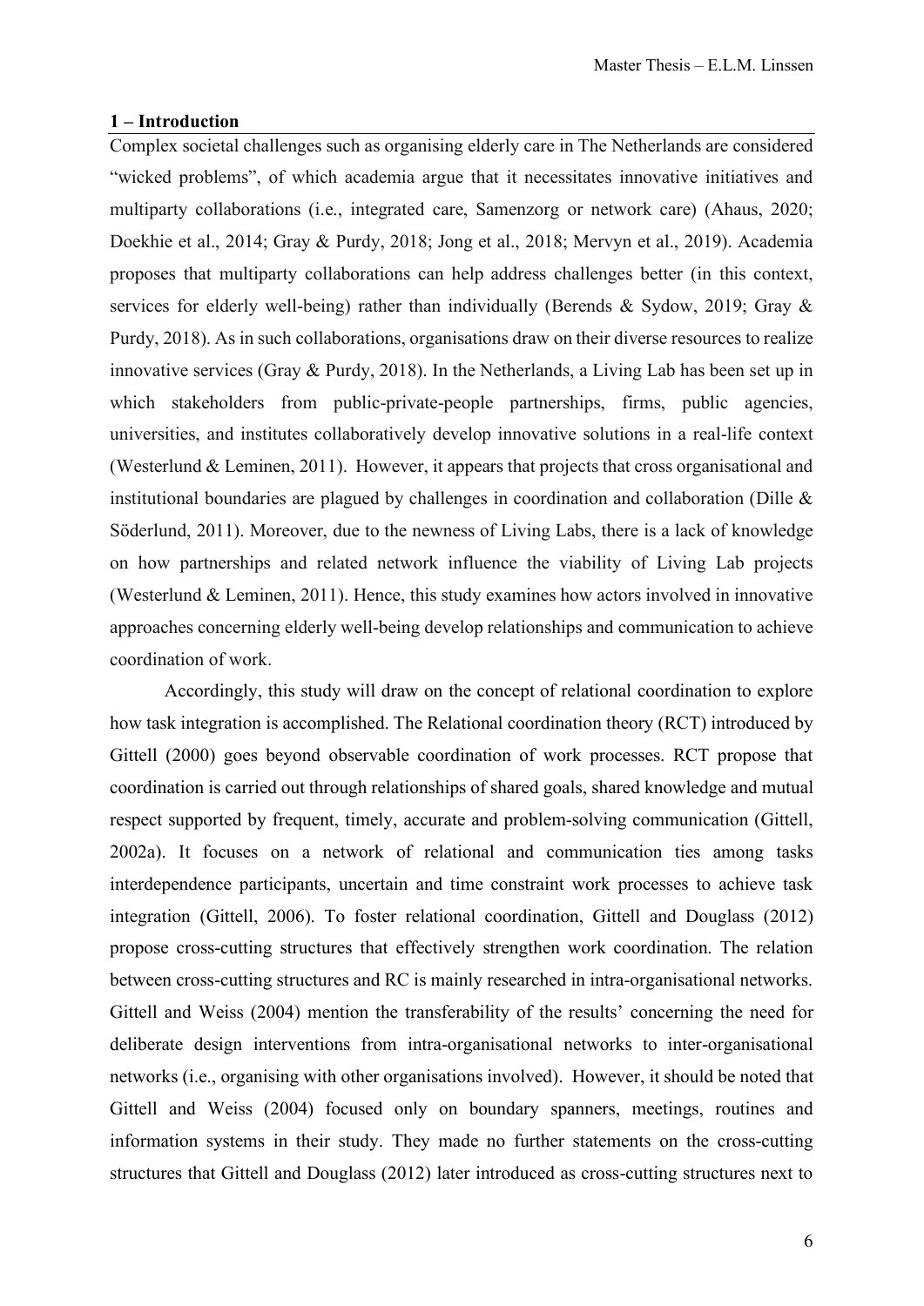## 1 – Introduction

Complex societal challenges such as organising elderly care in The Netherlands are considered "wicked problems", of which academia argue that it necessitates innovative initiatives and multiparty collaborations (i.e., integrated care, Samenzorg or network care) (Ahaus, 2020; Doekhie et al., 2014; Gray & Purdy, 2018; Jong et al., 2018; Mervyn et al., 2019). Academia proposes that multiparty collaborations can help address challenges better (in this context, services for elderly well-being) rather than individually (Berends & Sydow, 2019; Gray & Purdy, 2018). As in such collaborations, organisations draw on their diverse resources to realize innovative services (Gray & Purdy, 2018). In the Netherlands, a Living Lab has been set up in which stakeholders from public-private-people partnerships, firms, public agencies, universities, and institutes collaboratively develop innovative solutions in a real-life context (Westerlund & Leminen, 2011). However, it appears that projects that cross organisational and institutional boundaries are plagued by challenges in coordination and collaboration (Dille & Söderlund, 2011). Moreover, due to the newness of Living Labs, there is a lack of knowledge on how partnerships and related network influence the viability of Living Lab projects (Westerlund & Leminen, 2011). Hence, this study examines how actors involved in innovative approaches concerning elderly well-being develop relationships and communication to achieve coordination of work.

Accordingly, this study will draw on the concept of relational coordination to explore how task integration is accomplished. The Relational coordination theory (RCT) introduced by Gittell (2000) goes beyond observable coordination of work processes. RCT propose that coordination is carried out through relationships of shared goals, shared knowledge and mutual respect supported by frequent, timely, accurate and problem-solving communication (Gittell, 2002a). It focuses on a network of relational and communication ties among tasks interdependence participants, uncertain and time constraint work processes to achieve task integration (Gittell, 2006). To foster relational coordination, Gittell and Douglass (2012) propose cross-cutting structures that effectively strengthen work coordination. The relation between cross-cutting structures and RC is mainly researched in intra-organisational networks. Gittell and Weiss (2004) mention the transferability of the results' concerning the need for deliberate design interventions from intra-organisational networks to inter-organisational networks (i.e., organising with other organisations involved). However, it should be noted that Gittell and Weiss (2004) focused only on boundary spanners, meetings, routines and information systems in their study. They made no further statements on the cross-cutting structures that Gittell and Douglass (2012) later introduced as cross-cutting structures next to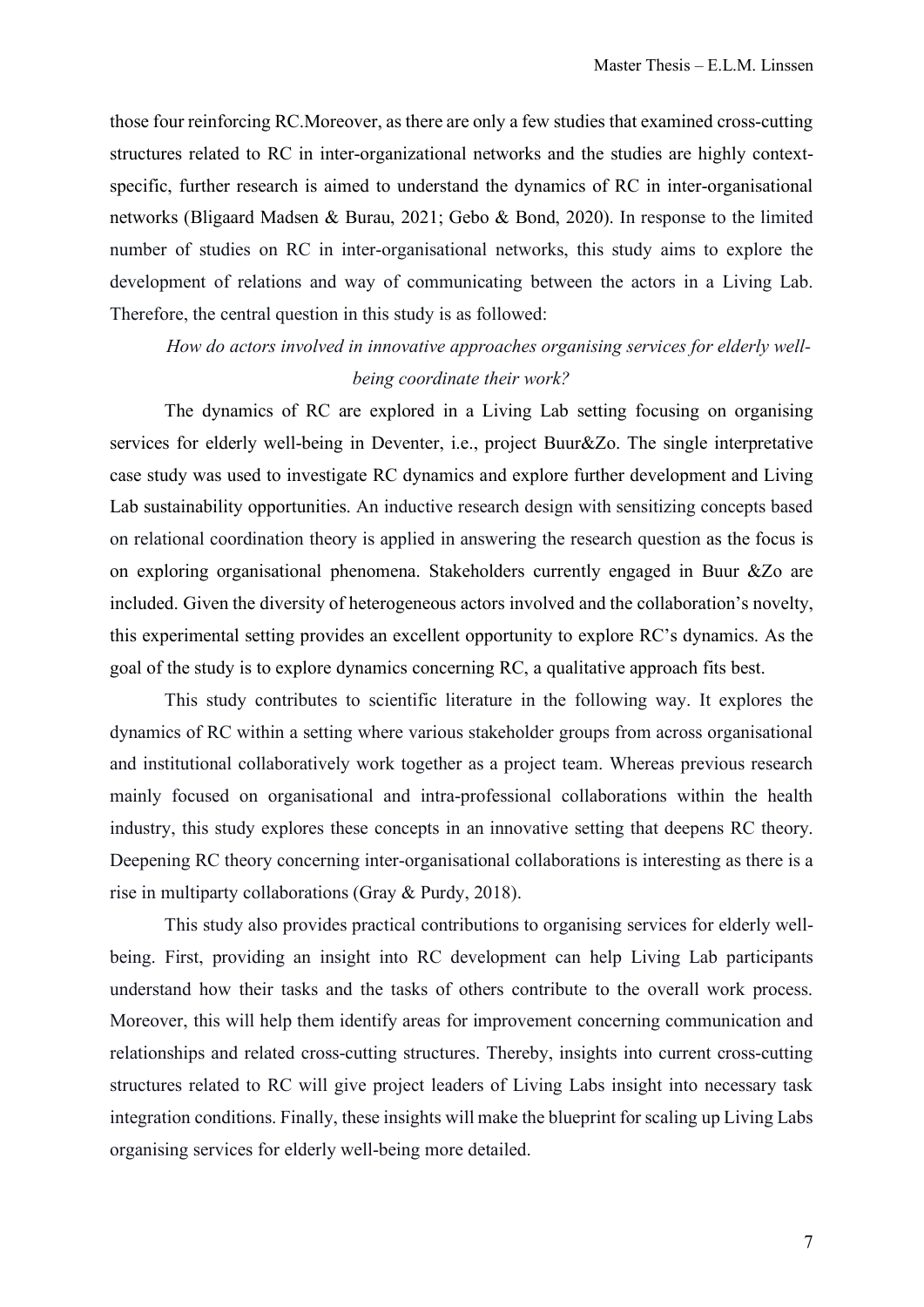those four reinforcing RC.Moreover, as there are only a few studies that examined cross-cutting structures related to RC in inter-organizational networks and the studies are highly context-specific, further research is aimed to understand the dynamics of RC in inter-organisational networks (Bligaard Madsen & Burau, 2021; Gebo & Bond, 2020). In response to the limited number of studies on RC in inter-organisational networks, this study aims to explore the development of relations and way of communicating between the actors in a Living Lab. Therefore, the central question in this study is as followed:

*How do actors involved in innovative approaches organising services for elderly well-being coordinate their work?*

The dynamics of RC are explored in a Living Lab setting focusing on organising services for elderly well-being in Deventer, i.e., project Buur&Zo. The single interpretative case study was used to investigate RC dynamics and explore further development and Living Lab sustainability opportunities. An inductive research design with sensitizing concepts based on relational coordination theory is applied in answering the research question as the focus is on exploring organisational phenomena. Stakeholders currently engaged in Buur &Zo are included. Given the diversity of heterogeneous actors involved and the collaboration's novelty, this experimental setting provides an excellent opportunity to explore RC's dynamics. As the goal of the study is to explore dynamics concerning RC, a qualitative approach fits best.

This study contributes to scientific literature in the following way. It explores the dynamics of RC within a setting where various stakeholder groups from across organisational and institutional collaboratively work together as a project team. Whereas previous research mainly focused on organisational and intra-professional collaborations within the health industry, this study explores these concepts in an innovative setting that deepens RC theory. Deepening RC theory concerning inter-organisational collaborations is interesting as there is a rise in multiparty collaborations (Gray & Purdy, 2018).

This study also provides practical contributions to organising services for elderly well-being. First, providing an insight into RC development can help Living Lab participants understand how their tasks and the tasks of others contribute to the overall work process. Moreover, this will help them identify areas for improvement concerning communication and relationships and related cross-cutting structures. Thereby, insights into current cross-cutting structures related to RC will give project leaders of Living Labs insight into necessary task integration conditions. Finally, these insights will make the blueprint for scaling up Living Labs organising services for elderly well-being more detailed.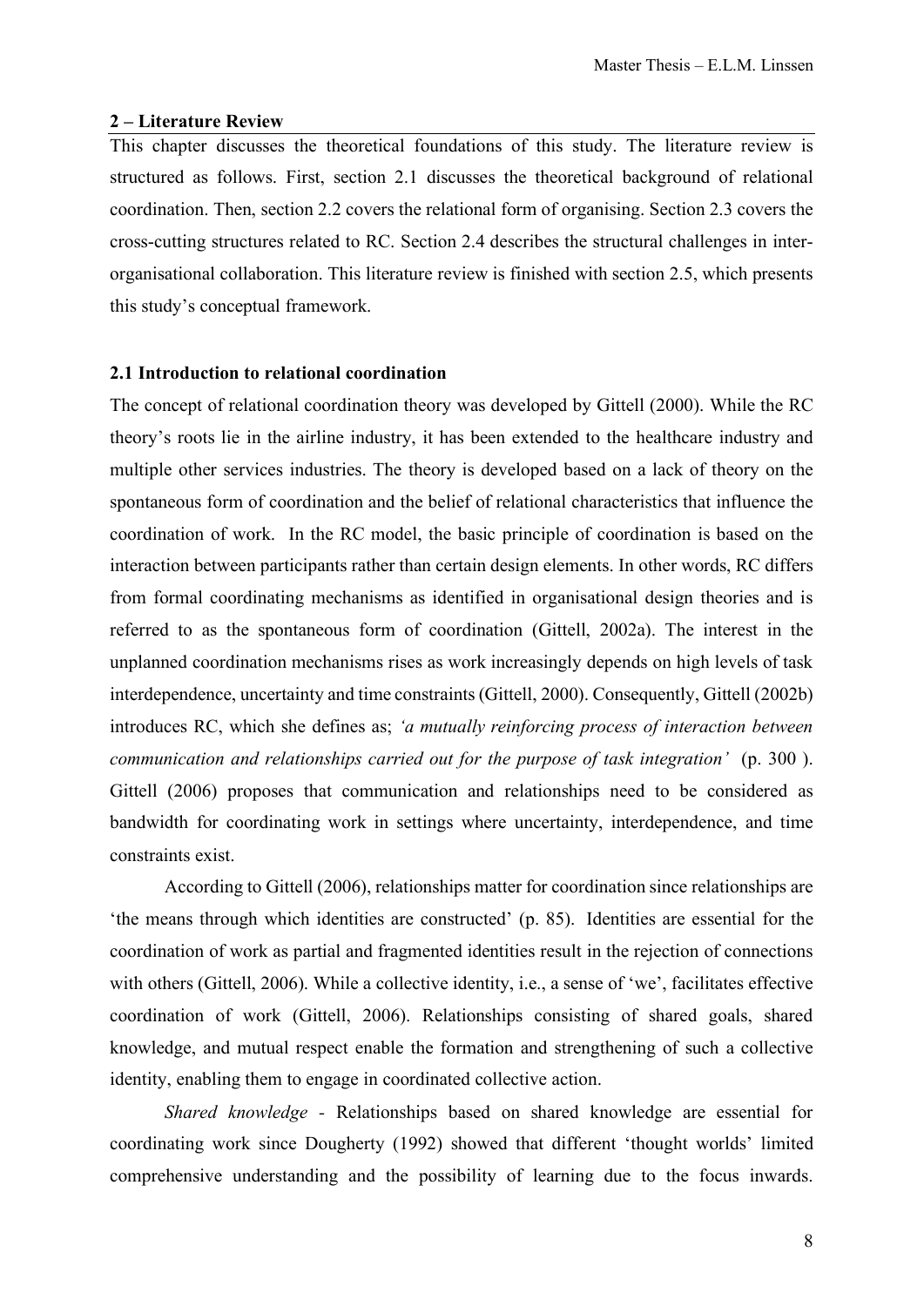## 2 – Literature Review

This chapter discusses the theoretical foundations of this study. The literature review is structured as follows. First, section 2.1 discusses the theoretical background of relational coordination. Then, section 2.2 covers the relational form of organising. Section 2.3 covers the cross-cutting structures related to RC. Section 2.4 describes the structural challenges in inter-organisational collaboration. This literature review is finished with section 2.5, which presents this study's conceptual framework.

### 2.1 Introduction to relational coordination

The concept of relational coordination theory was developed by Gittell (2000). While the RC theory's roots lie in the airline industry, it has been extended to the healthcare industry and multiple other services industries. The theory is developed based on a lack of theory on the spontaneous form of coordination and the belief of relational characteristics that influence the coordination of work. In the RC model, the basic principle of coordination is based on the interaction between participants rather than certain design elements. In other words, RC differs from formal coordinating mechanisms as identified in organisational design theories and is referred to as the spontaneous form of coordination (Gittell, 2002a). The interest in the unplanned coordination mechanisms rises as work increasingly depends on high levels of task interdependence, uncertainty and time constraints (Gittell, 2000). Consequently, Gittell (2002b) introduces RC, which she defines as; *'a mutually reinforcing process of interaction between communication and relationships carried out for the purpose of task integration'* (p. 300 ). Gittell (2006) proposes that communication and relationships need to be considered as bandwidth for coordinating work in settings where uncertainty, interdependence, and time constraints exist.

According to Gittell (2006), relationships matter for coordination since relationships are 'the means through which identities are constructed' (p. 85). Identities are essential for the coordination of work as partial and fragmented identities result in the rejection of connections with others (Gittell, 2006). While a collective identity, i.e., a sense of 'we', facilitates effective coordination of work (Gittell, 2006). Relationships consisting of shared goals, shared knowledge, and mutual respect enable the formation and strengthening of such a collective identity, enabling them to engage in coordinated collective action.

*Shared knowledge* - Relationships based on shared knowledge are essential for coordinating work since Dougherty (1992) showed that different 'thought worlds' limited comprehensive understanding and the possibility of learning due to the focus inwards.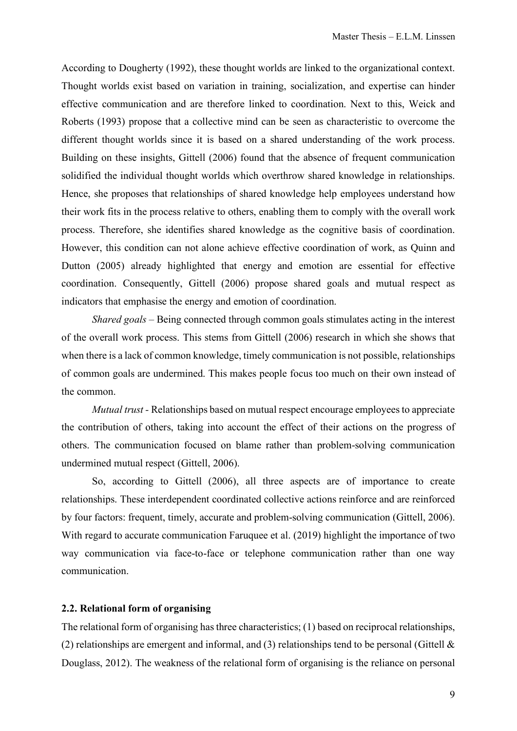According to Dougherty (1992), these thought worlds are linked to the organizational context. Thought worlds exist based on variation in training, socialization, and expertise can hinder effective communication and are therefore linked to coordination. Next to this, Weick and Roberts (1993) propose that a collective mind can be seen as characteristic to overcome the different thought worlds since it is based on a shared understanding of the work process. Building on these insights, Gittell (2006) found that the absence of frequent communication solidified the individual thought worlds which overthrow shared knowledge in relationships. Hence, she proposes that relationships of shared knowledge help employees understand how their work fits in the process relative to others, enabling them to comply with the overall work process. Therefore, she identifies shared knowledge as the cognitive basis of coordination. However, this condition can not alone achieve effective coordination of work, as Quinn and Dutton (2005) already highlighted that energy and emotion are essential for effective coordination. Consequently, Gittell (2006) propose shared goals and mutual respect as indicators that emphasise the energy and emotion of coordination.

*Shared goals* – Being connected through common goals stimulates acting in the interest of the overall work process. This stems from Gittell (2006) research in which she shows that when there is a lack of common knowledge, timely communication is not possible, relationships of common goals are undermined. This makes people focus too much on their own instead of the common.

*Mutual trust* - Relationships based on mutual respect encourage employees to appreciate the contribution of others, taking into account the effect of their actions on the progress of others. The communication focused on blame rather than problem-solving communication undermined mutual respect (Gittell, 2006).

So, according to Gittell (2006), all three aspects are of importance to create relationships. These interdependent coordinated collective actions reinforce and are reinforced by four factors: frequent, timely, accurate and problem-solving communication (Gittell, 2006). With regard to accurate communication Faruquee et al. (2019) highlight the importance of two way communication via face-to-face or telephone communication rather than one way communication.

### 2.2. Relational form of organising

The relational form of organising has three characteristics; (1) based on reciprocal relationships, (2) relationships are emergent and informal, and (3) relationships tend to be personal (Gittell & Douglass, 2012). The weakness of the relational form of organising is the reliance on personal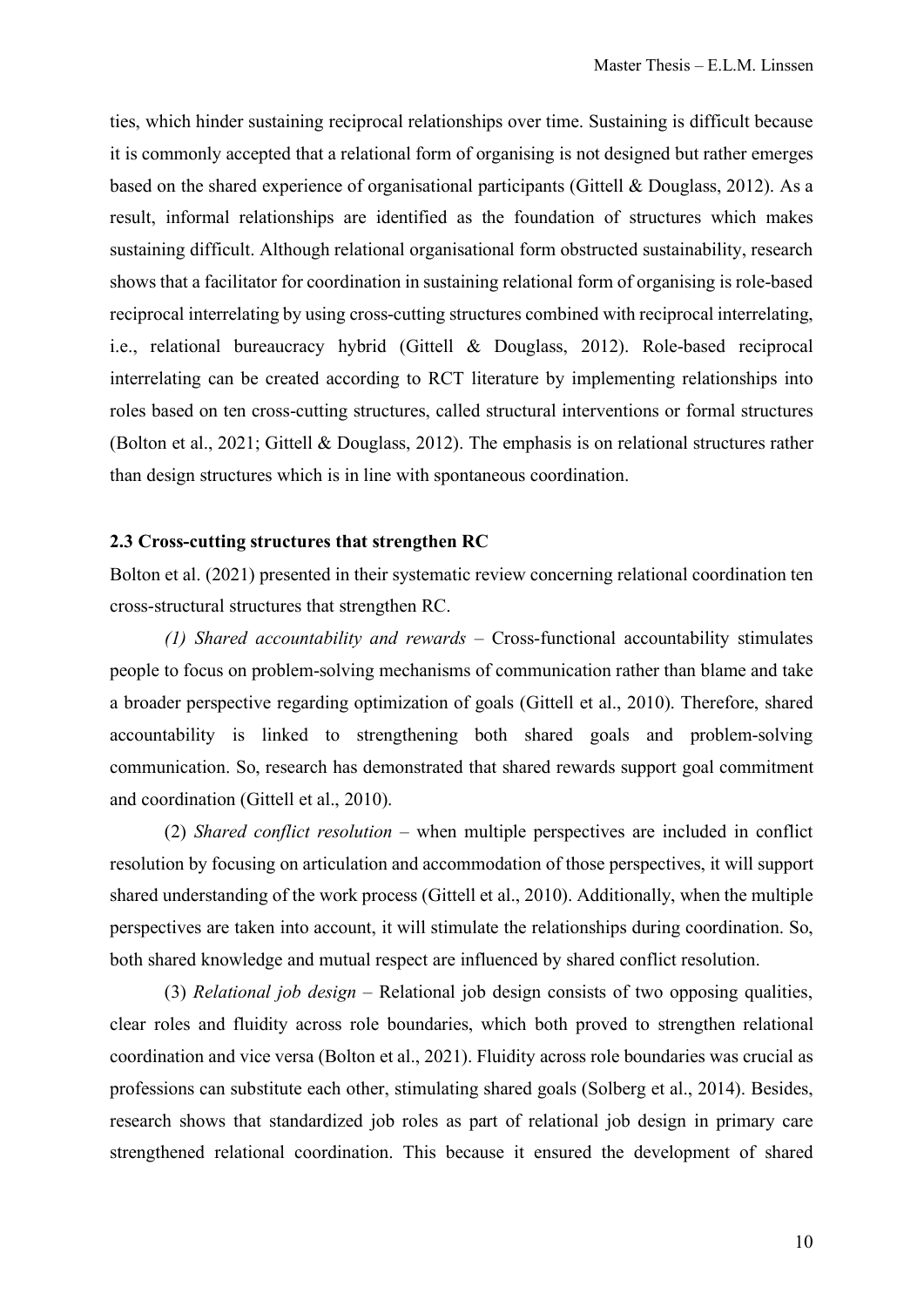ties, which hinder sustaining reciprocal relationships over time. Sustaining is difficult because it is commonly accepted that a relational form of organising is not designed but rather emerges based on the shared experience of organisational participants (Gittell & Douglass, 2012). As a result, informal relationships are identified as the foundation of structures which makes sustaining difficult. Although relational organisational form obstructed sustainability, research shows that a facilitator for coordination in sustaining relational form of organising is role-based reciprocal interrelating by using cross-cutting structures combined with reciprocal interrelating, i.e., relational bureaucracy hybrid (Gittell & Douglass, 2012). Role-based reciprocal interrelating can be created according to RCT literature by implementing relationships into roles based on ten cross-cutting structures, called structural interventions or formal structures (Bolton et al., 2021; Gittell & Douglass, 2012). The emphasis is on relational structures rather than design structures which is in line with spontaneous coordination.

### 2.3 Cross-cutting structures that strengthen RC

Bolton et al. (2021) presented in their systematic review concerning relational coordination ten cross-structural structures that strengthen RC.

*(1) Shared accountability and rewards* – Cross-functional accountability stimulates people to focus on problem-solving mechanisms of communication rather than blame and take a broader perspective regarding optimization of goals (Gittell et al., 2010). Therefore, shared accountability is linked to strengthening both shared goals and problem-solving communication. So, research has demonstrated that shared rewards support goal commitment and coordination (Gittell et al., 2010).

(2) *Shared conflict resolution* – when multiple perspectives are included in conflict resolution by focusing on articulation and accommodation of those perspectives, it will support shared understanding of the work process (Gittell et al., 2010). Additionally, when the multiple perspectives are taken into account, it will stimulate the relationships during coordination. So, both shared knowledge and mutual respect are influenced by shared conflict resolution.

(3) *Relational job design* – Relational job design consists of two opposing qualities, clear roles and fluidity across role boundaries, which both proved to strengthen relational coordination and vice versa (Bolton et al., 2021). Fluidity across role boundaries was crucial as professions can substitute each other, stimulating shared goals (Solberg et al., 2014). Besides, research shows that standardized job roles as part of relational job design in primary care strengthened relational coordination. This because it ensured the development of shared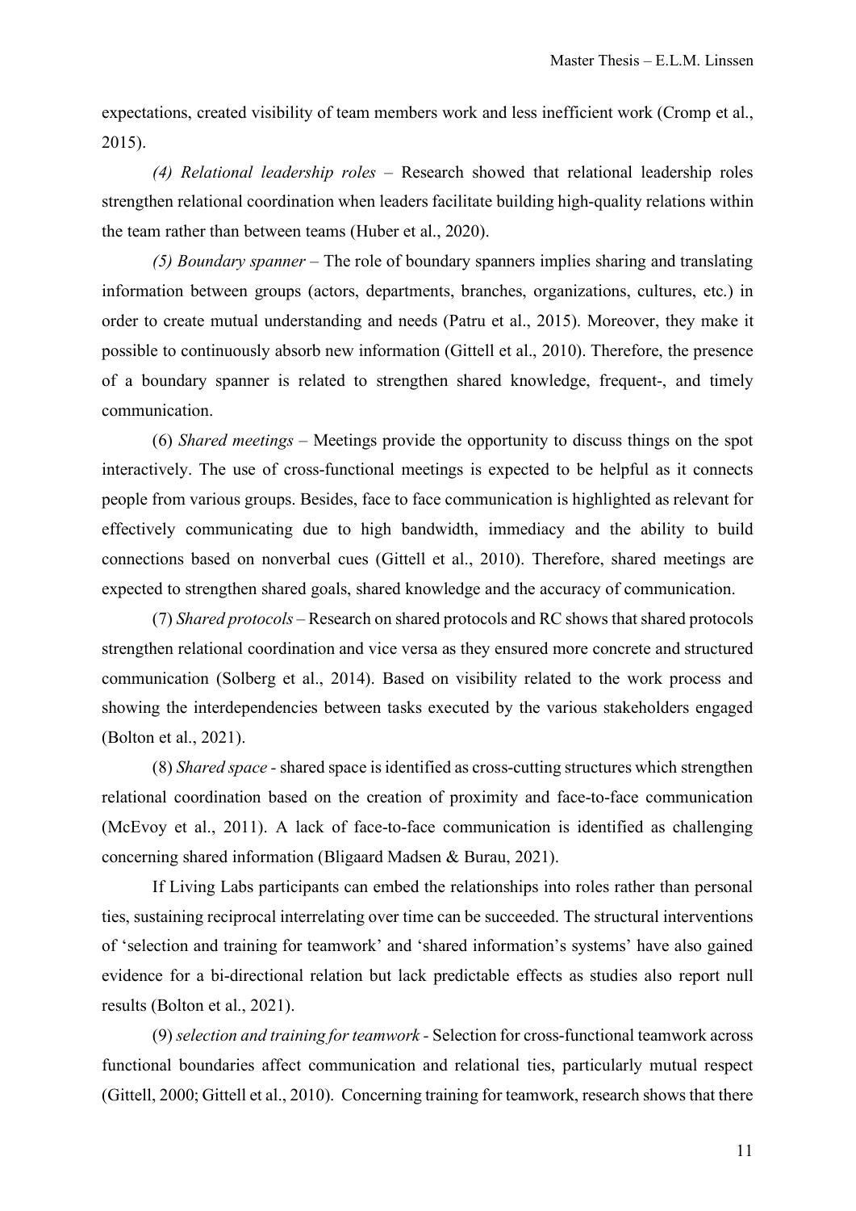expectations, created visibility of team members work and less inefficient work (Cromp et al., 2015).

*(4) Relational leadership roles* – Research showed that relational leadership roles strengthen relational coordination when leaders facilitate building high-quality relations within the team rather than between teams (Huber et al., 2020).

*(5) Boundary spanner* – The role of boundary spanners implies sharing and translating information between groups (actors, departments, branches, organizations, cultures, etc.) in order to create mutual understanding and needs (Patru et al., 2015). Moreover, they make it possible to continuously absorb new information (Gittell et al., 2010). Therefore, the presence of a boundary spanner is related to strengthen shared knowledge, frequent-, and timely communication.

(6) *Shared meetings* – Meetings provide the opportunity to discuss things on the spot interactively. The use of cross-functional meetings is expected to be helpful as it connects people from various groups. Besides, face to face communication is highlighted as relevant for effectively communicating due to high bandwidth, immediacy and the ability to build connections based on nonverbal cues (Gittell et al., 2010). Therefore, shared meetings are expected to strengthen shared goals, shared knowledge and the accuracy of communication.

(7) *Shared protocols* – Research on shared protocols and RC shows that shared protocols strengthen relational coordination and vice versa as they ensured more concrete and structured communication (Solberg et al., 2014). Based on visibility related to the work process and showing the interdependencies between tasks executed by the various stakeholders engaged (Bolton et al., 2021).

(8) *Shared space* - shared space is identified as cross-cutting structures which strengthen relational coordination based on the creation of proximity and face-to-face communication (McEvoy et al., 2011). A lack of face-to-face communication is identified as challenging concerning shared information (Bligaard Madsen & Burau, 2021).

If Living Labs participants can embed the relationships into roles rather than personal ties, sustaining reciprocal interrelating over time can be succeeded. The structural interventions of 'selection and training for teamwork' and 'shared information's systems' have also gained evidence for a bi-directional relation but lack predictable effects as studies also report null results (Bolton et al., 2021).

(9) *selection and training for teamwork* - Selection for cross-functional teamwork across functional boundaries affect communication and relational ties, particularly mutual respect (Gittell, 2000; Gittell et al., 2010). Concerning training for teamwork, research shows that there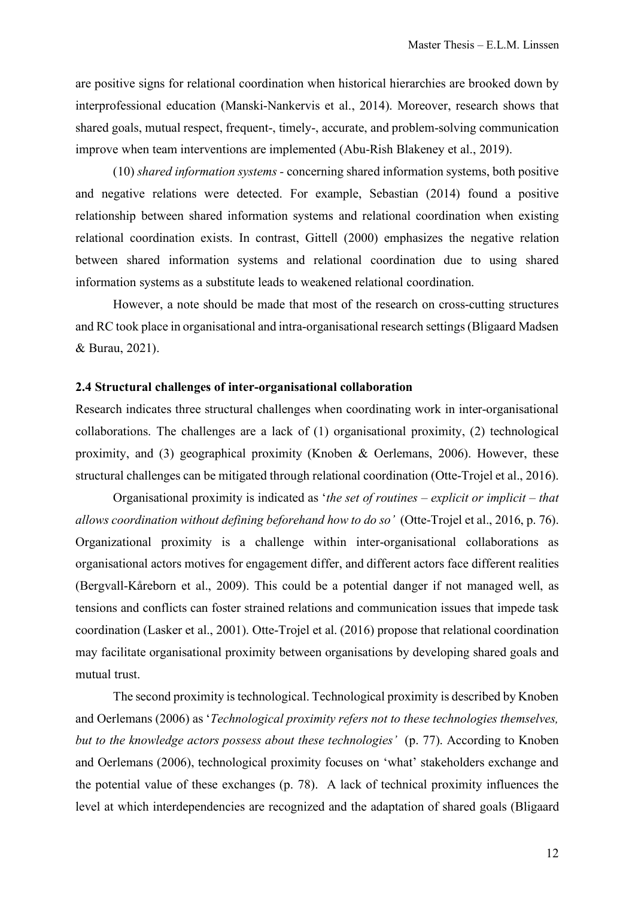are positive signs for relational coordination when historical hierarchies are brooked down by interprofessional education (Manski-Nankervis et al., 2014). Moreover, research shows that shared goals, mutual respect, frequent-, timely-, accurate, and problem-solving communication improve when team interventions are implemented (Abu-Rish Blakeney et al., 2019).

(10) *shared information systems* - concerning shared information systems, both positive and negative relations were detected. For example, Sebastian (2014) found a positive relationship between shared information systems and relational coordination when existing relational coordination exists. In contrast, Gittell (2000) emphasizes the negative relation between shared information systems and relational coordination due to using shared information systems as a substitute leads to weakened relational coordination.

However, a note should be made that most of the research on cross-cutting structures and RC took place in organisational and intra-organisational research settings (Bligaard Madsen & Burau, 2021).

### 2.4 Structural challenges of inter-organisational collaboration

Research indicates three structural challenges when coordinating work in inter-organisational collaborations. The challenges are a lack of (1) organisational proximity, (2) technological proximity, and (3) geographical proximity (Knoben & Oerlemans, 2006). However, these structural challenges can be mitigated through relational coordination (Otte-Trojel et al., 2016).

Organisational proximity is indicated as '*the set of routines – explicit or implicit – that allows coordination without defining beforehand how to do so'* (Otte-Trojel et al., 2016, p. 76). Organizational proximity is a challenge within inter-organisational collaborations as organisational actors motives for engagement differ, and different actors face different realities (Bergvall-Kåreborn et al., 2009). This could be a potential danger if not managed well, as tensions and conflicts can foster strained relations and communication issues that impede task coordination (Lasker et al., 2001). Otte-Trojel et al. (2016) propose that relational coordination may facilitate organisational proximity between organisations by developing shared goals and mutual trust.

The second proximity is technological. Technological proximity is described by Knoben and Oerlemans (2006) as '*Technological proximity refers not to these technologies themselves, but to the knowledge actors possess about these technologies'* (p. 77). According to Knoben and Oerlemans (2006), technological proximity focuses on 'what' stakeholders exchange and the potential value of these exchanges (p. 78). A lack of technical proximity influences the level at which interdependencies are recognized and the adaptation of shared goals (Bligaard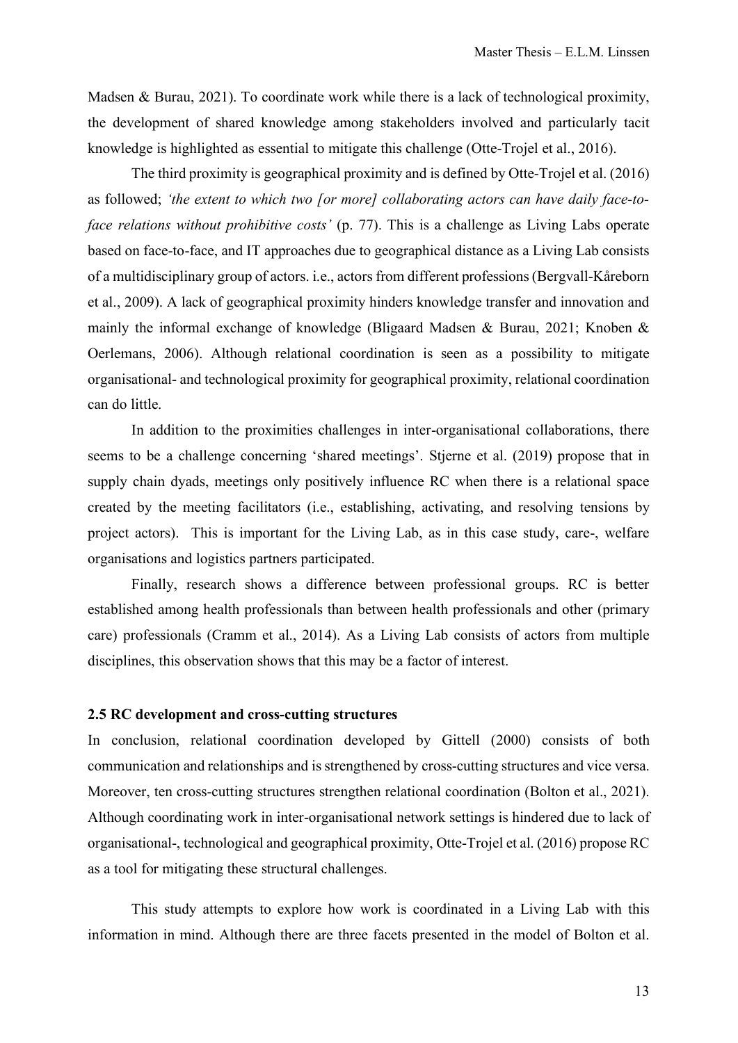Madsen & Burau, 2021). To coordinate work while there is a lack of technological proximity, the development of shared knowledge among stakeholders involved and particularly tacit knowledge is highlighted as essential to mitigate this challenge (Otte-Trojel et al., 2016).

The third proximity is geographical proximity and is defined by Otte-Trojel et al. (2016) as followed; *'the extent to which two [or more] collaborating actors can have daily face-to-face relations without prohibitive costs'* (p. 77). This is a challenge as Living Labs operate based on face-to-face, and IT approaches due to geographical distance as a Living Lab consists of a multidisciplinary group of actors. i.e., actors from different professions (Bergvall-Kåreborn et al., 2009). A lack of geographical proximity hinders knowledge transfer and innovation and mainly the informal exchange of knowledge (Bligaard Madsen & Burau, 2021; Knoben & Oerlemans, 2006). Although relational coordination is seen as a possibility to mitigate organisational- and technological proximity for geographical proximity, relational coordination can do little.

In addition to the proximities challenges in inter-organisational collaborations, there seems to be a challenge concerning 'shared meetings'. Stjerne et al. (2019) propose that in supply chain dyads, meetings only positively influence RC when there is a relational space created by the meeting facilitators (i.e., establishing, activating, and resolving tensions by project actors). This is important for the Living Lab, as in this case study, care-, welfare organisations and logistics partners participated.

Finally, research shows a difference between professional groups. RC is better established among health professionals than between health professionals and other (primary care) professionals (Cramm et al., 2014). As a Living Lab consists of actors from multiple disciplines, this observation shows that this may be a factor of interest.

### 2.5 RC development and cross-cutting structures

In conclusion, relational coordination developed by Gittell (2000) consists of both communication and relationships and is strengthened by cross-cutting structures and vice versa. Moreover, ten cross-cutting structures strengthen relational coordination (Bolton et al., 2021). Although coordinating work in inter-organisational network settings is hindered due to lack of organisational-, technological and geographical proximity, Otte-Trojel et al. (2016) propose RC as a tool for mitigating these structural challenges.

This study attempts to explore how work is coordinated in a Living Lab with this information in mind. Although there are three facets presented in the model of Bolton et al.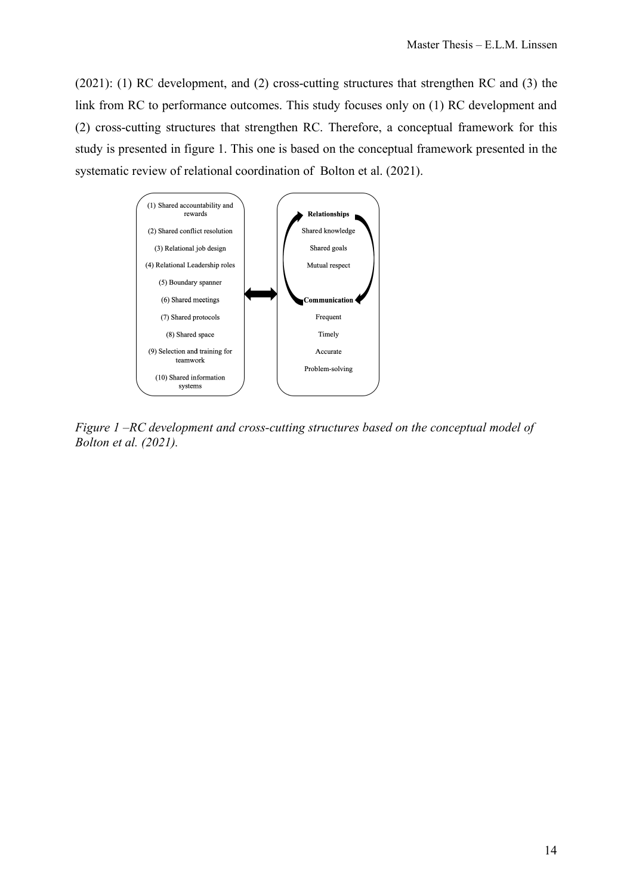(2021): (1) RC development, and (2) cross-cutting structures that strengthen RC and (3) the link from RC to performance outcomes. This study focuses only on (1) RC development and (2) cross-cutting structures that strengthen RC. Therefore, a conceptual framework for this study is presented in figure 1. This one is based on the conceptual framework presented in the systematic review of relational coordination of Bolton et al. (2021).

(1) Shared accountability and rewards
(2) Shared conflict resolution
(3) Relational job design
(4) Relational Leadership roles
(5) Boundary spanner
(6) Shared meetings
(7) Shared protocols
(8) Shared space
(9) Selection and training for teamwork
(10) Shared information systems

⟷

**Relationships**
Shared knowledge
Shared goals
Mutual respect

**Communication**
Frequent
Timely
Accurate
Problem-solving

*Figure 1 –RC development and cross-cutting structures based on the conceptual model of Bolton et al. (2021).*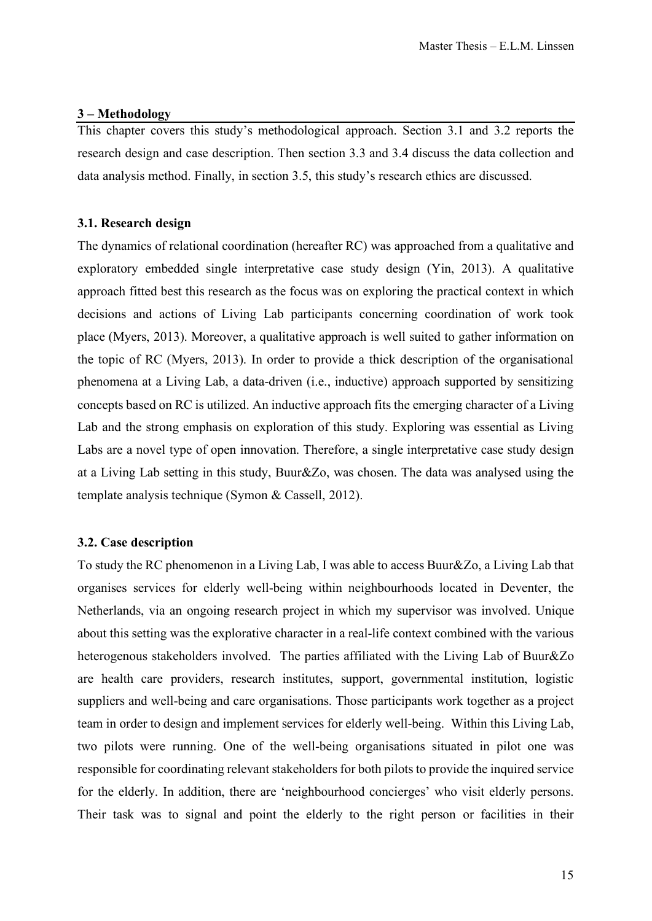## 3 – Methodology

This chapter covers this study's methodological approach. Section 3.1 and 3.2 reports the research design and case description. Then section 3.3 and 3.4 discuss the data collection and data analysis method. Finally, in section 3.5, this study's research ethics are discussed.

### 3.1. Research design

The dynamics of relational coordination (hereafter RC) was approached from a qualitative and exploratory embedded single interpretative case study design (Yin, 2013). A qualitative approach fitted best this research as the focus was on exploring the practical context in which decisions and actions of Living Lab participants concerning coordination of work took place (Myers, 2013). Moreover, a qualitative approach is well suited to gather information on the topic of RC (Myers, 2013). In order to provide a thick description of the organisational phenomena at a Living Lab, a data-driven (i.e., inductive) approach supported by sensitizing concepts based on RC is utilized. An inductive approach fits the emerging character of a Living Lab and the strong emphasis on exploration of this study. Exploring was essential as Living Labs are a novel type of open innovation. Therefore, a single interpretative case study design at a Living Lab setting in this study, Buur&Zo, was chosen. The data was analysed using the template analysis technique (Symon & Cassell, 2012).

### 3.2. Case description

To study the RC phenomenon in a Living Lab, I was able to access Buur&Zo, a Living Lab that organises services for elderly well-being within neighbourhoods located in Deventer, the Netherlands, via an ongoing research project in which my supervisor was involved. Unique about this setting was the explorative character in a real-life context combined with the various heterogenous stakeholders involved. The parties affiliated with the Living Lab of Buur&Zo are health care providers, research institutes, support, governmental institution, logistic suppliers and well-being and care organisations. Those participants work together as a project team in order to design and implement services for elderly well-being. Within this Living Lab, two pilots were running. One of the well-being organisations situated in pilot one was responsible for coordinating relevant stakeholders for both pilots to provide the inquired service for the elderly. In addition, there are 'neighbourhood concierges' who visit elderly persons. Their task was to signal and point the elderly to the right person or facilities in their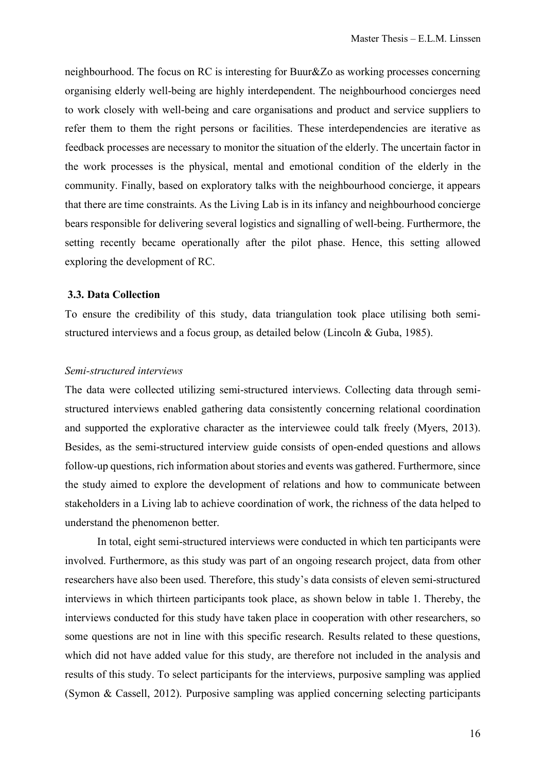neighbourhood. The focus on RC is interesting for Buur&Zo as working processes concerning organising elderly well-being are highly interdependent. The neighbourhood concierges need to work closely with well-being and care organisations and product and service suppliers to refer them to them the right persons or facilities. These interdependencies are iterative as feedback processes are necessary to monitor the situation of the elderly. The uncertain factor in the work processes is the physical, mental and emotional condition of the elderly in the community. Finally, based on exploratory talks with the neighbourhood concierge, it appears that there are time constraints. As the Living Lab is in its infancy and neighbourhood concierge bears responsible for delivering several logistics and signalling of well-being. Furthermore, the setting recently became operationally after the pilot phase. Hence, this setting allowed exploring the development of RC.

### 3.3. Data Collection

To ensure the credibility of this study, data triangulation took place utilising both semi-structured interviews and a focus group, as detailed below (Lincoln & Guba, 1985).

*Semi-structured interviews*

The data were collected utilizing semi-structured interviews. Collecting data through semi-structured interviews enabled gathering data consistently concerning relational coordination and supported the explorative character as the interviewee could talk freely (Myers, 2013). Besides, as the semi-structured interview guide consists of open-ended questions and allows follow-up questions, rich information about stories and events was gathered. Furthermore, since the study aimed to explore the development of relations and how to communicate between stakeholders in a Living lab to achieve coordination of work, the richness of the data helped to understand the phenomenon better.

In total, eight semi-structured interviews were conducted in which ten participants were involved. Furthermore, as this study was part of an ongoing research project, data from other researchers have also been used. Therefore, this study's data consists of eleven semi-structured interviews in which thirteen participants took place, as shown below in table 1. Thereby, the interviews conducted for this study have taken place in cooperation with other researchers, so some questions are not in line with this specific research. Results related to these questions, which did not have added value for this study, are therefore not included in the analysis and results of this study. To select participants for the interviews, purposive sampling was applied (Symon & Cassell, 2012). Purposive sampling was applied concerning selecting participants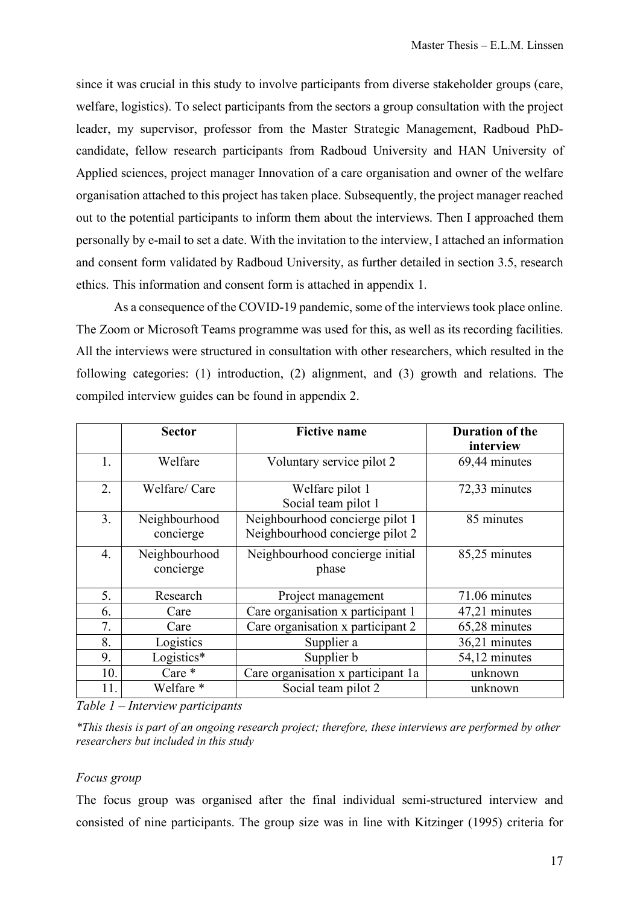since it was crucial in this study to involve participants from diverse stakeholder groups (care, welfare, logistics). To select participants from the sectors a group consultation with the project leader, my supervisor, professor from the Master Strategic Management, Radboud PhD-candidate, fellow research participants from Radboud University and HAN University of Applied sciences, project manager Innovation of a care organisation and owner of the welfare organisation attached to this project has taken place. Subsequently, the project manager reached out to the potential participants to inform them about the interviews. Then I approached them personally by e-mail to set a date. With the invitation to the interview, I attached an information and consent form validated by Radboud University, as further detailed in section 3.5, research ethics. This information and consent form is attached in appendix 1.

As a consequence of the COVID-19 pandemic, some of the interviews took place online. The Zoom or Microsoft Teams programme was used for this, as well as its recording facilities. All the interviews were structured in consultation with other researchers, which resulted in the following categories: (1) introduction, (2) alignment, and (3) growth and relations. The compiled interview guides can be found in appendix 2.

| | Sector | Fictive name | Duration of the interview |
|---|---|---|---|
| 1. | Welfare | Voluntary service pilot 2 | 69,44 minutes |
| 2. | Welfare/ Care | Welfare pilot 1<br>Social team pilot 1 | 72,33 minutes |
| 3. | Neighbourhood concierge | Neighbourhood concierge pilot 1<br>Neighbourhood concierge pilot 2 | 85 minutes |
| 4. | Neighbourhood concierge | Neighbourhood concierge initial phase | 85,25 minutes |
| 5. | Research | Project management | 71.06 minutes |
| 6. | Care | Care organisation x participant 1 | 47,21 minutes |
| 7. | Care | Care organisation x participant 2 | 65,28 minutes |
| 8. | Logistics | Supplier a | 36,21 minutes |
| 9. | Logistics* | Supplier b | 54,12 minutes |
| 10. | Care * | Care organisation x participant 1a | unknown |
| 11. | Welfare * | Social team pilot 2 | unknown |

*Table 1 – Interview participants*

*\*This thesis is part of an ongoing research project; therefore, these interviews are performed by other researchers but included in this study*

*Focus group*

The focus group was organised after the final individual semi-structured interview and consisted of nine participants. The group size was in line with Kitzinger (1995) criteria for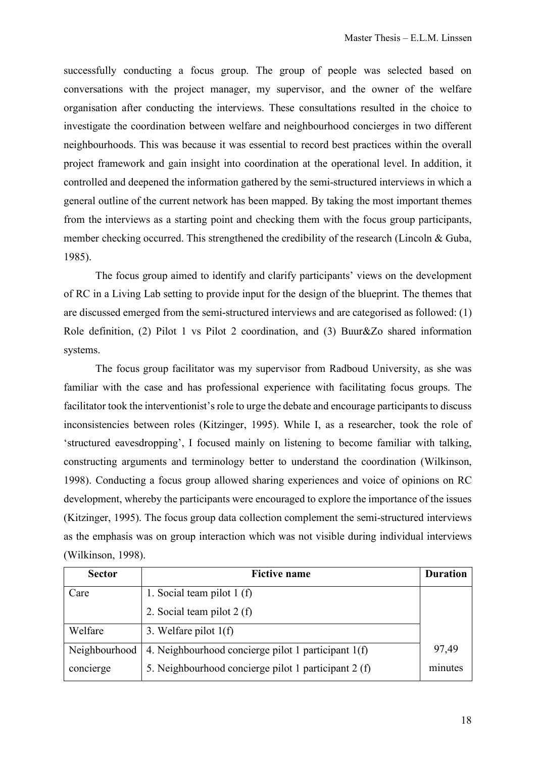successfully conducting a focus group. The group of people was selected based on conversations with the project manager, my supervisor, and the owner of the welfare organisation after conducting the interviews. These consultations resulted in the choice to investigate the coordination between welfare and neighbourhood concierges in two different neighbourhoods. This was because it was essential to record best practices within the overall project framework and gain insight into coordination at the operational level. In addition, it controlled and deepened the information gathered by the semi-structured interviews in which a general outline of the current network has been mapped. By taking the most important themes from the interviews as a starting point and checking them with the focus group participants, member checking occurred. This strengthened the credibility of the research (Lincoln & Guba, 1985).

The focus group aimed to identify and clarify participants' views on the development of RC in a Living Lab setting to provide input for the design of the blueprint. The themes that are discussed emerged from the semi-structured interviews and are categorised as followed: (1) Role definition, (2) Pilot 1 vs Pilot 2 coordination, and (3) Buur&Zo shared information systems.

The focus group facilitator was my supervisor from Radboud University, as she was familiar with the case and has professional experience with facilitating focus groups. The facilitator took the interventionist's role to urge the debate and encourage participants to discuss inconsistencies between roles (Kitzinger, 1995). While I, as a researcher, took the role of 'structured eavesdropping', I focused mainly on listening to become familiar with talking, constructing arguments and terminology better to understand the coordination (Wilkinson, 1998). Conducting a focus group allowed sharing experiences and voice of opinions on RC development, whereby the participants were encouraged to explore the importance of the issues (Kitzinger, 1995). The focus group data collection complement the semi-structured interviews as the emphasis was on group interaction which was not visible during individual interviews (Wilkinson, 1998).

| Sector | Fictive name | Duration |
|---|---|---|
| Care | 1. Social team pilot 1 (f)<br>2. Social team pilot 2 (f) | 97,49 minutes |
| Welfare | 3. Welfare pilot 1(f) | |
| Neighbourhood concierge | 4. Neighbourhood concierge pilot 1 participant 1(f)<br>5. Neighbourhood concierge pilot 1 participant 2 (f) | |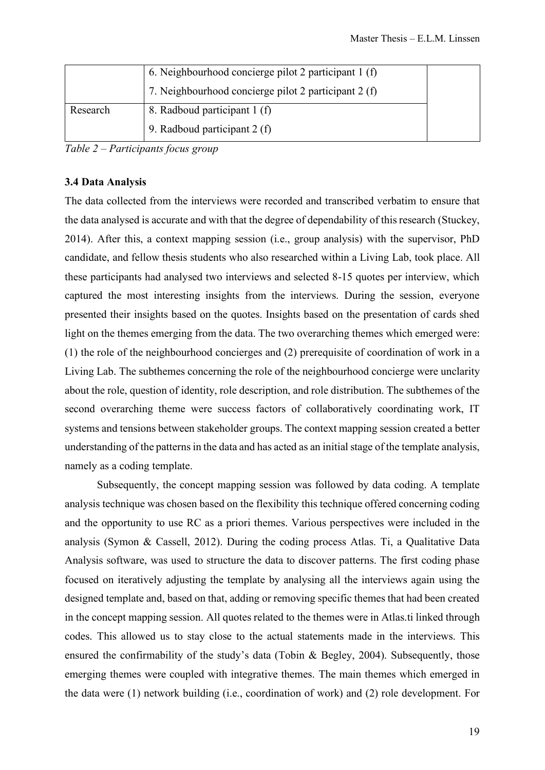| | | |
|---|---|---|
| | 6. Neighbourhood concierge pilot 2 participant 1 (f)<br>7. Neighbourhood concierge pilot 2 participant 2 (f) | |
| Research | 8. Radboud participant 1 (f)<br>9. Radboud participant 2 (f) | |

*Table 2 – Participants focus group*

### 3.4 Data Analysis

The data collected from the interviews were recorded and transcribed verbatim to ensure that the data analysed is accurate and with that the degree of dependability of this research (Stuckey, 2014). After this, a context mapping session (i.e., group analysis) with the supervisor, PhD candidate, and fellow thesis students who also researched within a Living Lab, took place. All these participants had analysed two interviews and selected 8-15 quotes per interview, which captured the most interesting insights from the interviews. During the session, everyone presented their insights based on the quotes. Insights based on the presentation of cards shed light on the themes emerging from the data. The two overarching themes which emerged were: (1) the role of the neighbourhood concierges and (2) prerequisite of coordination of work in a Living Lab. The subthemes concerning the role of the neighbourhood concierge were unclarity about the role, question of identity, role description, and role distribution. The subthemes of the second overarching theme were success factors of collaboratively coordinating work, IT systems and tensions between stakeholder groups. The context mapping session created a better understanding of the patterns in the data and has acted as an initial stage of the template analysis, namely as a coding template.

Subsequently, the concept mapping session was followed by data coding. A template analysis technique was chosen based on the flexibility this technique offered concerning coding and the opportunity to use RC as a priori themes. Various perspectives were included in the analysis (Symon & Cassell, 2012). During the coding process Atlas. Ti, a Qualitative Data Analysis software, was used to structure the data to discover patterns. The first coding phase focused on iteratively adjusting the template by analysing all the interviews again using the designed template and, based on that, adding or removing specific themes that had been created in the concept mapping session. All quotes related to the themes were in Atlas.ti linked through codes. This allowed us to stay close to the actual statements made in the interviews. This ensured the confirmability of the study's data (Tobin & Begley, 2004). Subsequently, those emerging themes were coupled with integrative themes. The main themes which emerged in the data were (1) network building (i.e., coordination of work) and (2) role development. For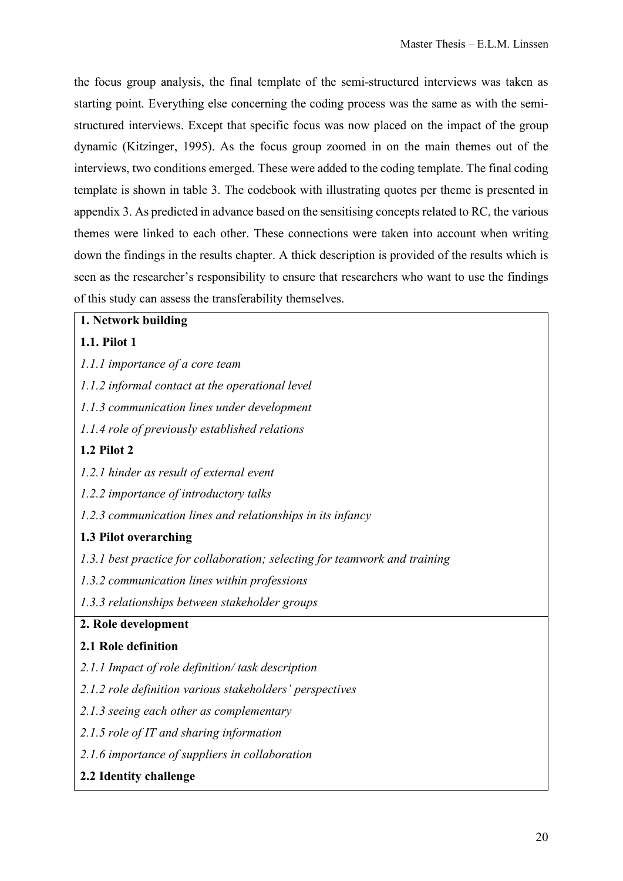the focus group analysis, the final template of the semi-structured interviews was taken as starting point. Everything else concerning the coding process was the same as with the semi-structured interviews. Except that specific focus was now placed on the impact of the group dynamic (Kitzinger, 1995). As the focus group zoomed in on the main themes out of the interviews, two conditions emerged. These were added to the coding template. The final coding template is shown in table 3. The codebook with illustrating quotes per theme is presented in appendix 3. As predicted in advance based on the sensitising concepts related to RC, the various themes were linked to each other. These connections were taken into account when writing down the findings in the results chapter. A thick description is provided of the results which is seen as the researcher's responsibility to ensure that researchers who want to use the findings of this study can assess the transferability themselves.

| **1. Network building** |
|---|
| **1.1. Pilot 1** |
| *1.1.1 importance of a core team* |
| *1.1.2 informal contact at the operational level* |
| *1.1.3 communication lines under development* |
| *1.1.4 role of previously established relations* |
| **1.2 Pilot 2** |
| *1.2.1 hinder as result of external event* |
| *1.2.2 importance of introductory talks* |
| *1.2.3 communication lines and relationships in its infancy* |
| **1.3 Pilot overarching** |
| *1.3.1 best practice for collaboration; selecting for teamwork and training* |
| *1.3.2 communication lines within professions* |
| *1.3.3 relationships between stakeholder groups* |
| **2. Role development** |
| **2.1 Role definition** |
| *2.1.1 Impact of role definition/ task description* |
| *2.1.2 role definition various stakeholders' perspectives* |
| *2.1.3 seeing each other as complementary* |
| *2.1.5 role of IT and sharing information* |
| *2.1.6 importance of suppliers in collaboration* |
| **2.2 Identity challenge** |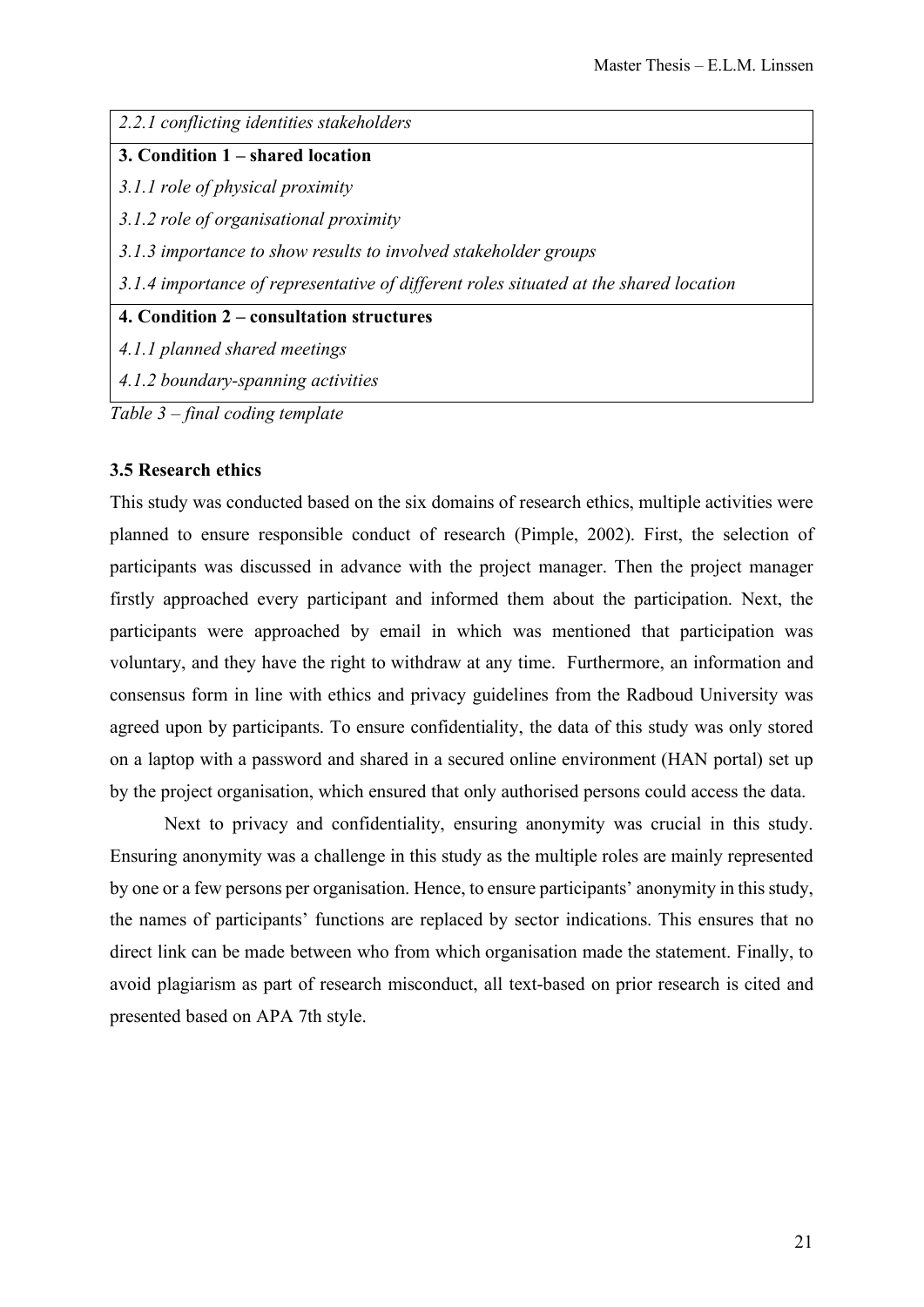| *2.2.1 conflicting identities stakeholders* |
|---|
| **3. Condition 1 – shared location** |
| *3.1.1 role of physical proximity* |
| *3.1.2 role of organisational proximity* |
| *3.1.3 importance to show results to involved stakeholder groups* |
| *3.1.4 importance of representative of different roles situated at the shared location* |
| **4. Condition 2 – consultation structures** |
| *4.1.1 planned shared meetings* |
| *4.1.2 boundary-spanning activities* |

*Table 3 – final coding template*

### 3.5 Research ethics

This study was conducted based on the six domains of research ethics, multiple activities were planned to ensure responsible conduct of research (Pimple, 2002). First, the selection of participants was discussed in advance with the project manager. Then the project manager firstly approached every participant and informed them about the participation. Next, the participants were approached by email in which was mentioned that participation was voluntary, and they have the right to withdraw at any time. Furthermore, an information and consensus form in line with ethics and privacy guidelines from the Radboud University was agreed upon by participants. To ensure confidentiality, the data of this study was only stored on a laptop with a password and shared in a secured online environment (HAN portal) set up by the project organisation, which ensured that only authorised persons could access the data.

Next to privacy and confidentiality, ensuring anonymity was crucial in this study. Ensuring anonymity was a challenge in this study as the multiple roles are mainly represented by one or a few persons per organisation. Hence, to ensure participants' anonymity in this study, the names of participants' functions are replaced by sector indications. This ensures that no direct link can be made between who from which organisation made the statement. Finally, to avoid plagiarism as part of research misconduct, all text-based on prior research is cited and presented based on APA 7th style.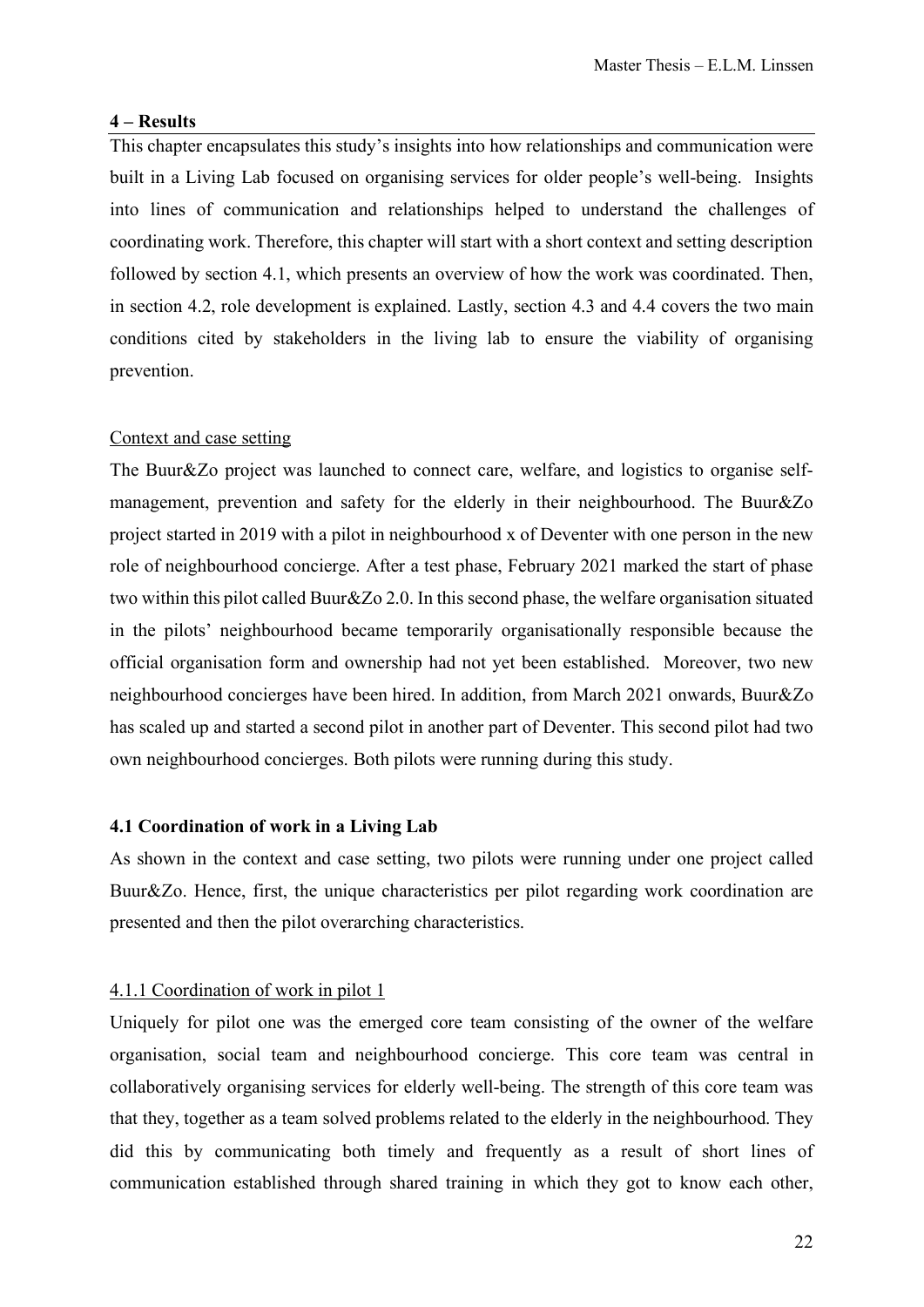## 4 – Results

This chapter encapsulates this study's insights into how relationships and communication were built in a Living Lab focused on organising services for older people's well-being. Insights into lines of communication and relationships helped to understand the challenges of coordinating work. Therefore, this chapter will start with a short context and setting description followed by section 4.1, which presents an overview of how the work was coordinated. Then, in section 4.2, role development is explained. Lastly, section 4.3 and 4.4 covers the two main conditions cited by stakeholders in the living lab to ensure the viability of organising prevention.

### Context and case setting

The Buur&Zo project was launched to connect care, welfare, and logistics to organise self-management, prevention and safety for the elderly in their neighbourhood. The Buur&Zo project started in 2019 with a pilot in neighbourhood x of Deventer with one person in the new role of neighbourhood concierge. After a test phase, February 2021 marked the start of phase two within this pilot called Buur&Zo 2.0. In this second phase, the welfare organisation situated in the pilots' neighbourhood became temporarily organisationally responsible because the official organisation form and ownership had not yet been established. Moreover, two new neighbourhood concierges have been hired. In addition, from March 2021 onwards, Buur&Zo has scaled up and started a second pilot in another part of Deventer. This second pilot had two own neighbourhood concierges. Both pilots were running during this study.

### 4.1 Coordination of work in a Living Lab

As shown in the context and case setting, two pilots were running under one project called Buur&Zo. Hence, first, the unique characteristics per pilot regarding work coordination are presented and then the pilot overarching characteristics.

#### 4.1.1 Coordination of work in pilot 1

Uniquely for pilot one was the emerged core team consisting of the owner of the welfare organisation, social team and neighbourhood concierge. This core team was central in collaboratively organising services for elderly well-being. The strength of this core team was that they, together as a team solved problems related to the elderly in the neighbourhood. They did this by communicating both timely and frequently as a result of short lines of communication established through shared training in which they got to know each other,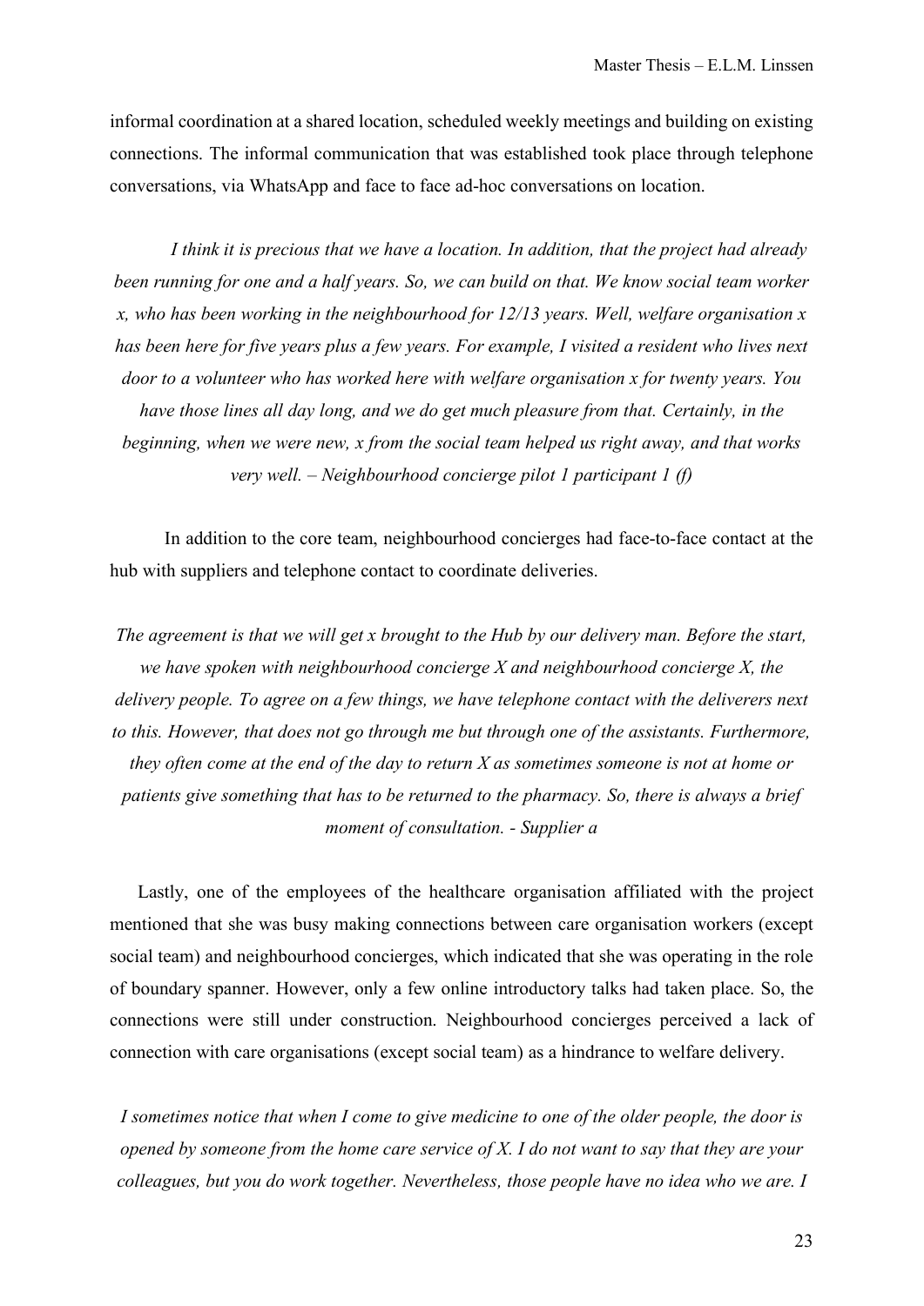informal coordination at a shared location, scheduled weekly meetings and building on existing connections. The informal communication that was established took place through telephone conversations, via WhatsApp and face to face ad-hoc conversations on location.

*I think it is precious that we have a location. In addition, that the project had already been running for one and a half years. So, we can build on that. We know social team worker x, who has been working in the neighbourhood for 12/13 years. Well, welfare organisation x has been here for five years plus a few years. For example, I visited a resident who lives next door to a volunteer who has worked here with welfare organisation x for twenty years. You have those lines all day long, and we do get much pleasure from that. Certainly, in the beginning, when we were new, x from the social team helped us right away, and that works very well. – Neighbourhood concierge pilot 1 participant 1 (f)*

In addition to the core team, neighbourhood concierges had face-to-face contact at the hub with suppliers and telephone contact to coordinate deliveries.

*The agreement is that we will get x brought to the Hub by our delivery man. Before the start, we have spoken with neighbourhood concierge X and neighbourhood concierge X, the delivery people. To agree on a few things, we have telephone contact with the deliverers next to this. However, that does not go through me but through one of the assistants. Furthermore, they often come at the end of the day to return X as sometimes someone is not at home or patients give something that has to be returned to the pharmacy. So, there is always a brief moment of consultation. - Supplier a*

Lastly, one of the employees of the healthcare organisation affiliated with the project mentioned that she was busy making connections between care organisation workers (except social team) and neighbourhood concierges, which indicated that she was operating in the role of boundary spanner. However, only a few online introductory talks had taken place. So, the connections were still under construction. Neighbourhood concierges perceived a lack of connection with care organisations (except social team) as a hindrance to welfare delivery.

*I sometimes notice that when I come to give medicine to one of the older people, the door is opened by someone from the home care service of X. I do not want to say that they are your colleagues, but you do work together. Nevertheless, those people have no idea who we are. I*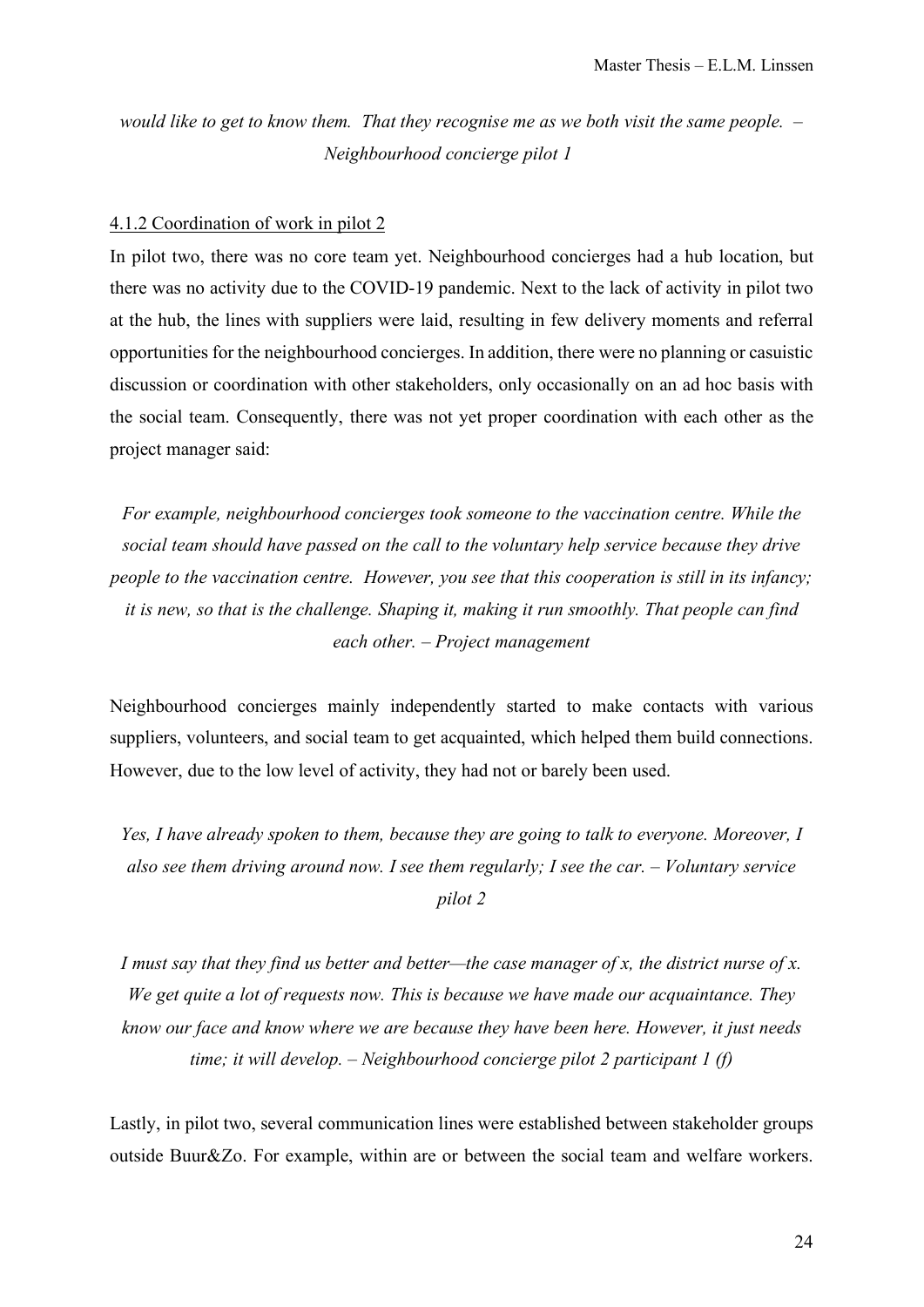*would like to get to know them. That they recognise me as we both visit the same people. – Neighbourhood concierge pilot 1*

### 4.1.2 Coordination of work in pilot 2

In pilot two, there was no core team yet. Neighbourhood concierges had a hub location, but there was no activity due to the COVID-19 pandemic. Next to the lack of activity in pilot two at the hub, the lines with suppliers were laid, resulting in few delivery moments and referral opportunities for the neighbourhood concierges. In addition, there were no planning or casuistic discussion or coordination with other stakeholders, only occasionally on an ad hoc basis with the social team. Consequently, there was not yet proper coordination with each other as the project manager said:

*For example, neighbourhood concierges took someone to the vaccination centre. While the social team should have passed on the call to the voluntary help service because they drive people to the vaccination centre. However, you see that this cooperation is still in its infancy; it is new, so that is the challenge. Shaping it, making it run smoothly. That people can find each other. – Project management*

Neighbourhood concierges mainly independently started to make contacts with various suppliers, volunteers, and social team to get acquainted, which helped them build connections. However, due to the low level of activity, they had not or barely been used.

*Yes, I have already spoken to them, because they are going to talk to everyone. Moreover, I also see them driving around now. I see them regularly; I see the car. – Voluntary service pilot 2*

*I must say that they find us better and better—the case manager of x, the district nurse of x. We get quite a lot of requests now. This is because we have made our acquaintance. They know our face and know where we are because they have been here. However, it just needs time; it will develop. – Neighbourhood concierge pilot 2 participant 1 (f)*

Lastly, in pilot two, several communication lines were established between stakeholder groups outside Buur&Zo. For example, within are or between the social team and welfare workers.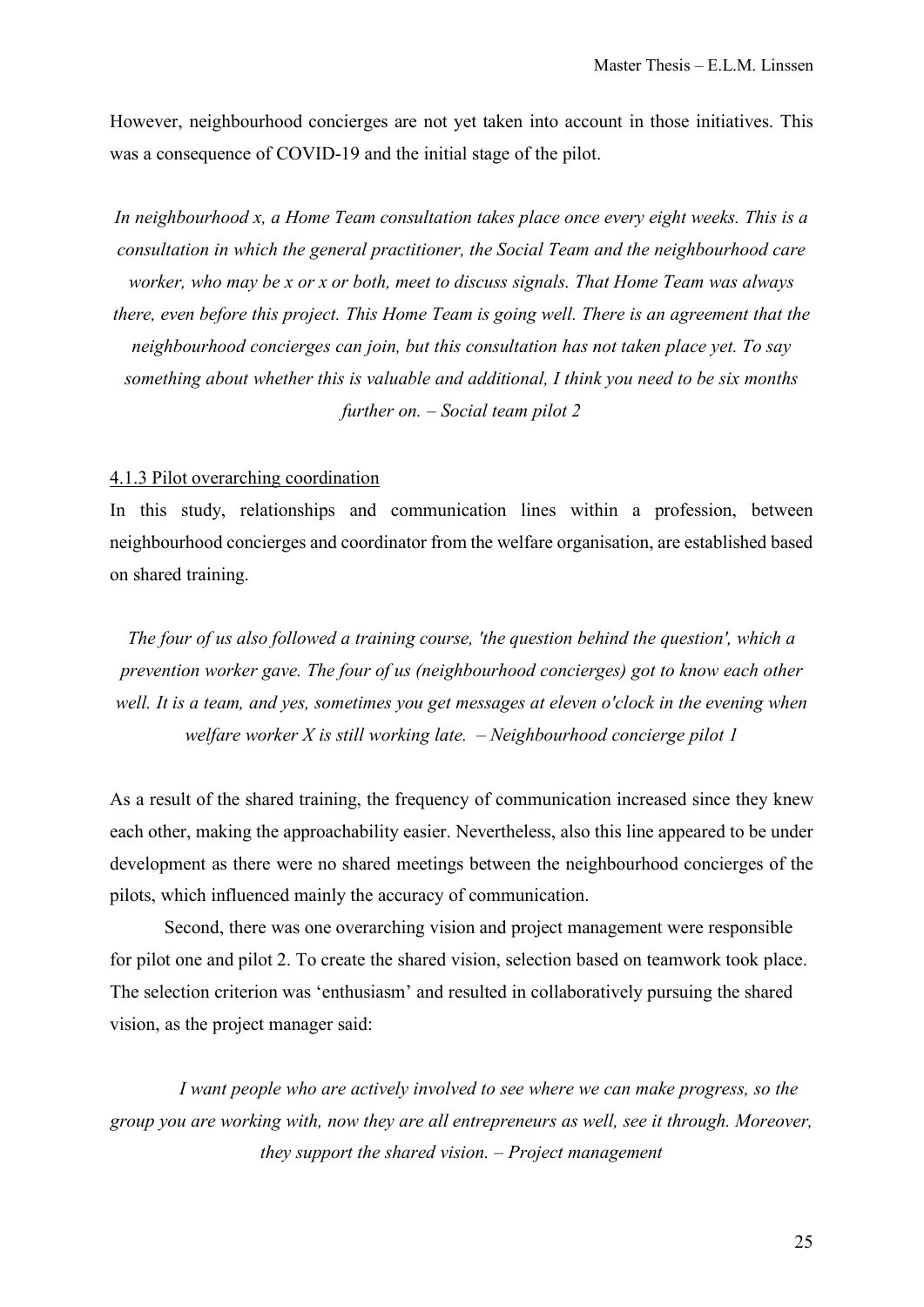However, neighbourhood concierges are not yet taken into account in those initiatives. This was a consequence of COVID-19 and the initial stage of the pilot.

*In neighbourhood x, a Home Team consultation takes place once every eight weeks. This is a consultation in which the general practitioner, the Social Team and the neighbourhood care worker, who may be x or x or both, meet to discuss signals. That Home Team was always there, even before this project. This Home Team is going well. There is an agreement that the neighbourhood concierges can join, but this consultation has not taken place yet. To say something about whether this is valuable and additional, I think you need to be six months further on. – Social team pilot 2*

#### 4.1.3 Pilot overarching coordination

In this study, relationships and communication lines within a profession, between neighbourhood concierges and coordinator from the welfare organisation, are established based on shared training.

*The four of us also followed a training course, 'the question behind the question', which a prevention worker gave. The four of us (neighbourhood concierges) got to know each other well. It is a team, and yes, sometimes you get messages at eleven o'clock in the evening when welfare worker X is still working late. – Neighbourhood concierge pilot 1*

As a result of the shared training, the frequency of communication increased since they knew each other, making the approachability easier. Nevertheless, also this line appeared to be under development as there were no shared meetings between the neighbourhood concierges of the pilots, which influenced mainly the accuracy of communication.

Second, there was one overarching vision and project management were responsible for pilot one and pilot 2. To create the shared vision, selection based on teamwork took place. The selection criterion was 'enthusiasm' and resulted in collaboratively pursuing the shared vision, as the project manager said:

*I want people who are actively involved to see where we can make progress, so the group you are working with, now they are all entrepreneurs as well, see it through. Moreover, they support the shared vision. – Project management*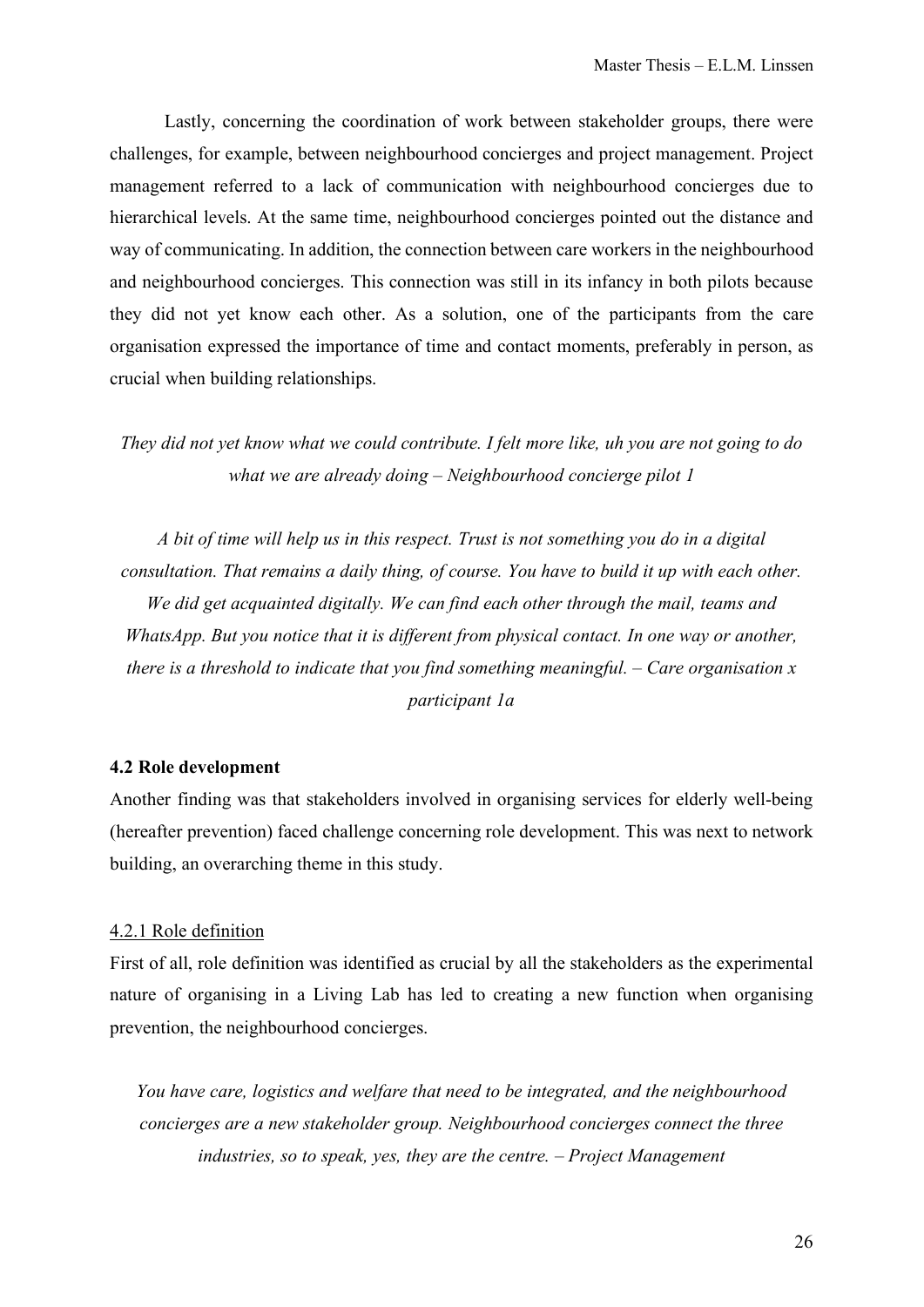Lastly, concerning the coordination of work between stakeholder groups, there were challenges, for example, between neighbourhood concierges and project management. Project management referred to a lack of communication with neighbourhood concierges due to hierarchical levels. At the same time, neighbourhood concierges pointed out the distance and way of communicating. In addition, the connection between care workers in the neighbourhood and neighbourhood concierges. This connection was still in its infancy in both pilots because they did not yet know each other. As a solution, one of the participants from the care organisation expressed the importance of time and contact moments, preferably in person, as crucial when building relationships.

*They did not yet know what we could contribute. I felt more like, uh you are not going to do what we are already doing – Neighbourhood concierge pilot 1*

*A bit of time will help us in this respect. Trust is not something you do in a digital consultation. That remains a daily thing, of course. You have to build it up with each other. We did get acquainted digitally. We can find each other through the mail, teams and WhatsApp. But you notice that it is different from physical contact. In one way or another, there is a threshold to indicate that you find something meaningful. – Care organisation x participant 1a*

### 4.2 Role development

Another finding was that stakeholders involved in organising services for elderly well-being (hereafter prevention) faced challenge concerning role development. This was next to network building, an overarching theme in this study.

#### 4.2.1 Role definition

First of all, role definition was identified as crucial by all the stakeholders as the experimental nature of organising in a Living Lab has led to creating a new function when organising prevention, the neighbourhood concierges.

*You have care, logistics and welfare that need to be integrated, and the neighbourhood concierges are a new stakeholder group. Neighbourhood concierges connect the three industries, so to speak, yes, they are the centre. – Project Management*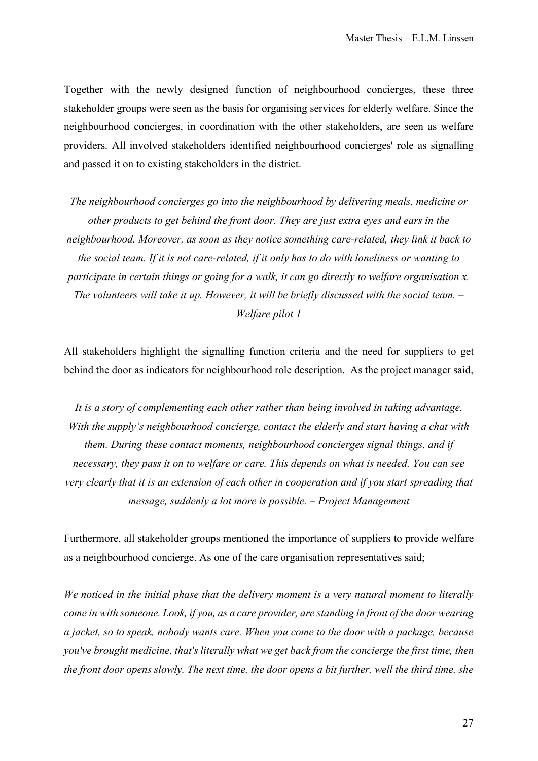Together with the newly designed function of neighbourhood concierges, these three stakeholder groups were seen as the basis for organising services for elderly welfare. Since the neighbourhood concierges, in coordination with the other stakeholders, are seen as welfare providers. All involved stakeholders identified neighbourhood concierges' role as signalling and passed it on to existing stakeholders in the district.

*The neighbourhood concierges go into the neighbourhood by delivering meals, medicine or other products to get behind the front door. They are just extra eyes and ears in the neighbourhood. Moreover, as soon as they notice something care-related, they link it back to the social team. If it is not care-related, if it only has to do with loneliness or wanting to participate in certain things or going for a walk, it can go directly to welfare organisation x. The volunteers will take it up. However, it will be briefly discussed with the social team. – Welfare pilot 1*

All stakeholders highlight the signalling function criteria and the need for suppliers to get behind the door as indicators for neighbourhood role description. As the project manager said,

*It is a story of complementing each other rather than being involved in taking advantage. With the supply's neighbourhood concierge, contact the elderly and start having a chat with them. During these contact moments, neighbourhood concierges signal things, and if necessary, they pass it on to welfare or care. This depends on what is needed. You can see very clearly that it is an extension of each other in cooperation and if you start spreading that message, suddenly a lot more is possible. – Project Management*

Furthermore, all stakeholder groups mentioned the importance of suppliers to provide welfare as a neighbourhood concierge. As one of the care organisation representatives said;

*We noticed in the initial phase that the delivery moment is a very natural moment to literally come in with someone. Look, if you, as a care provider, are standing in front of the door wearing a jacket, so to speak, nobody wants care. When you come to the door with a package, because you've brought medicine, that's literally what we get back from the concierge the first time, then the front door opens slowly. The next time, the door opens a bit further, well the third time, she*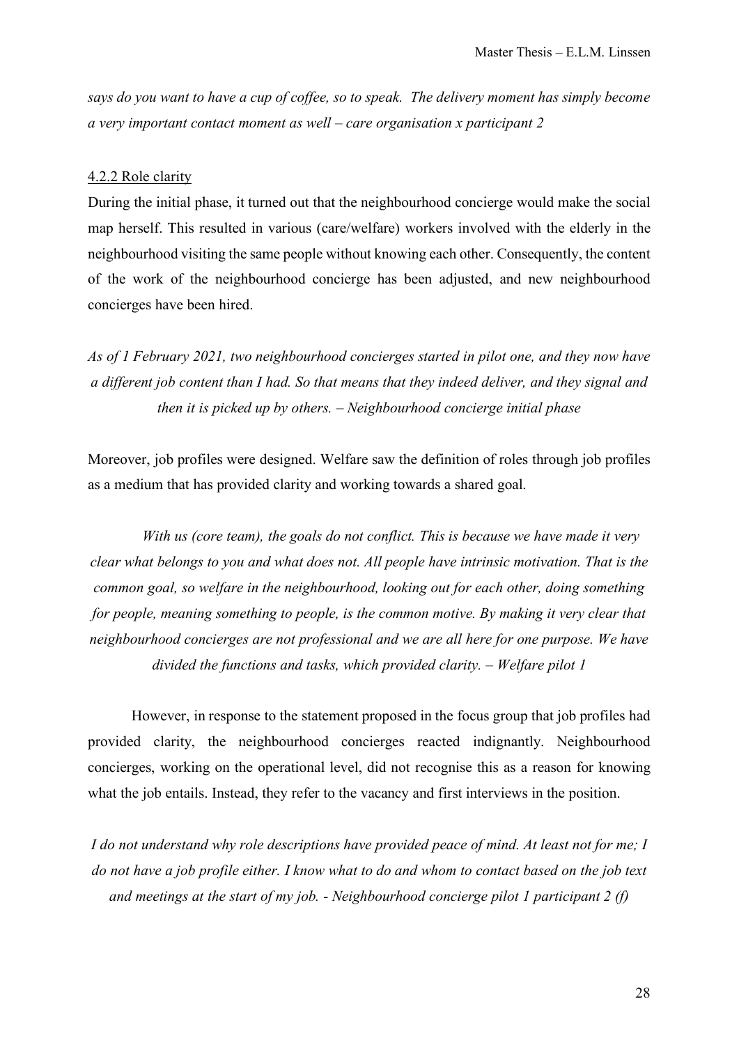*says do you want to have a cup of coffee, so to speak. The delivery moment has simply become a very important contact moment as well – care organisation x participant 2*

#### 4.2.2 Role clarity

During the initial phase, it turned out that the neighbourhood concierge would make the social map herself. This resulted in various (care/welfare) workers involved with the elderly in the neighbourhood visiting the same people without knowing each other. Consequently, the content of the work of the neighbourhood concierge has been adjusted, and new neighbourhood concierges have been hired.

*As of 1 February 2021, two neighbourhood concierges started in pilot one, and they now have a different job content than I had. So that means that they indeed deliver, and they signal and then it is picked up by others. – Neighbourhood concierge initial phase*

Moreover, job profiles were designed. Welfare saw the definition of roles through job profiles as a medium that has provided clarity and working towards a shared goal.

*With us (core team), the goals do not conflict. This is because we have made it very clear what belongs to you and what does not. All people have intrinsic motivation. That is the common goal, so welfare in the neighbourhood, looking out for each other, doing something for people, meaning something to people, is the common motive. By making it very clear that neighbourhood concierges are not professional and we are all here for one purpose. We have divided the functions and tasks, which provided clarity. – Welfare pilot 1*

However, in response to the statement proposed in the focus group that job profiles had provided clarity, the neighbourhood concierges reacted indignantly. Neighbourhood concierges, working on the operational level, did not recognise this as a reason for knowing what the job entails. Instead, they refer to the vacancy and first interviews in the position.

*I do not understand why role descriptions have provided peace of mind. At least not for me; I do not have a job profile either. I know what to do and whom to contact based on the job text and meetings at the start of my job. - Neighbourhood concierge pilot 1 participant 2 (f)*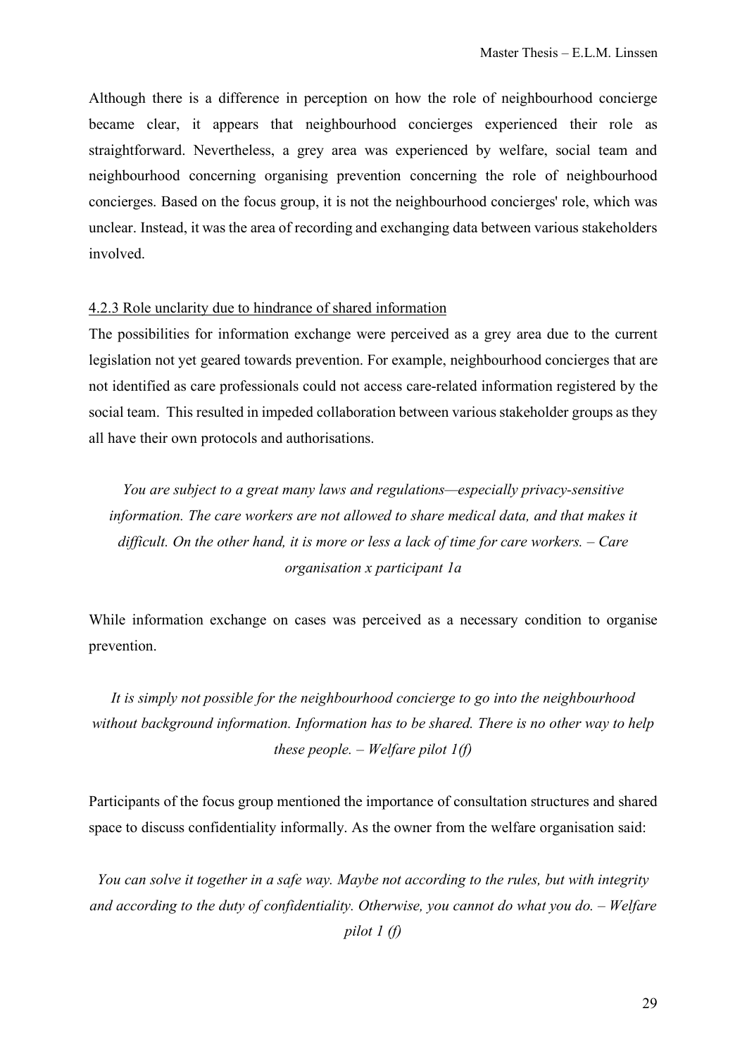Although there is a difference in perception on how the role of neighbourhood concierge became clear, it appears that neighbourhood concierges experienced their role as straightforward. Nevertheless, a grey area was experienced by welfare, social team and neighbourhood concerning organising prevention concerning the role of neighbourhood concierges. Based on the focus group, it is not the neighbourhood concierges' role, which was unclear. Instead, it was the area of recording and exchanging data between various stakeholders involved.

#### 4.2.3 Role unclarity due to hindrance of shared information

The possibilities for information exchange were perceived as a grey area due to the current legislation not yet geared towards prevention. For example, neighbourhood concierges that are not identified as care professionals could not access care-related information registered by the social team. This resulted in impeded collaboration between various stakeholder groups as they all have their own protocols and authorisations.

> *You are subject to a great many laws and regulations—especially privacy-sensitive information. The care workers are not allowed to share medical data, and that makes it difficult. On the other hand, it is more or less a lack of time for care workers. – Care organisation x participant 1a*

While information exchange on cases was perceived as a necessary condition to organise prevention.

> *It is simply not possible for the neighbourhood concierge to go into the neighbourhood without background information. Information has to be shared. There is no other way to help these people. – Welfare pilot 1(f)*

Participants of the focus group mentioned the importance of consultation structures and shared space to discuss confidentiality informally. As the owner from the welfare organisation said:

> *You can solve it together in a safe way. Maybe not according to the rules, but with integrity and according to the duty of confidentiality. Otherwise, you cannot do what you do. – Welfare pilot 1 (f)*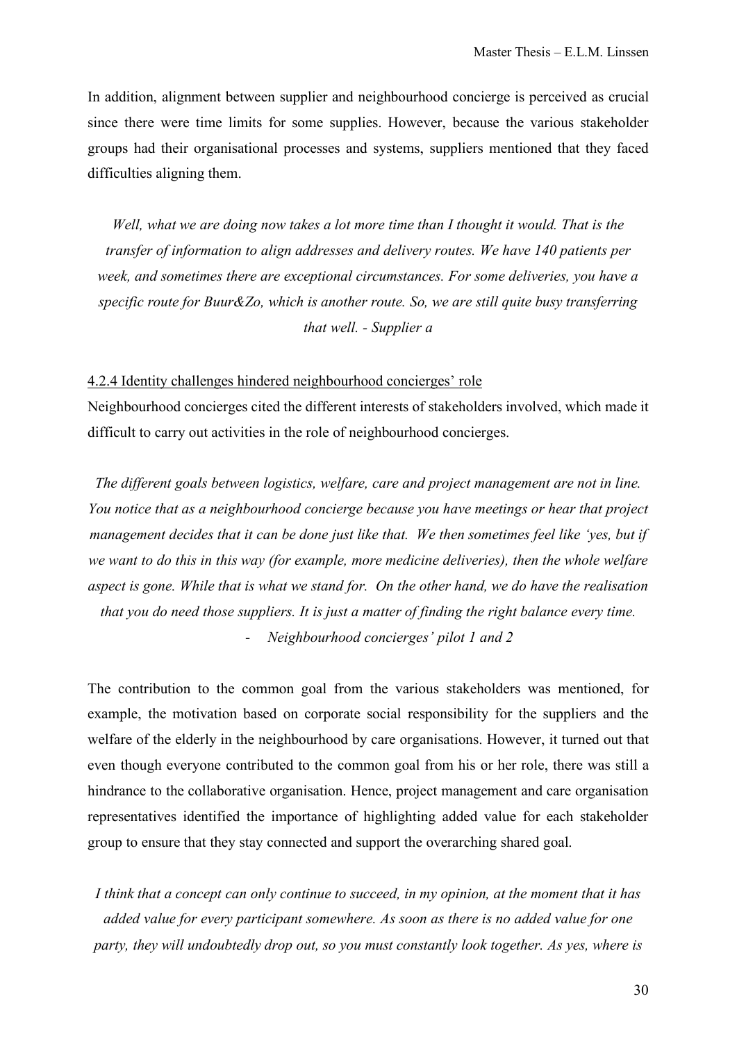In addition, alignment between supplier and neighbourhood concierge is perceived as crucial since there were time limits for some supplies. However, because the various stakeholder groups had their organisational processes and systems, suppliers mentioned that they faced difficulties aligning them.

*Well, what we are doing now takes a lot more time than I thought it would. That is the transfer of information to align addresses and delivery routes. We have 140 patients per week, and sometimes there are exceptional circumstances. For some deliveries, you have a specific route for Buur&Zo, which is another route. So, we are still quite busy transferring that well. - Supplier a*

#### 4.2.4 Identity challenges hindered neighbourhood concierges' role

Neighbourhood concierges cited the different interests of stakeholders involved, which made it difficult to carry out activities in the role of neighbourhood concierges.

*The different goals between logistics, welfare, care and project management are not in line. You notice that as a neighbourhood concierge because you have meetings or hear that project management decides that it can be done just like that. We then sometimes feel like 'yes, but if we want to do this in this way (for example, more medicine deliveries), then the whole welfare aspect is gone. While that is what we stand for. On the other hand, we do have the realisation that you do need those suppliers. It is just a matter of finding the right balance every time.*

- *Neighbourhood concierges' pilot 1 and 2*

The contribution to the common goal from the various stakeholders was mentioned, for example, the motivation based on corporate social responsibility for the suppliers and the welfare of the elderly in the neighbourhood by care organisations. However, it turned out that even though everyone contributed to the common goal from his or her role, there was still a hindrance to the collaborative organisation. Hence, project management and care organisation representatives identified the importance of highlighting added value for each stakeholder group to ensure that they stay connected and support the overarching shared goal.

*I think that a concept can only continue to succeed, in my opinion, at the moment that it has added value for every participant somewhere. As soon as there is no added value for one party, they will undoubtedly drop out, so you must constantly look together. As yes, where is*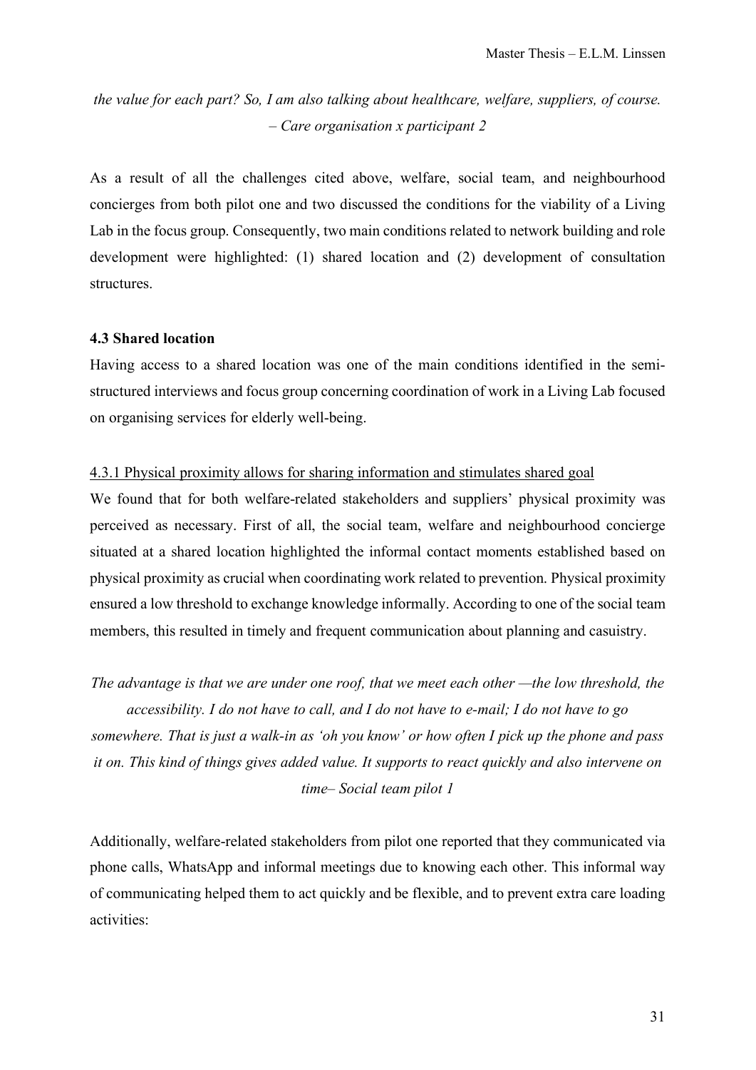*the value for each part? So, I am also talking about healthcare, welfare, suppliers, of course. – Care organisation x participant 2*

As a result of all the challenges cited above, welfare, social team, and neighbourhood concierges from both pilot one and two discussed the conditions for the viability of a Living Lab in the focus group. Consequently, two main conditions related to network building and role development were highlighted: (1) shared location and (2) development of consultation structures.

### 4.3 Shared location

Having access to a shared location was one of the main conditions identified in the semi-structured interviews and focus group concerning coordination of work in a Living Lab focused on organising services for elderly well-being.

#### 4.3.1 Physical proximity allows for sharing information and stimulates shared goal

We found that for both welfare-related stakeholders and suppliers' physical proximity was perceived as necessary. First of all, the social team, welfare and neighbourhood concierge situated at a shared location highlighted the informal contact moments established based on physical proximity as crucial when coordinating work related to prevention. Physical proximity ensured a low threshold to exchange knowledge informally. According to one of the social team members, this resulted in timely and frequent communication about planning and casuistry.

*The advantage is that we are under one roof, that we meet each other —the low threshold, the accessibility. I do not have to call, and I do not have to e-mail; I do not have to go somewhere. That is just a walk-in as 'oh you know' or how often I pick up the phone and pass it on. This kind of things gives added value. It supports to react quickly and also intervene on time– Social team pilot 1*

Additionally, welfare-related stakeholders from pilot one reported that they communicated via phone calls, WhatsApp and informal meetings due to knowing each other. This informal way of communicating helped them to act quickly and be flexible, and to prevent extra care loading activities: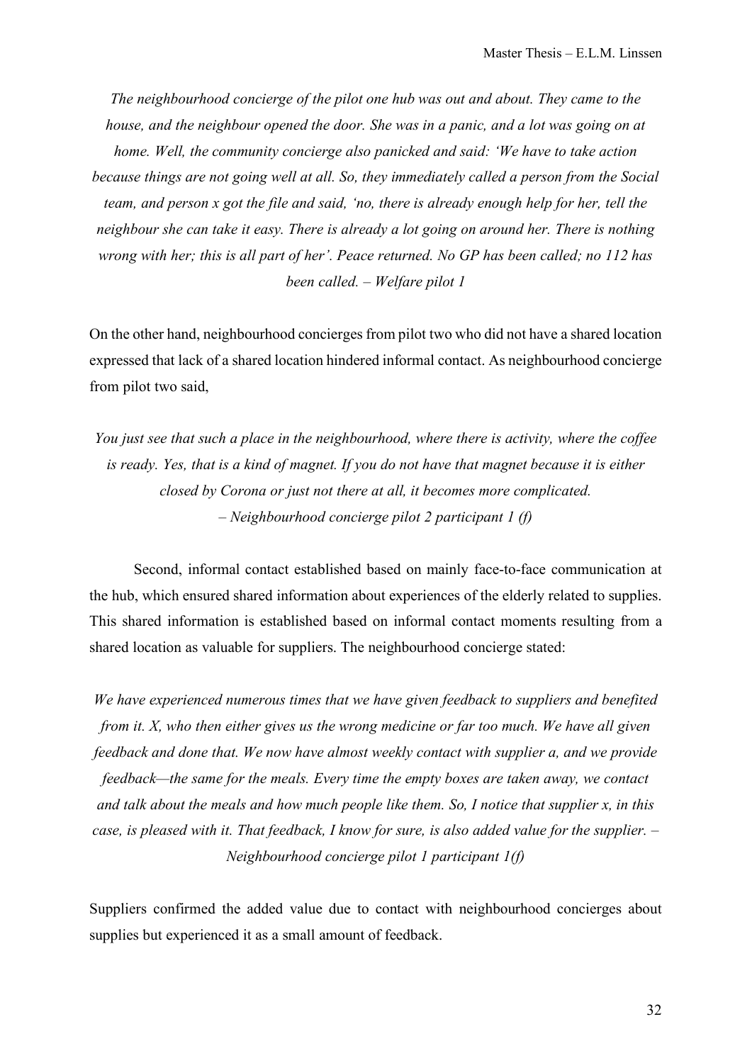*The neighbourhood concierge of the pilot one hub was out and about. They came to the house, and the neighbour opened the door. She was in a panic, and a lot was going on at home. Well, the community concierge also panicked and said: 'We have to take action because things are not going well at all. So, they immediately called a person from the Social team, and person x got the file and said, 'no, there is already enough help for her, tell the neighbour she can take it easy. There is already a lot going on around her. There is nothing wrong with her; this is all part of her'. Peace returned. No GP has been called; no 112 has been called. – Welfare pilot 1*

On the other hand, neighbourhood concierges from pilot two who did not have a shared location expressed that lack of a shared location hindered informal contact. As neighbourhood concierge from pilot two said,

*You just see that such a place in the neighbourhood, where there is activity, where the coffee is ready. Yes, that is a kind of magnet. If you do not have that magnet because it is either closed by Corona or just not there at all, it becomes more complicated.*
*– Neighbourhood concierge pilot 2 participant 1 (f)*

Second, informal contact established based on mainly face-to-face communication at the hub, which ensured shared information about experiences of the elderly related to supplies. This shared information is established based on informal contact moments resulting from a shared location as valuable for suppliers. The neighbourhood concierge stated:

*We have experienced numerous times that we have given feedback to suppliers and benefited from it. X, who then either gives us the wrong medicine or far too much. We have all given feedback and done that. We now have almost weekly contact with supplier a, and we provide feedback—the same for the meals. Every time the empty boxes are taken away, we contact and talk about the meals and how much people like them. So, I notice that supplier x, in this case, is pleased with it. That feedback, I know for sure, is also added value for the supplier. – Neighbourhood concierge pilot 1 participant 1(f)*

Suppliers confirmed the added value due to contact with neighbourhood concierges about supplies but experienced it as a small amount of feedback.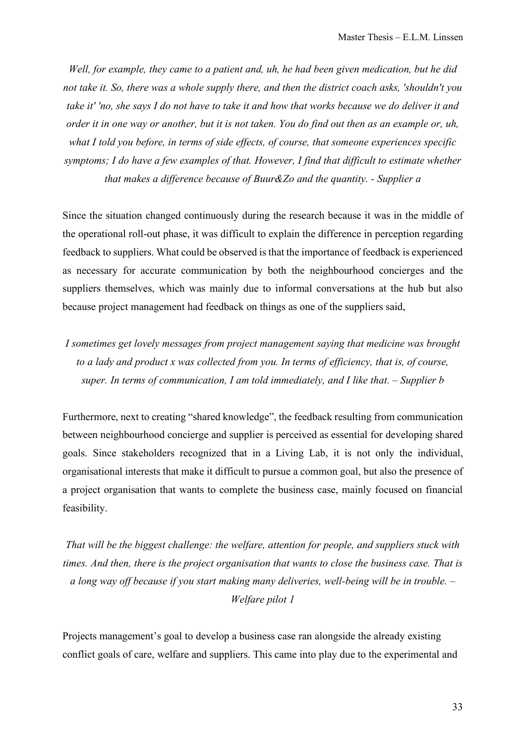*Well, for example, they came to a patient and, uh, he had been given medication, but he did not take it. So, there was a whole supply there, and then the district coach asks, 'shouldn't you take it' 'no, she says I do not have to take it and how that works because we do deliver it and order it in one way or another, but it is not taken. You do find out then as an example or, uh, what I told you before, in terms of side effects, of course, that someone experiences specific symptoms; I do have a few examples of that. However, I find that difficult to estimate whether that makes a difference because of Buur&Zo and the quantity. - Supplier a*

Since the situation changed continuously during the research because it was in the middle of the operational roll-out phase, it was difficult to explain the difference in perception regarding feedback to suppliers. What could be observed is that the importance of feedback is experienced as necessary for accurate communication by both the neighbourhood concierges and the suppliers themselves, which was mainly due to informal conversations at the hub but also because project management had feedback on things as one of the suppliers said,

*I sometimes get lovely messages from project management saying that medicine was brought to a lady and product x was collected from you. In terms of efficiency, that is, of course, super. In terms of communication, I am told immediately, and I like that. – Supplier b*

Furthermore, next to creating "shared knowledge", the feedback resulting from communication between neighbourhood concierge and supplier is perceived as essential for developing shared goals. Since stakeholders recognized that in a Living Lab, it is not only the individual, organisational interests that make it difficult to pursue a common goal, but also the presence of a project organisation that wants to complete the business case, mainly focused on financial feasibility.

*That will be the biggest challenge: the welfare, attention for people, and suppliers stuck with times. And then, there is the project organisation that wants to close the business case. That is a long way off because if you start making many deliveries, well-being will be in trouble. – Welfare pilot 1*

Projects management's goal to develop a business case ran alongside the already existing conflict goals of care, welfare and suppliers. This came into play due to the experimental and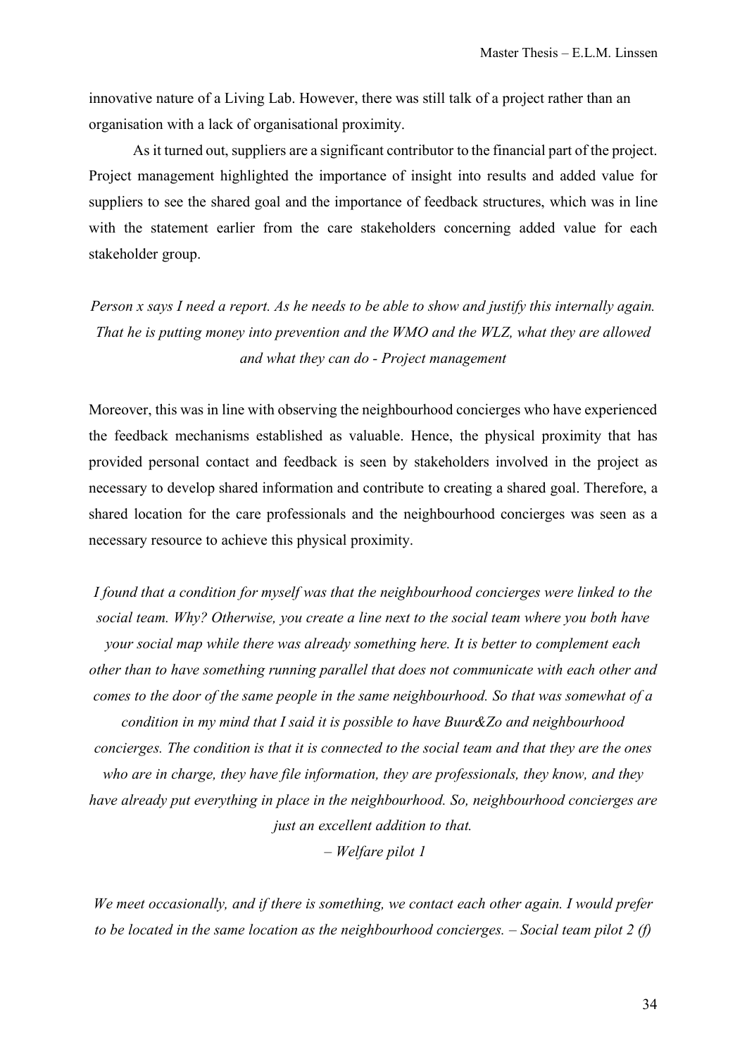innovative nature of a Living Lab. However, there was still talk of a project rather than an organisation with a lack of organisational proximity.

As it turned out, suppliers are a significant contributor to the financial part of the project. Project management highlighted the importance of insight into results and added value for suppliers to see the shared goal and the importance of feedback structures, which was in line with the statement earlier from the care stakeholders concerning added value for each stakeholder group.

*Person x says I need a report. As he needs to be able to show and justify this internally again. That he is putting money into prevention and the WMO and the WLZ, what they are allowed and what they can do - Project management*

Moreover, this was in line with observing the neighbourhood concierges who have experienced the feedback mechanisms established as valuable. Hence, the physical proximity that has provided personal contact and feedback is seen by stakeholders involved in the project as necessary to develop shared information and contribute to creating a shared goal. Therefore, a shared location for the care professionals and the neighbourhood concierges was seen as a necessary resource to achieve this physical proximity.

*I found that a condition for myself was that the neighbourhood concierges were linked to the social team. Why? Otherwise, you create a line next to the social team where you both have your social map while there was already something here. It is better to complement each other than to have something running parallel that does not communicate with each other and comes to the door of the same people in the same neighbourhood. So that was somewhat of a condition in my mind that I said it is possible to have Buur&Zo and neighbourhood concierges. The condition is that it is connected to the social team and that they are the ones who are in charge, they have file information, they are professionals, they know, and they have already put everything in place in the neighbourhood. So, neighbourhood concierges are just an excellent addition to that.*
*– Welfare pilot 1*

*We meet occasionally, and if there is something, we contact each other again. I would prefer to be located in the same location as the neighbourhood concierges. – Social team pilot 2 (f)*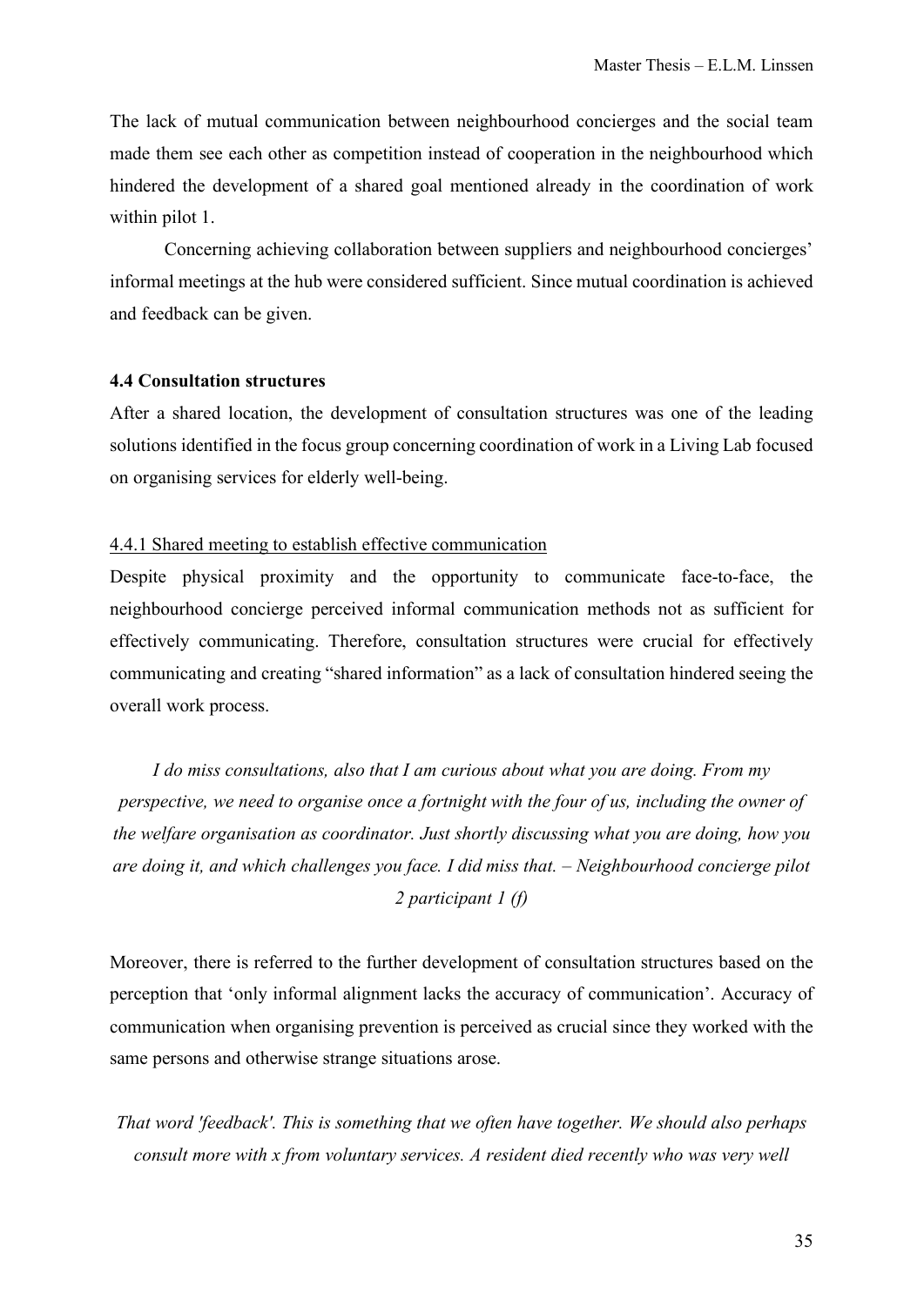The lack of mutual communication between neighbourhood concierges and the social team made them see each other as competition instead of cooperation in the neighbourhood which hindered the development of a shared goal mentioned already in the coordination of work within pilot 1.

Concerning achieving collaboration between suppliers and neighbourhood concierges' informal meetings at the hub were considered sufficient. Since mutual coordination is achieved and feedback can be given.

### 4.4 Consultation structures

After a shared location, the development of consultation structures was one of the leading solutions identified in the focus group concerning coordination of work in a Living Lab focused on organising services for elderly well-being.

#### 4.4.1 Shared meeting to establish effective communication

Despite physical proximity and the opportunity to communicate face-to-face, the neighbourhood concierge perceived informal communication methods not as sufficient for effectively communicating. Therefore, consultation structures were crucial for effectively communicating and creating "shared information" as a lack of consultation hindered seeing the overall work process.

> *I do miss consultations, also that I am curious about what you are doing. From my perspective, we need to organise once a fortnight with the four of us, including the owner of the welfare organisation as coordinator. Just shortly discussing what you are doing, how you are doing it, and which challenges you face. I did miss that. – Neighbourhood concierge pilot 2 participant 1 (f)*

Moreover, there is referred to the further development of consultation structures based on the perception that 'only informal alignment lacks the accuracy of communication'. Accuracy of communication when organising prevention is perceived as crucial since they worked with the same persons and otherwise strange situations arose.

> *That word 'feedback'. This is something that we often have together. We should also perhaps consult more with x from voluntary services. A resident died recently who was very well*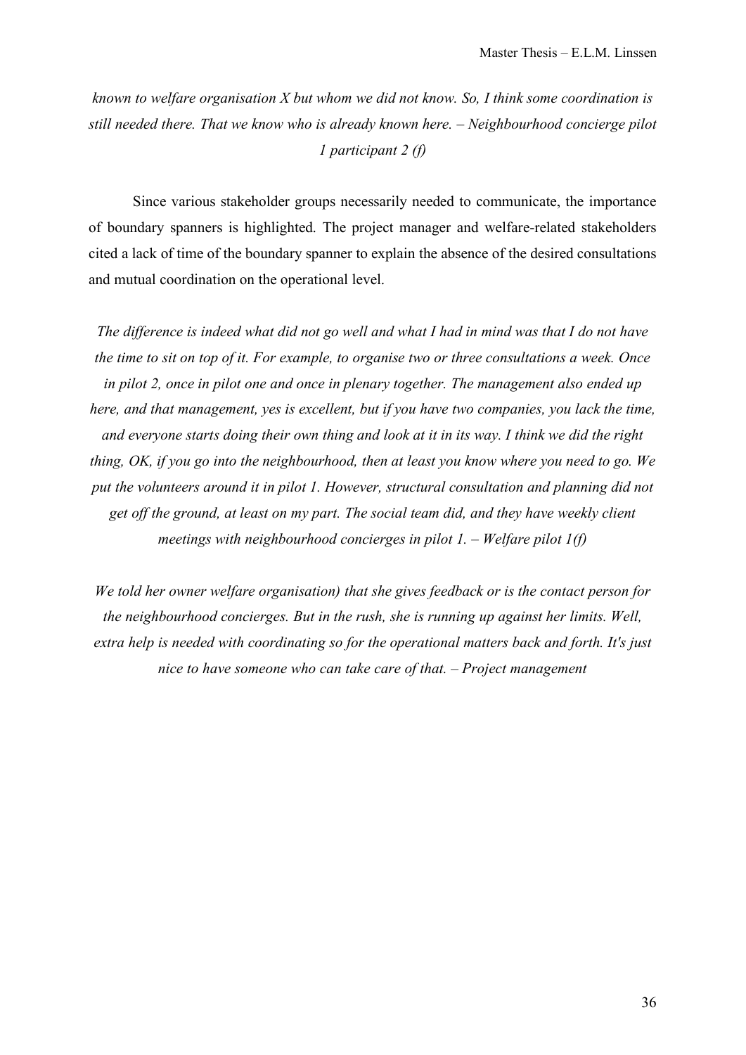*known to welfare organisation X but whom we did not know. So, I think some coordination is still needed there. That we know who is already known here. – Neighbourhood concierge pilot 1 participant 2 (f)*

Since various stakeholder groups necessarily needed to communicate, the importance of boundary spanners is highlighted. The project manager and welfare-related stakeholders cited a lack of time of the boundary spanner to explain the absence of the desired consultations and mutual coordination on the operational level.

*The difference is indeed what did not go well and what I had in mind was that I do not have the time to sit on top of it. For example, to organise two or three consultations a week. Once in pilot 2, once in pilot one and once in plenary together. The management also ended up here, and that management, yes is excellent, but if you have two companies, you lack the time, and everyone starts doing their own thing and look at it in its way. I think we did the right thing, OK, if you go into the neighbourhood, then at least you know where you need to go. We put the volunteers around it in pilot 1. However, structural consultation and planning did not get off the ground, at least on my part. The social team did, and they have weekly client meetings with neighbourhood concierges in pilot 1. – Welfare pilot 1(f)*

*We told her owner welfare organisation) that she gives feedback or is the contact person for the neighbourhood concierges. But in the rush, she is running up against her limits. Well, extra help is needed with coordinating so for the operational matters back and forth. It's just nice to have someone who can take care of that. – Project management*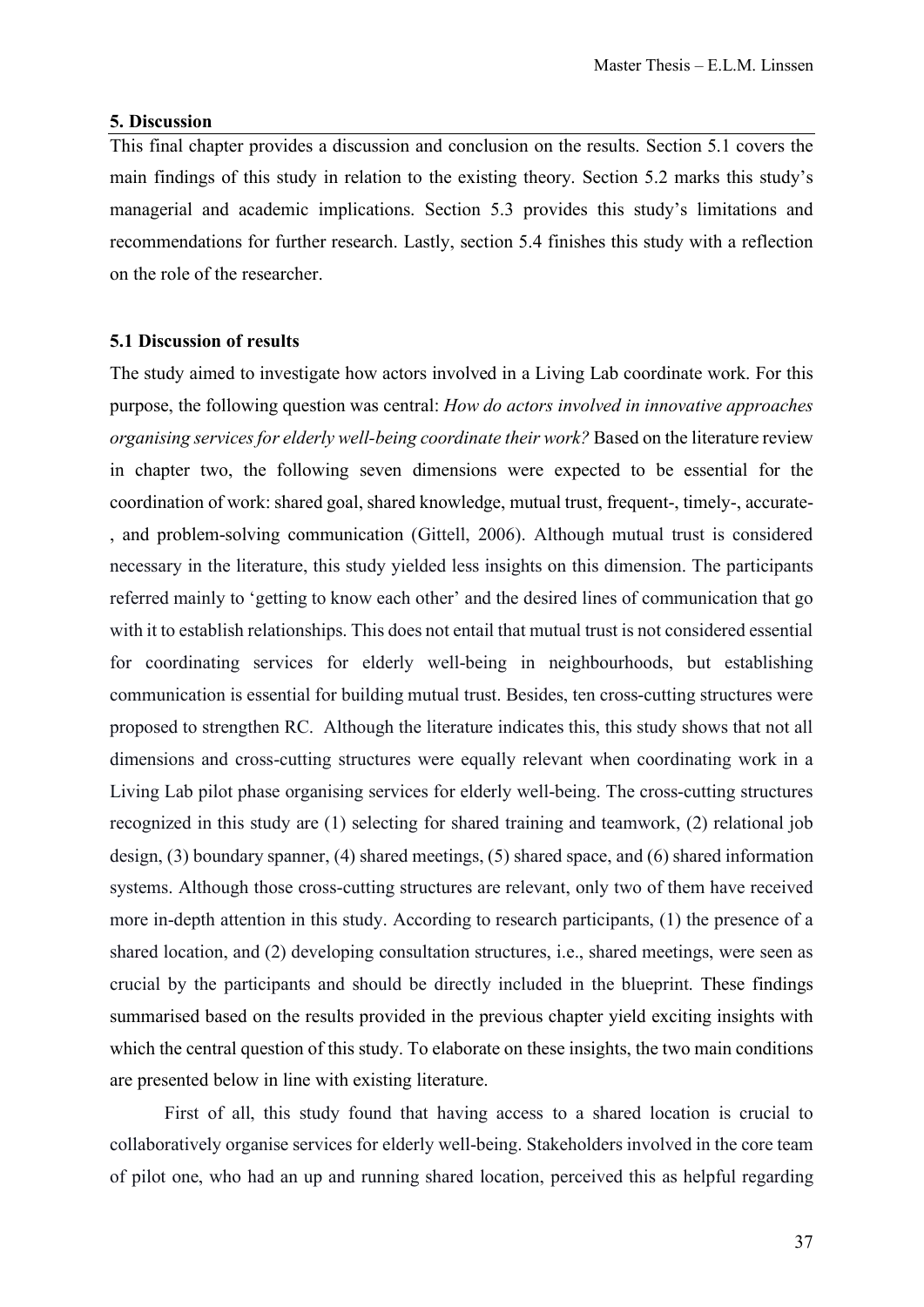## 5. Discussion

This final chapter provides a discussion and conclusion on the results. Section 5.1 covers the main findings of this study in relation to the existing theory. Section 5.2 marks this study's managerial and academic implications. Section 5.3 provides this study's limitations and recommendations for further research. Lastly, section 5.4 finishes this study with a reflection on the role of the researcher.

### 5.1 Discussion of results

The study aimed to investigate how actors involved in a Living Lab coordinate work. For this purpose, the following question was central: *How do actors involved in innovative approaches organising services for elderly well-being coordinate their work?* Based on the literature review in chapter two, the following seven dimensions were expected to be essential for the coordination of work: shared goal, shared knowledge, mutual trust, frequent-, timely-, accurate-, and problem-solving communication (Gittell, 2006). Although mutual trust is considered necessary in the literature, this study yielded less insights on this dimension. The participants referred mainly to 'getting to know each other' and the desired lines of communication that go with it to establish relationships. This does not entail that mutual trust is not considered essential for coordinating services for elderly well-being in neighbourhoods, but establishing communication is essential for building mutual trust. Besides, ten cross-cutting structures were proposed to strengthen RC. Although the literature indicates this, this study shows that not all dimensions and cross-cutting structures were equally relevant when coordinating work in a Living Lab pilot phase organising services for elderly well-being. The cross-cutting structures recognized in this study are (1) selecting for shared training and teamwork, (2) relational job design, (3) boundary spanner, (4) shared meetings, (5) shared space, and (6) shared information systems. Although those cross-cutting structures are relevant, only two of them have received more in-depth attention in this study. According to research participants, (1) the presence of a shared location, and (2) developing consultation structures, i.e., shared meetings, were seen as crucial by the participants and should be directly included in the blueprint. These findings summarised based on the results provided in the previous chapter yield exciting insights with which the central question of this study. To elaborate on these insights, the two main conditions are presented below in line with existing literature.

First of all, this study found that having access to a shared location is crucial to collaboratively organise services for elderly well-being. Stakeholders involved in the core team of pilot one, who had an up and running shared location, perceived this as helpful regarding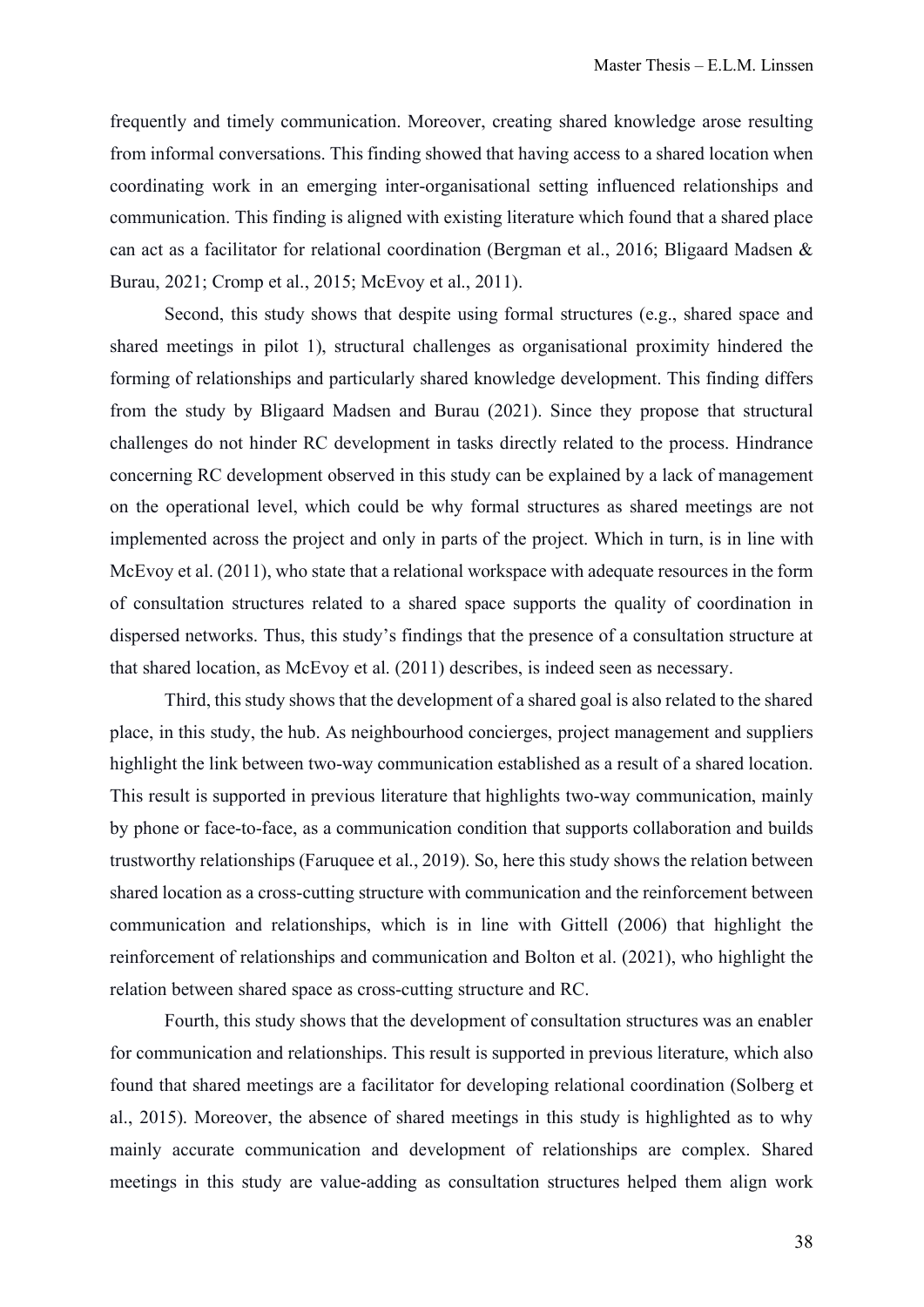frequently and timely communication. Moreover, creating shared knowledge arose resulting from informal conversations. This finding showed that having access to a shared location when coordinating work in an emerging inter-organisational setting influenced relationships and communication. This finding is aligned with existing literature which found that a shared place can act as a facilitator for relational coordination (Bergman et al., 2016; Bligaard Madsen & Burau, 2021; Cromp et al., 2015; McEvoy et al., 2011).

Second, this study shows that despite using formal structures (e.g., shared space and shared meetings in pilot 1), structural challenges as organisational proximity hindered the forming of relationships and particularly shared knowledge development. This finding differs from the study by Bligaard Madsen and Burau (2021). Since they propose that structural challenges do not hinder RC development in tasks directly related to the process. Hindrance concerning RC development observed in this study can be explained by a lack of management on the operational level, which could be why formal structures as shared meetings are not implemented across the project and only in parts of the project. Which in turn, is in line with McEvoy et al. (2011), who state that a relational workspace with adequate resources in the form of consultation structures related to a shared space supports the quality of coordination in dispersed networks. Thus, this study's findings that the presence of a consultation structure at that shared location, as McEvoy et al. (2011) describes, is indeed seen as necessary.

Third, this study shows that the development of a shared goal is also related to the shared place, in this study, the hub. As neighbourhood concierges, project management and suppliers highlight the link between two-way communication established as a result of a shared location. This result is supported in previous literature that highlights two-way communication, mainly by phone or face-to-face, as a communication condition that supports collaboration and builds trustworthy relationships (Faruquee et al., 2019). So, here this study shows the relation between shared location as a cross-cutting structure with communication and the reinforcement between communication and relationships, which is in line with Gittell (2006) that highlight the reinforcement of relationships and communication and Bolton et al. (2021), who highlight the relation between shared space as cross-cutting structure and RC.

Fourth, this study shows that the development of consultation structures was an enabler for communication and relationships. This result is supported in previous literature, which also found that shared meetings are a facilitator for developing relational coordination (Solberg et al., 2015). Moreover, the absence of shared meetings in this study is highlighted as to why mainly accurate communication and development of relationships are complex. Shared meetings in this study are value-adding as consultation structures helped them align work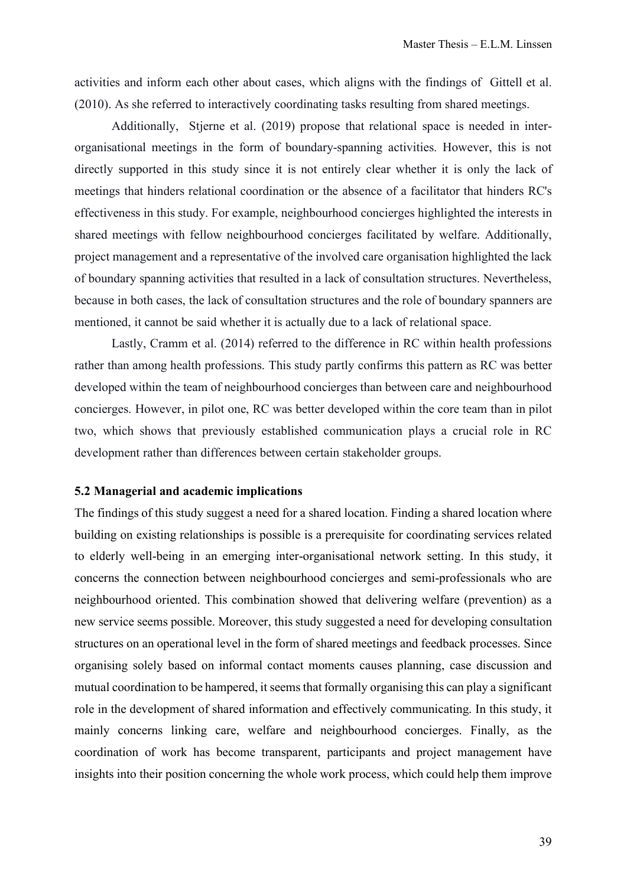activities and inform each other about cases, which aligns with the findings of Gittell et al. (2010). As she referred to interactively coordinating tasks resulting from shared meetings.

Additionally, Stjerne et al. (2019) propose that relational space is needed in inter-organisational meetings in the form of boundary-spanning activities. However, this is not directly supported in this study since it is not entirely clear whether it is only the lack of meetings that hinders relational coordination or the absence of a facilitator that hinders RC's effectiveness in this study. For example, neighbourhood concierges highlighted the interests in shared meetings with fellow neighbourhood concierges facilitated by welfare. Additionally, project management and a representative of the involved care organisation highlighted the lack of boundary spanning activities that resulted in a lack of consultation structures. Nevertheless, because in both cases, the lack of consultation structures and the role of boundary spanners are mentioned, it cannot be said whether it is actually due to a lack of relational space.

Lastly, Cramm et al. (2014) referred to the difference in RC within health professions rather than among health professions. This study partly confirms this pattern as RC was better developed within the team of neighbourhood concierges than between care and neighbourhood concierges. However, in pilot one, RC was better developed within the core team than in pilot two, which shows that previously established communication plays a crucial role in RC development rather than differences between certain stakeholder groups.

### 5.2 Managerial and academic implications

The findings of this study suggest a need for a shared location. Finding a shared location where building on existing relationships is possible is a prerequisite for coordinating services related to elderly well-being in an emerging inter-organisational network setting. In this study, it concerns the connection between neighbourhood concierges and semi-professionals who are neighbourhood oriented. This combination showed that delivering welfare (prevention) as a new service seems possible. Moreover, this study suggested a need for developing consultation structures on an operational level in the form of shared meetings and feedback processes. Since organising solely based on informal contact moments causes planning, case discussion and mutual coordination to be hampered, it seems that formally organising this can play a significant role in the development of shared information and effectively communicating. In this study, it mainly concerns linking care, welfare and neighbourhood concierges. Finally, as the coordination of work has become transparent, participants and project management have insights into their position concerning the whole work process, which could help them improve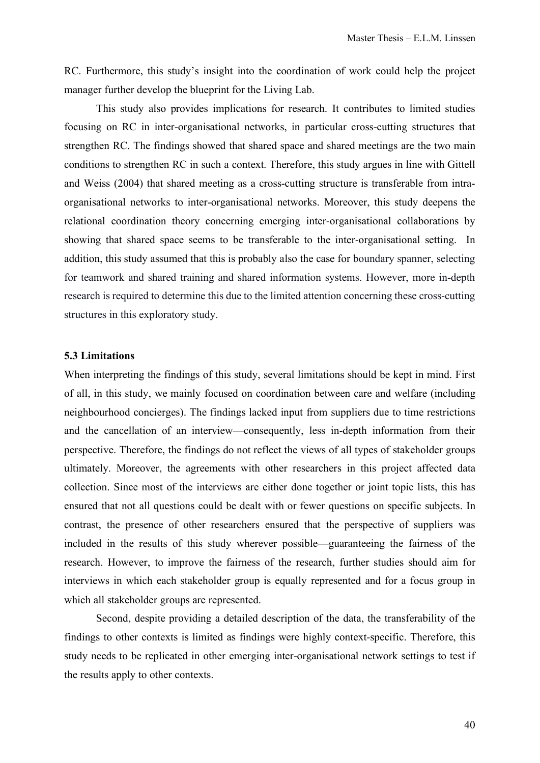RC. Furthermore, this study's insight into the coordination of work could help the project manager further develop the blueprint for the Living Lab.

This study also provides implications for research. It contributes to limited studies focusing on RC in inter-organisational networks, in particular cross-cutting structures that strengthen RC. The findings showed that shared space and shared meetings are the two main conditions to strengthen RC in such a context. Therefore, this study argues in line with Gittell and Weiss (2004) that shared meeting as a cross-cutting structure is transferable from intra-organisational networks to inter-organisational networks. Moreover, this study deepens the relational coordination theory concerning emerging inter-organisational collaborations by showing that shared space seems to be transferable to the inter-organisational setting. In addition, this study assumed that this is probably also the case for boundary spanner, selecting for teamwork and shared training and shared information systems. However, more in-depth research is required to determine this due to the limited attention concerning these cross-cutting structures in this exploratory study.

### 5.3 Limitations

When interpreting the findings of this study, several limitations should be kept in mind. First of all, in this study, we mainly focused on coordination between care and welfare (including neighbourhood concierges). The findings lacked input from suppliers due to time restrictions and the cancellation of an interview—consequently, less in-depth information from their perspective. Therefore, the findings do not reflect the views of all types of stakeholder groups ultimately. Moreover, the agreements with other researchers in this project affected data collection. Since most of the interviews are either done together or joint topic lists, this has ensured that not all questions could be dealt with or fewer questions on specific subjects. In contrast, the presence of other researchers ensured that the perspective of suppliers was included in the results of this study wherever possible—guaranteeing the fairness of the research. However, to improve the fairness of the research, further studies should aim for interviews in which each stakeholder group is equally represented and for a focus group in which all stakeholder groups are represented.

Second, despite providing a detailed description of the data, the transferability of the findings to other contexts is limited as findings were highly context-specific. Therefore, this study needs to be replicated in other emerging inter-organisational network settings to test if the results apply to other contexts.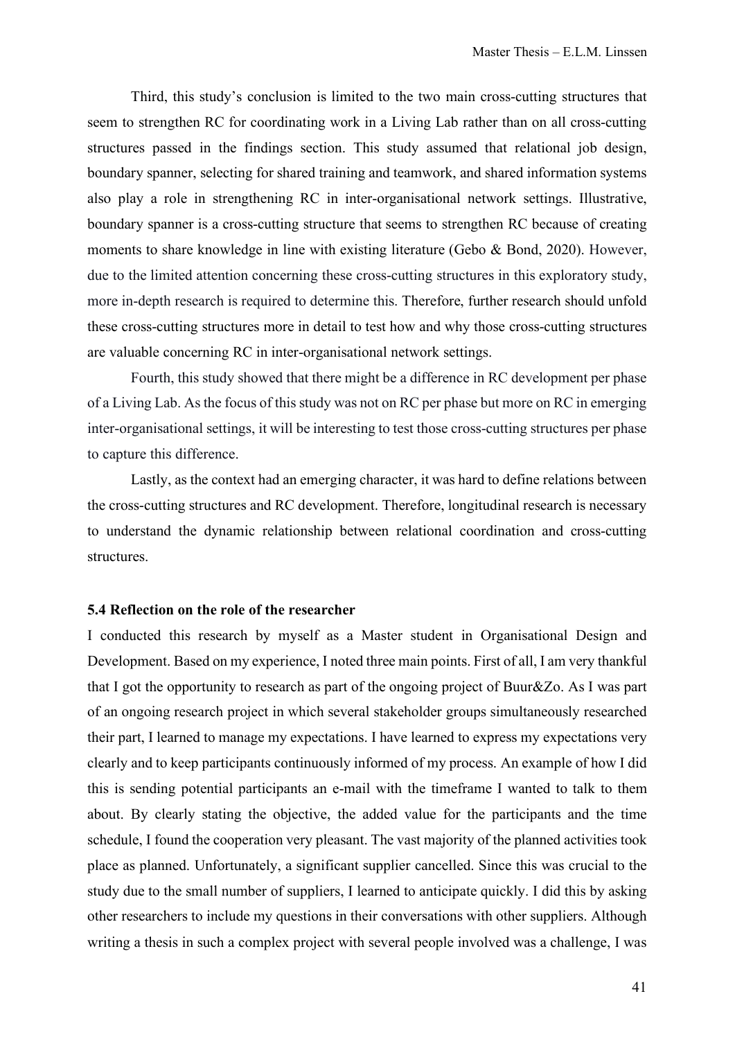Third, this study's conclusion is limited to the two main cross-cutting structures that seem to strengthen RC for coordinating work in a Living Lab rather than on all cross-cutting structures passed in the findings section. This study assumed that relational job design, boundary spanner, selecting for shared training and teamwork, and shared information systems also play a role in strengthening RC in inter-organisational network settings. Illustrative, boundary spanner is a cross-cutting structure that seems to strengthen RC because of creating moments to share knowledge in line with existing literature (Gebo & Bond, 2020). However, due to the limited attention concerning these cross-cutting structures in this exploratory study, more in-depth research is required to determine this. Therefore, further research should unfold these cross-cutting structures more in detail to test how and why those cross-cutting structures are valuable concerning RC in inter-organisational network settings.

Fourth, this study showed that there might be a difference in RC development per phase of a Living Lab. As the focus of this study was not on RC per phase but more on RC in emerging inter-organisational settings, it will be interesting to test those cross-cutting structures per phase to capture this difference.

Lastly, as the context had an emerging character, it was hard to define relations between the cross-cutting structures and RC development. Therefore, longitudinal research is necessary to understand the dynamic relationship between relational coordination and cross-cutting structures.

### 5.4 Reflection on the role of the researcher

I conducted this research by myself as a Master student in Organisational Design and Development. Based on my experience, I noted three main points. First of all, I am very thankful that I got the opportunity to research as part of the ongoing project of Buur&Zo. As I was part of an ongoing research project in which several stakeholder groups simultaneously researched their part, I learned to manage my expectations. I have learned to express my expectations very clearly and to keep participants continuously informed of my process. An example of how I did this is sending potential participants an e-mail with the timeframe I wanted to talk to them about. By clearly stating the objective, the added value for the participants and the time schedule, I found the cooperation very pleasant. The vast majority of the planned activities took place as planned. Unfortunately, a significant supplier cancelled. Since this was crucial to the study due to the small number of suppliers, I learned to anticipate quickly. I did this by asking other researchers to include my questions in their conversations with other suppliers. Although writing a thesis in such a complex project with several people involved was a challenge, I was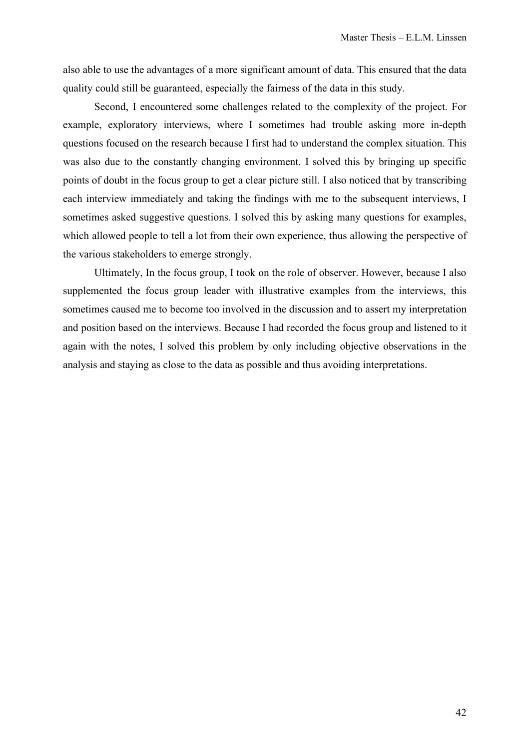also able to use the advantages of a more significant amount of data. This ensured that the data quality could still be guaranteed, especially the fairness of the data in this study.

Second, I encountered some challenges related to the complexity of the project. For example, exploratory interviews, where I sometimes had trouble asking more in-depth questions focused on the research because I first had to understand the complex situation. This was also due to the constantly changing environment. I solved this by bringing up specific points of doubt in the focus group to get a clear picture still. I also noticed that by transcribing each interview immediately and taking the findings with me to the subsequent interviews, I sometimes asked suggestive questions. I solved this by asking many questions for examples, which allowed people to tell a lot from their own experience, thus allowing the perspective of the various stakeholders to emerge strongly.

Ultimately, In the focus group, I took on the role of observer. However, because I also supplemented the focus group leader with illustrative examples from the interviews, this sometimes caused me to become too involved in the discussion and to assert my interpretation and position based on the interviews. Because I had recorded the focus group and listened to it again with the notes, I solved this problem by only including objective observations in the analysis and staying as close to the data as possible and thus avoiding interpretations.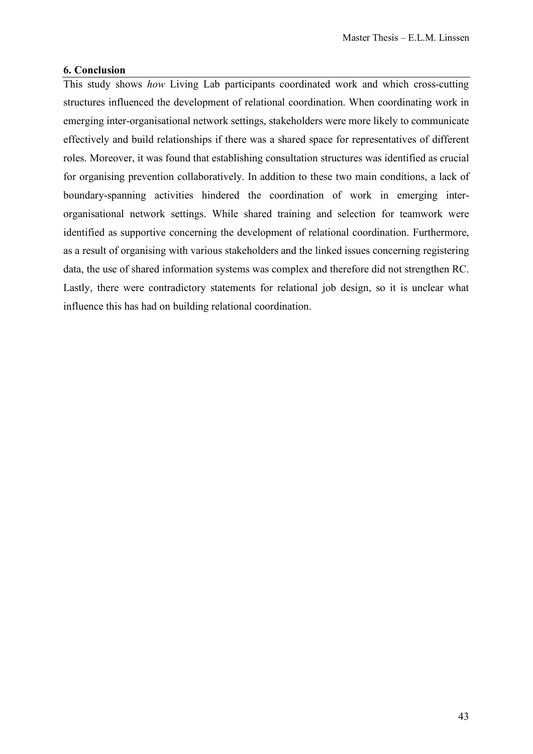## 6. Conclusion

This study shows *how* Living Lab participants coordinated work and which cross-cutting structures influenced the development of relational coordination. When coordinating work in emerging inter-organisational network settings, stakeholders were more likely to communicate effectively and build relationships if there was a shared space for representatives of different roles. Moreover, it was found that establishing consultation structures was identified as crucial for organising prevention collaboratively. In addition to these two main conditions, a lack of boundary-spanning activities hindered the coordination of work in emerging inter-organisational network settings. While shared training and selection for teamwork were identified as supportive concerning the development of relational coordination. Furthermore, as a result of organising with various stakeholders and the linked issues concerning registering data, the use of shared information systems was complex and therefore did not strengthen RC. Lastly, there were contradictory statements for relational job design, so it is unclear what influence this has had on building relational coordination.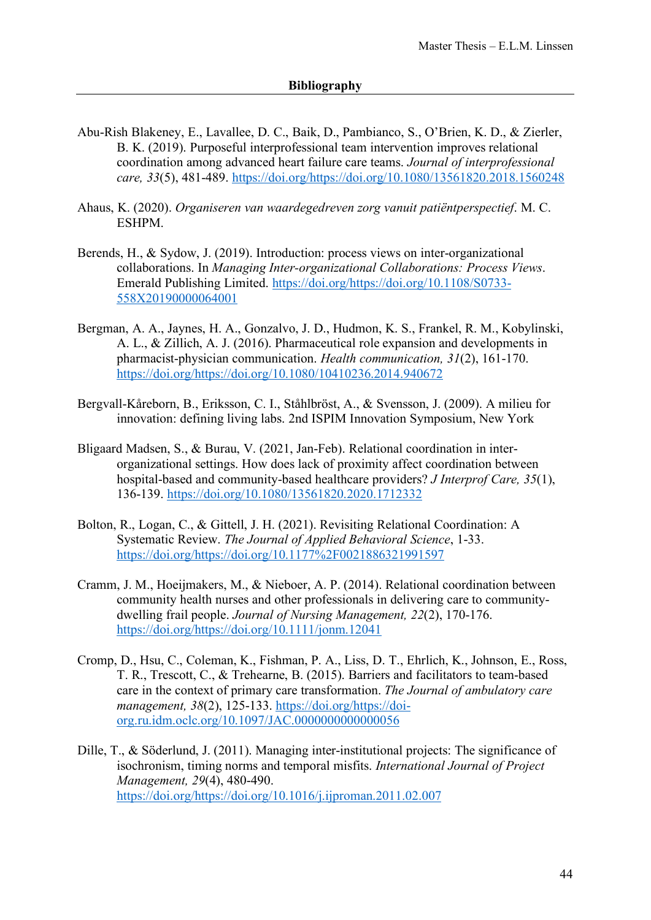## Bibliography

Abu-Rish Blakeney, E., Lavallee, D. C., Baik, D., Pambianco, S., O'Brien, K. D., & Zierler, B. K. (2019). Purposeful interprofessional team intervention improves relational coordination among advanced heart failure care teams. *Journal of interprofessional care, 33*(5), 481-489. https://doi.org/https://doi.org/10.1080/13561820.2018.1560248

Ahaus, K. (2020). *Organiseren van waardegedreven zorg vanuit patiëntperspectief*. M. C. ESHPM.

Berends, H., & Sydow, J. (2019). Introduction: process views on inter-organizational collaborations. In *Managing Inter-organizational Collaborations: Process Views*. Emerald Publishing Limited. https://doi.org/https://doi.org/10.1108/S0733-558X20190000064001

Bergman, A. A., Jaynes, H. A., Gonzalvo, J. D., Hudmon, K. S., Frankel, R. M., Kobylinski, A. L., & Zillich, A. J. (2016). Pharmaceutical role expansion and developments in pharmacist-physician communication. *Health communication, 31*(2), 161-170. https://doi.org/https://doi.org/10.1080/10410236.2014.940672

Bergvall-Kåreborn, B., Eriksson, C. I., Ståhlbröst, A., & Svensson, J. (2009). A milieu for innovation: defining living labs. 2nd ISPIM Innovation Symposium, New York

Bligaard Madsen, S., & Burau, V. (2021, Jan-Feb). Relational coordination in inter-organizational settings. How does lack of proximity affect coordination between hospital-based and community-based healthcare providers? *J Interprof Care, 35*(1), 136-139. https://doi.org/10.1080/13561820.2020.1712332

Bolton, R., Logan, C., & Gittell, J. H. (2021). Revisiting Relational Coordination: A Systematic Review. *The Journal of Applied Behavioral Science*, 1-33. https://doi.org/https://doi.org/10.1177%2F0021886321991597

Cramm, J. M., Hoeijmakers, M., & Nieboer, A. P. (2014). Relational coordination between community health nurses and other professionals in delivering care to community-dwelling frail people. *Journal of Nursing Management, 22*(2), 170-176. https://doi.org/https://doi.org/10.1111/jonm.12041

Cromp, D., Hsu, C., Coleman, K., Fishman, P. A., Liss, D. T., Ehrlich, K., Johnson, E., Ross, T. R., Trescott, C., & Trehearne, B. (2015). Barriers and facilitators to team-based care in the context of primary care transformation. *The Journal of ambulatory care management, 38*(2), 125-133. https://doi.org/https://doi-org.ru.idm.oclc.org/10.1097/JAC.0000000000000056

Dille, T., & Söderlund, J. (2011). Managing inter-institutional projects: The significance of isochronism, timing norms and temporal misfits. *International Journal of Project Management, 29*(4), 480-490. https://doi.org/https://doi.org/10.1016/j.ijproman.2011.02.007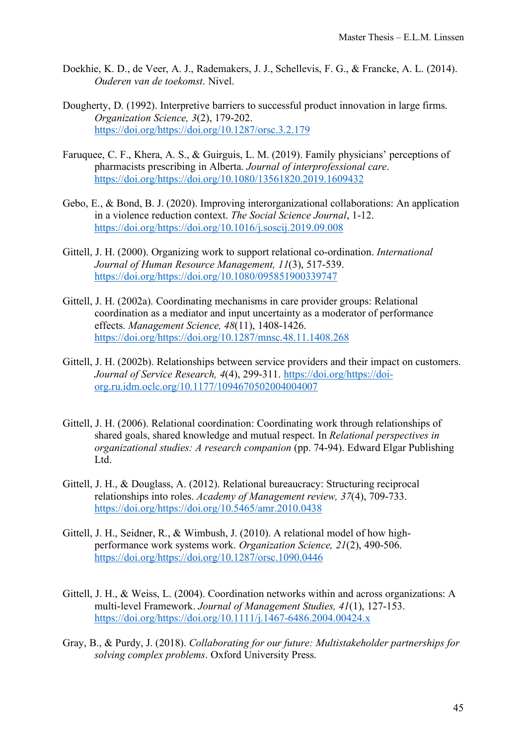Doekhie, K. D., de Veer, A. J., Rademakers, J. J., Schellevis, F. G., & Francke, A. L. (2014). *Ouderen van de toekomst*. Nivel.

Dougherty, D. (1992). Interpretive barriers to successful product innovation in large firms. *Organization Science, 3*(2), 179-202. https://doi.org/https://doi.org/10.1287/orsc.3.2.179

Faruquee, C. F., Khera, A. S., & Guirguis, L. M. (2019). Family physicians' perceptions of pharmacists prescribing in Alberta. *Journal of interprofessional care*. https://doi.org/https://doi.org/10.1080/13561820.2019.1609432

Gebo, E., & Bond, B. J. (2020). Improving interorganizational collaborations: An application in a violence reduction context. *The Social Science Journal*, 1-12. https://doi.org/https://doi.org/10.1016/j.soscij.2019.09.008

Gittell, J. H. (2000). Organizing work to support relational co-ordination. *International Journal of Human Resource Management, 11*(3), 517-539. https://doi.org/https://doi.org/10.1080/095851900339747

Gittell, J. H. (2002a). Coordinating mechanisms in care provider groups: Relational coordination as a mediator and input uncertainty as a moderator of performance effects. *Management Science, 48*(11), 1408-1426. https://doi.org/https://doi.org/10.1287/mnsc.48.11.1408.268

Gittell, J. H. (2002b). Relationships between service providers and their impact on customers. *Journal of Service Research, 4*(4), 299-311. https://doi.org/https://doi-org.ru.idm.oclc.org/10.1177/1094670502004004007

Gittell, J. H. (2006). Relational coordination: Coordinating work through relationships of shared goals, shared knowledge and mutual respect. In *Relational perspectives in organizational studies: A research companion* (pp. 74-94). Edward Elgar Publishing Ltd.

Gittell, J. H., & Douglass, A. (2012). Relational bureaucracy: Structuring reciprocal relationships into roles. *Academy of Management review, 37*(4), 709-733. https://doi.org/https://doi.org/10.5465/amr.2010.0438

Gittell, J. H., Seidner, R., & Wimbush, J. (2010). A relational model of how high-performance work systems work. *Organization Science, 21*(2), 490-506. https://doi.org/https://doi.org/10.1287/orsc.1090.0446

Gittell, J. H., & Weiss, L. (2004). Coordination networks within and across organizations: A multi-level Framework. *Journal of Management Studies, 41*(1), 127-153. https://doi.org/https://doi.org/10.1111/j.1467-6486.2004.00424.x

Gray, B., & Purdy, J. (2018). *Collaborating for our future: Multistakeholder partnerships for solving complex problems*. Oxford University Press.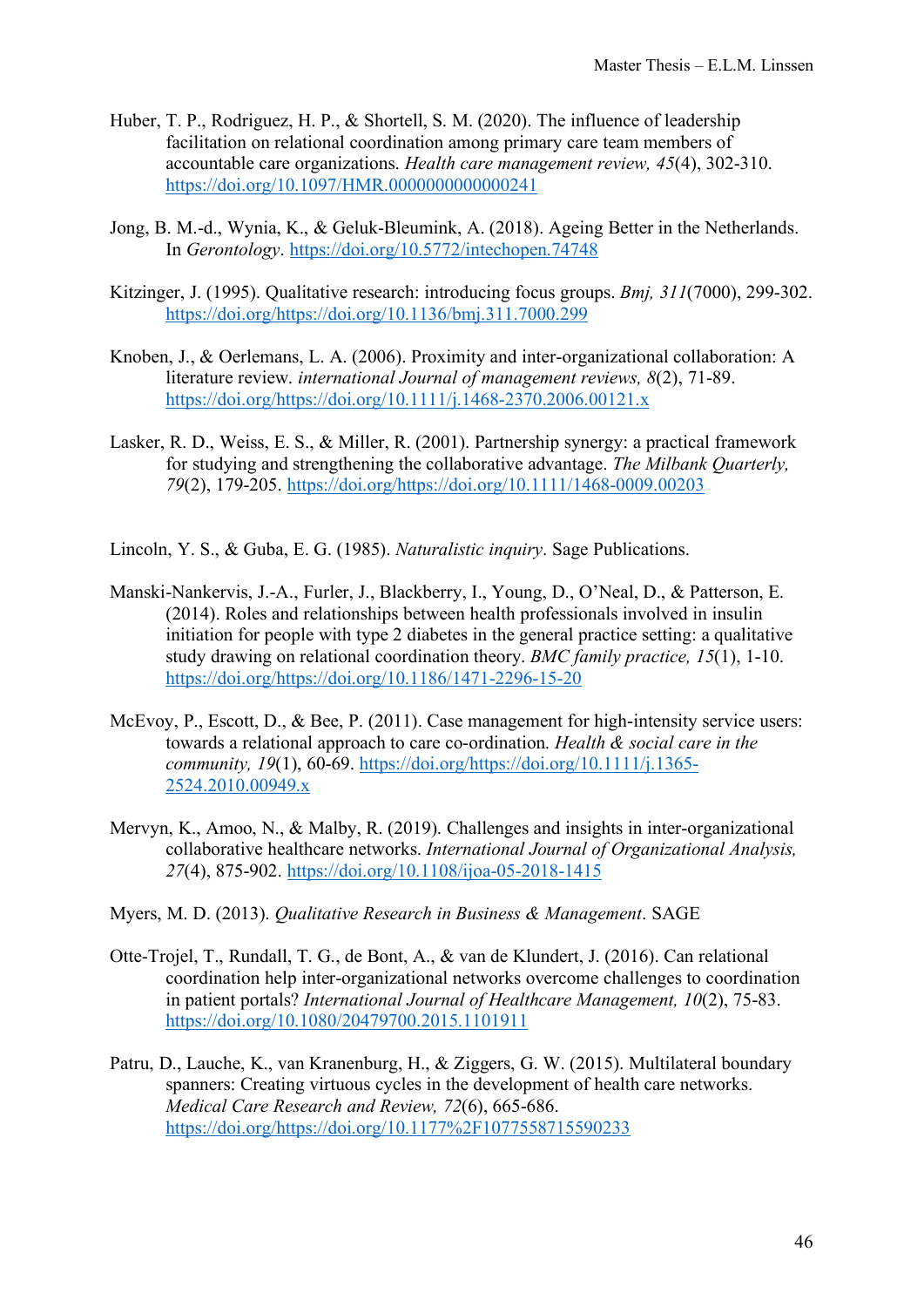Huber, T. P., Rodriguez, H. P., & Shortell, S. M. (2020). The influence of leadership facilitation on relational coordination among primary care team members of accountable care organizations. *Health care management review, 45*(4), 302-310. https://doi.org/10.1097/HMR.0000000000000241

Jong, B. M.-d., Wynia, K., & Geluk-Bleumink, A. (2018). Ageing Better in the Netherlands. In *Gerontology*. https://doi.org/10.5772/intechopen.74748

Kitzinger, J. (1995). Qualitative research: introducing focus groups. *Bmj, 311*(7000), 299-302. https://doi.org/https://doi.org/10.1136/bmj.311.7000.299

Knoben, J., & Oerlemans, L. A. (2006). Proximity and inter-organizational collaboration: A literature review. *international Journal of management reviews, 8*(2), 71-89. https://doi.org/https://doi.org/10.1111/j.1468-2370.2006.00121.x

Lasker, R. D., Weiss, E. S., & Miller, R. (2001). Partnership synergy: a practical framework for studying and strengthening the collaborative advantage. *The Milbank Quarterly, 79*(2), 179-205. https://doi.org/https://doi.org/10.1111/1468-0009.00203

Lincoln, Y. S., & Guba, E. G. (1985). *Naturalistic inquiry*. Sage Publications.

Manski-Nankervis, J.-A., Furler, J., Blackberry, I., Young, D., O'Neal, D., & Patterson, E. (2014). Roles and relationships between health professionals involved in insulin initiation for people with type 2 diabetes in the general practice setting: a qualitative study drawing on relational coordination theory. *BMC family practice, 15*(1), 1-10. https://doi.org/https://doi.org/10.1186/1471-2296-15-20

McEvoy, P., Escott, D., & Bee, P. (2011). Case management for high-intensity service users: towards a relational approach to care co-ordination. *Health & social care in the community, 19*(1), 60-69. https://doi.org/https://doi.org/10.1111/j.1365-2524.2010.00949.x

Mervyn, K., Amoo, N., & Malby, R. (2019). Challenges and insights in inter-organizational collaborative healthcare networks. *International Journal of Organizational Analysis, 27*(4), 875-902. https://doi.org/10.1108/ijoa-05-2018-1415

Myers, M. D. (2013). *Qualitative Research in Business & Management*. SAGE

Otte-Trojel, T., Rundall, T. G., de Bont, A., & van de Klundert, J. (2016). Can relational coordination help inter-organizational networks overcome challenges to coordination in patient portals? *International Journal of Healthcare Management, 10*(2), 75-83. https://doi.org/10.1080/20479700.2015.1101911

Patru, D., Lauche, K., van Kranenburg, H., & Ziggers, G. W. (2015). Multilateral boundary spanners: Creating virtuous cycles in the development of health care networks. *Medical Care Research and Review, 72*(6), 665-686. https://doi.org/https://doi.org/10.1177%2F1077558715590233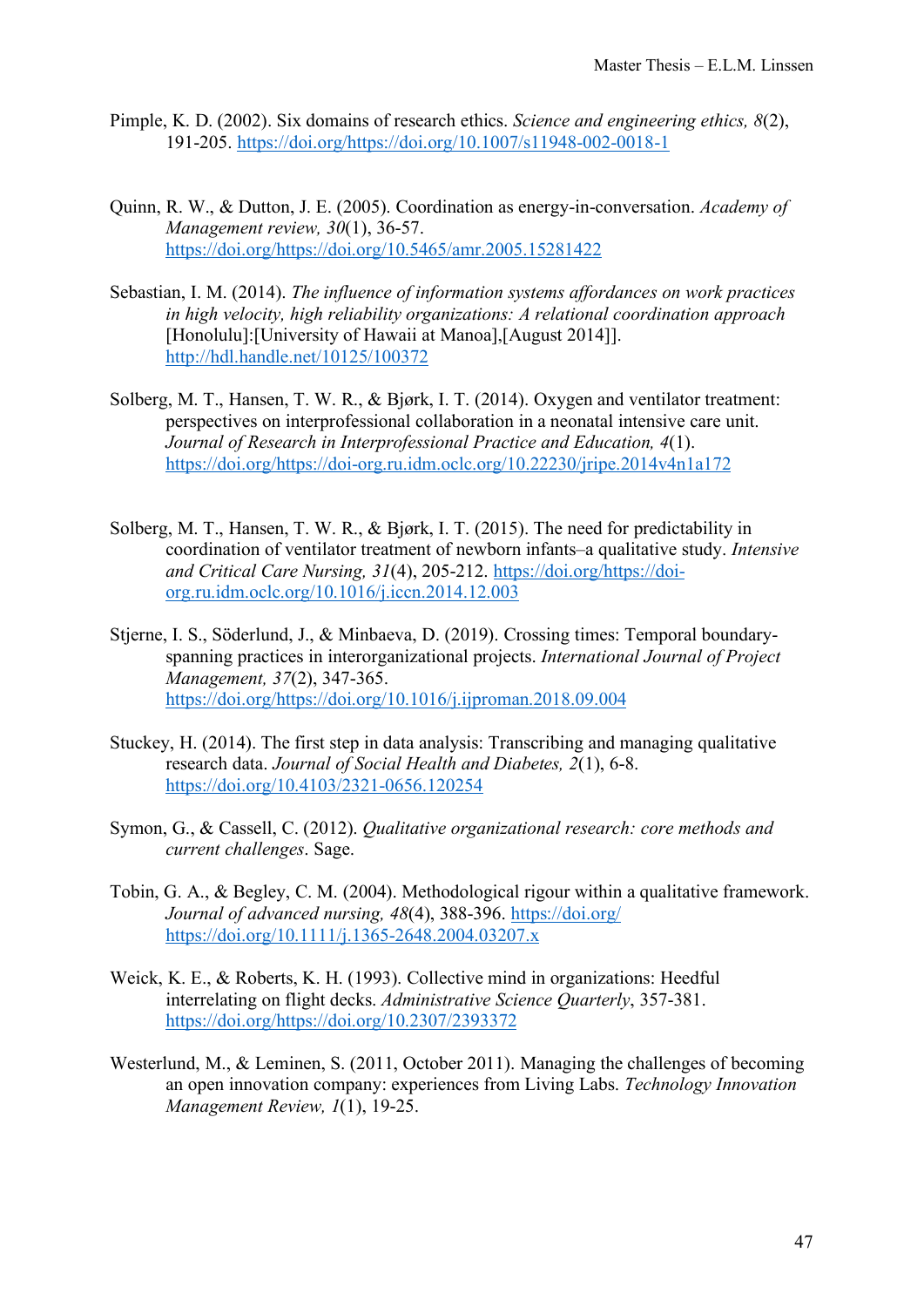Pimple, K. D. (2002). Six domains of research ethics. *Science and engineering ethics, 8*(2), 191-205. https://doi.org/https://doi.org/10.1007/s11948-002-0018-1

Quinn, R. W., & Dutton, J. E. (2005). Coordination as energy-in-conversation. *Academy of Management review, 30*(1), 36-57. https://doi.org/https://doi.org/10.5465/amr.2005.15281422

Sebastian, I. M. (2014). *The influence of information systems affordances on work practices in high velocity, high reliability organizations: A relational coordination approach* [Honolulu]:[University of Hawaii at Manoa],[August 2014]]. http://hdl.handle.net/10125/100372

Solberg, M. T., Hansen, T. W. R., & Bjørk, I. T. (2014). Oxygen and ventilator treatment: perspectives on interprofessional collaboration in a neonatal intensive care unit. *Journal of Research in Interprofessional Practice and Education, 4*(1). https://doi.org/https://doi-org.ru.idm.oclc.org/10.22230/jripe.2014v4n1a172

Solberg, M. T., Hansen, T. W. R., & Bjørk, I. T. (2015). The need for predictability in coordination of ventilator treatment of newborn infants–a qualitative study. *Intensive and Critical Care Nursing, 31*(4), 205-212. https://doi.org/https://doi-org.ru.idm.oclc.org/10.1016/j.iccn.2014.12.003

Stjerne, I. S., Söderlund, J., & Minbaeva, D. (2019). Crossing times: Temporal boundary-spanning practices in interorganizational projects. *International Journal of Project Management, 37*(2), 347-365. https://doi.org/https://doi.org/10.1016/j.ijproman.2018.09.004

Stuckey, H. (2014). The first step in data analysis: Transcribing and managing qualitative research data. *Journal of Social Health and Diabetes, 2*(1), 6-8. https://doi.org/10.4103/2321-0656.120254

Symon, G., & Cassell, C. (2012). *Qualitative organizational research: core methods and current challenges*. Sage.

Tobin, G. A., & Begley, C. M. (2004). Methodological rigour within a qualitative framework. *Journal of advanced nursing, 48*(4), 388-396. https://doi.org/ https://doi.org/10.1111/j.1365-2648.2004.03207.x

Weick, K. E., & Roberts, K. H. (1993). Collective mind in organizations: Heedful interrelating on flight decks. *Administrative Science Quarterly*, 357-381. https://doi.org/https://doi.org/10.2307/2393372

Westerlund, M., & Leminen, S. (2011, October 2011). Managing the challenges of becoming an open innovation company: experiences from Living Labs. *Technology Innovation Management Review, 1*(1), 19-25.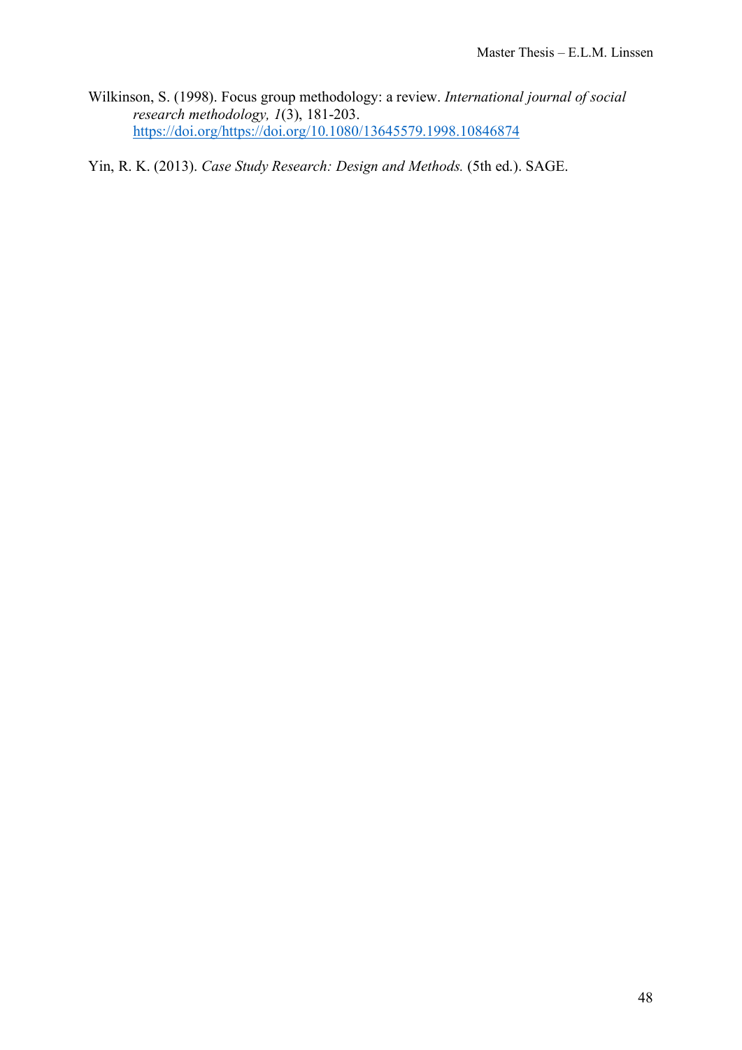Wilkinson, S. (1998). Focus group methodology: a review. *International journal of social research methodology, 1*(3), 181-203. https://doi.org/https://doi.org/10.1080/13645579.1998.10846874

Yin, R. K. (2013). *Case Study Research: Design and Methods.* (5th ed.). SAGE.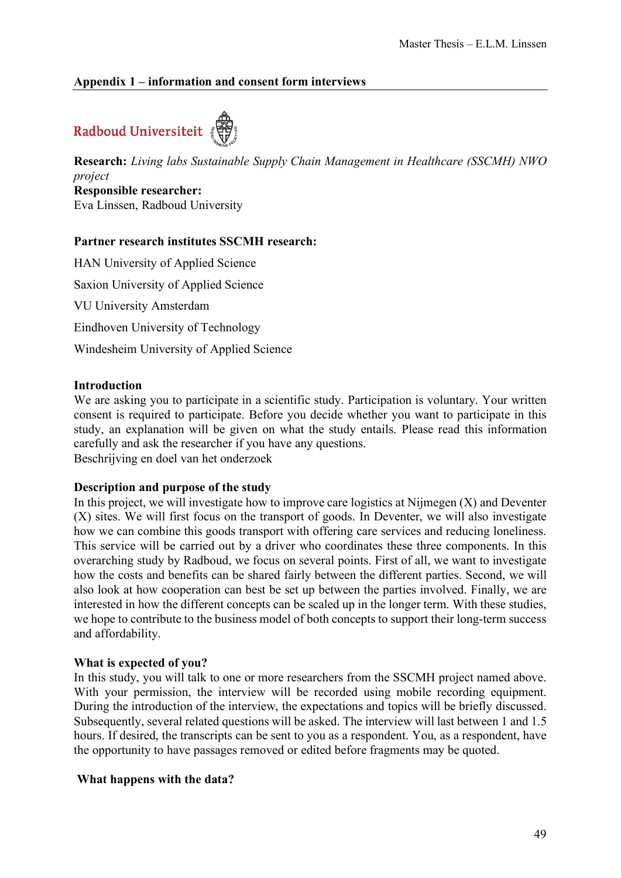## Appendix 1 – information and consent form interviews

Radboud Universiteit

**Research:** *Living labs Sustainable Supply Chain Management in Healthcare (SSCMH) NWO project*
**Responsible researcher:**
Eva Linssen, Radboud University

**Partner research institutes SSCMH research:**

HAN University of Applied Science

Saxion University of Applied Science

VU University Amsterdam

Eindhoven University of Technology

Windesheim University of Applied Science

**Introduction**
We are asking you to participate in a scientific study. Participation is voluntary. Your written consent is required to participate. Before you decide whether you want to participate in this study, an explanation will be given on what the study entails. Please read this information carefully and ask the researcher if you have any questions.
Beschrijving en doel van het onderzoek

**Description and purpose of the study**
In this project, we will investigate how to improve care logistics at Nijmegen (X) and Deventer (X) sites. We will first focus on the transport of goods. In Deventer, we will also investigate how we can combine this goods transport with offering care services and reducing loneliness. This service will be carried out by a driver who coordinates these three components. In this overarching study by Radboud, we focus on several points. First of all, we want to investigate how the costs and benefits can be shared fairly between the different parties. Second, we will also look at how cooperation can best be set up between the parties involved. Finally, we are interested in how the different concepts can be scaled up in the longer term. With these studies, we hope to contribute to the business model of both concepts to support their long-term success and affordability.

**What is expected of you?**
In this study, you will talk to one or more researchers from the SSCMH project named above. With your permission, the interview will be recorded using mobile recording equipment. During the introduction of the interview, the expectations and topics will be briefly discussed. Subsequently, several related questions will be asked. The interview will last between 1 and 1.5 hours. If desired, the transcripts can be sent to you as a respondent. You, as a respondent, have the opportunity to have passages removed or edited before fragments may be quoted.

**What happens with the data?**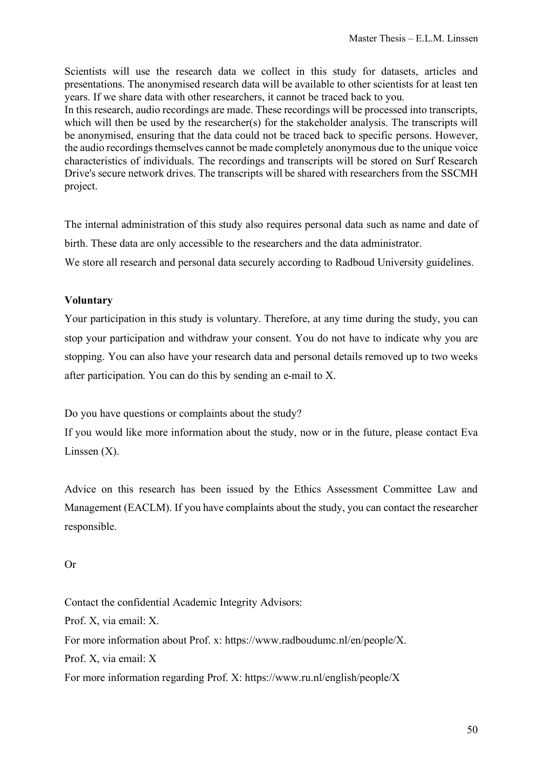Scientists will use the research data we collect in this study for datasets, articles and presentations. The anonymised research data will be available to other scientists for at least ten years. If we share data with other researchers, it cannot be traced back to you.
In this research, audio recordings are made. These recordings will be processed into transcripts, which will then be used by the researcher(s) for the stakeholder analysis. The transcripts will be anonymised, ensuring that the data could not be traced back to specific persons. However, the audio recordings themselves cannot be made completely anonymous due to the unique voice characteristics of individuals. The recordings and transcripts will be stored on Surf Research Drive's secure network drives. The transcripts will be shared with researchers from the SSCMH project.

The internal administration of this study also requires personal data such as name and date of birth. These data are only accessible to the researchers and the data administrator.
We store all research and personal data securely according to Radboud University guidelines.

**Voluntary**

Your participation in this study is voluntary. Therefore, at any time during the study, you can stop your participation and withdraw your consent. You do not have to indicate why you are stopping. You can also have your research data and personal details removed up to two weeks after participation. You can do this by sending an e-mail to X.

Do you have questions or complaints about the study?
If you would like more information about the study, now or in the future, please contact Eva Linssen (X).

Advice on this research has been issued by the Ethics Assessment Committee Law and Management (EACLM). If you have complaints about the study, you can contact the researcher responsible.

Or

Contact the confidential Academic Integrity Advisors:
Prof. X, via email: X.
For more information about Prof. x: https://www.radboudumc.nl/en/people/X.
Prof. X, via email: X
For more information regarding Prof. X: https://www.ru.nl/english/people/X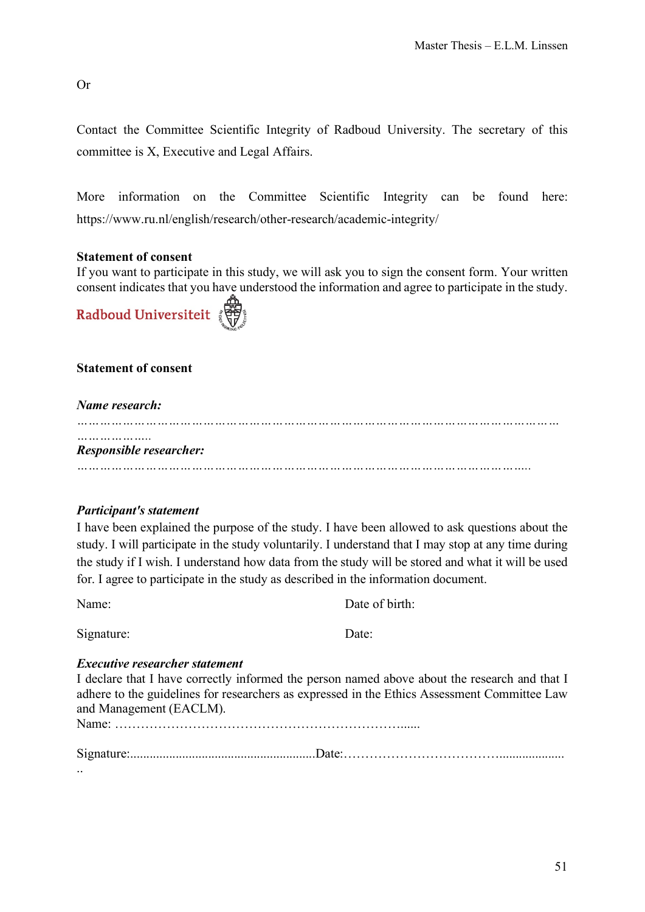Or

Contact the Committee Scientific Integrity of Radboud University. The secretary of this committee is X, Executive and Legal Affairs.

More information on the Committee Scientific Integrity can be found here: https://www.ru.nl/english/research/other-research/academic-integrity/

**Statement of consent**
If you want to participate in this study, we will ask you to sign the consent form. Your written consent indicates that you have understood the information and agree to participate in the study.

Radboud Universiteit

**Statement of consent**

***Name research:***
……………………………………………………………………………………………………………………..

***Responsible researcher:***
…………………………………………………………………………………………………..

***Participant's statement***
I have been explained the purpose of the study. I have been allowed to ask questions about the study. I will participate in the study voluntarily. I understand that I may stop at any time during the study if I wish. I understand how data from the study will be stored and what it will be used for. I agree to participate in the study as described in the information document.

Name: Date of birth:

Signature: Date:

***Executive researcher statement***
I declare that I have correctly informed the person named above about the research and that I adhere to the guidelines for researchers as expressed in the Ethics Assessment Committee Law and Management (EACLM).
Name: ……………………………………………………......

Signature:.........................................................Date:……………………………......................
..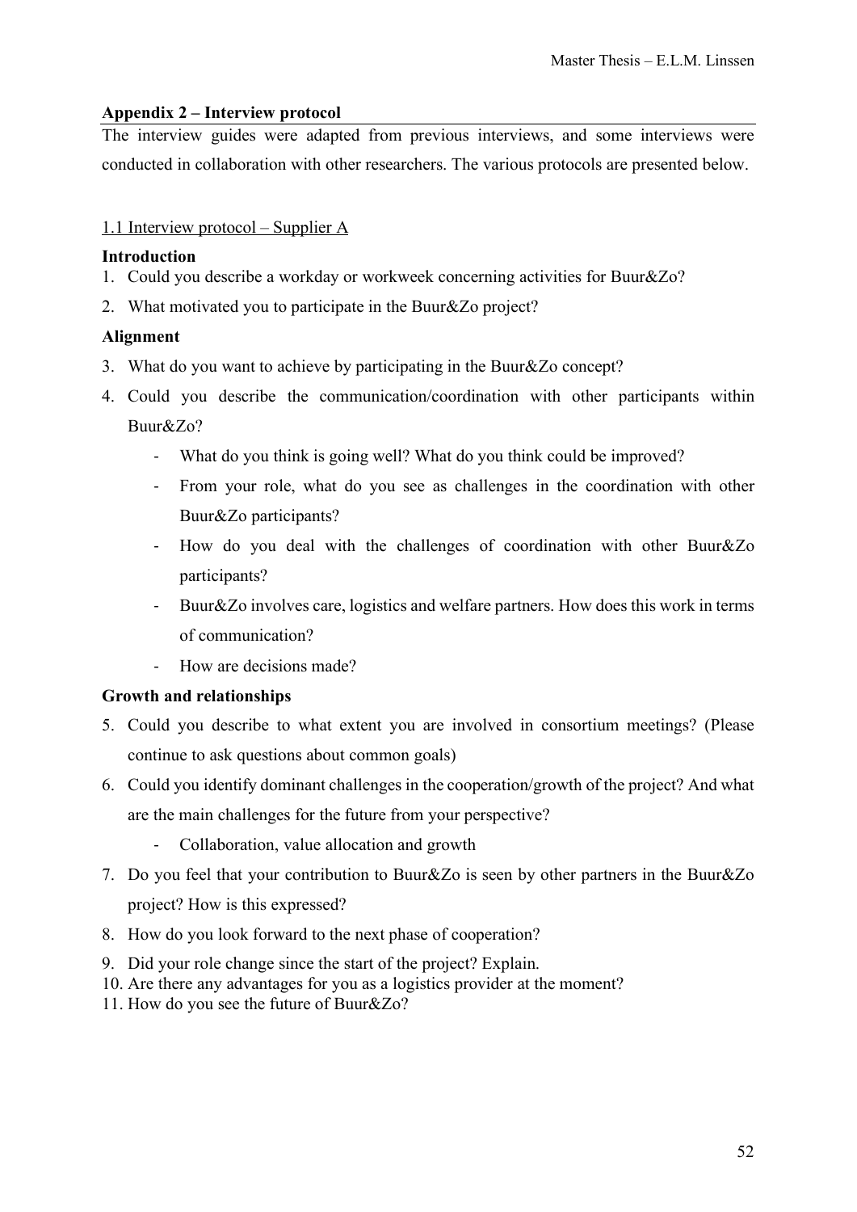## Appendix 2 – Interview protocol

The interview guides were adapted from previous interviews, and some interviews were conducted in collaboration with other researchers. The various protocols are presented below.

### 1.1 Interview protocol – Supplier A

**Introduction**

1. Could you describe a workday or workweek concerning activities for Buur&Zo?
2. What motivated you to participate in the Buur&Zo project?

**Alignment**

3. What do you want to achieve by participating in the Buur&Zo concept?
4. Could you describe the communication/coordination with other participants within Buur&Zo?
   - What do you think is going well? What do you think could be improved?
   - From your role, what do you see as challenges in the coordination with other Buur&Zo participants?
   - How do you deal with the challenges of coordination with other Buur&Zo participants?
   - Buur&Zo involves care, logistics and welfare partners. How does this work in terms of communication?
   - How are decisions made?

**Growth and relationships**

5. Could you describe to what extent you are involved in consortium meetings? (Please continue to ask questions about common goals)
6. Could you identify dominant challenges in the cooperation/growth of the project? And what are the main challenges for the future from your perspective?
   - Collaboration, value allocation and growth
7. Do you feel that your contribution to Buur&Zo is seen by other partners in the Buur&Zo project? How is this expressed?
8. How do you look forward to the next phase of cooperation?
9. Did your role change since the start of the project? Explain.
10. Are there any advantages for you as a logistics provider at the moment?
11. How do you see the future of Buur&Zo?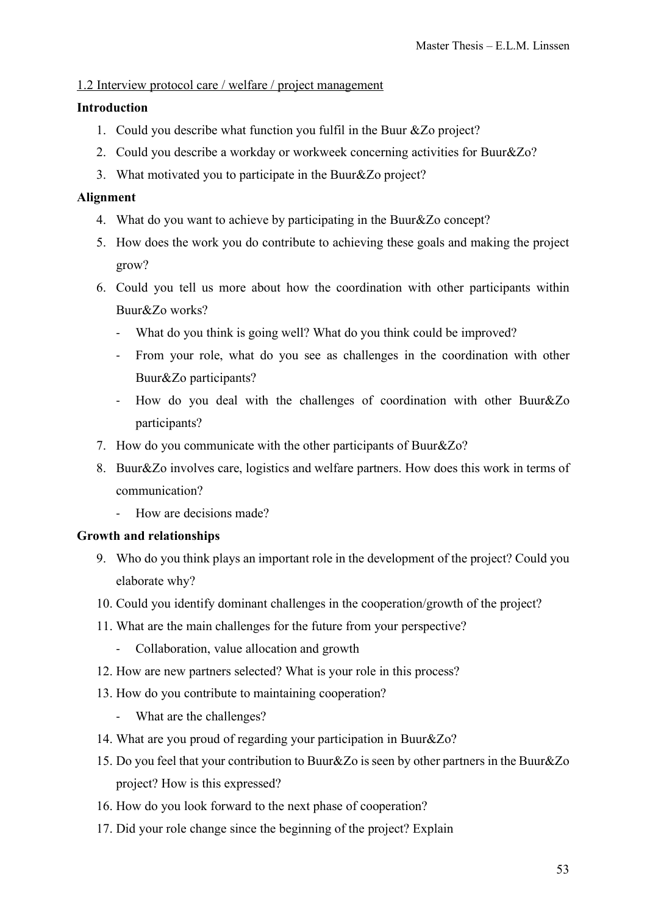1.2 Interview protocol care / welfare / project management

**Introduction**

1. Could you describe what function you fulfil in the Buur &Zo project?
2. Could you describe a workday or workweek concerning activities for Buur&Zo?
3. What motivated you to participate in the Buur&Zo project?

**Alignment**

4. What do you want to achieve by participating in the Buur&Zo concept?
5. How does the work you do contribute to achieving these goals and making the project grow?
6. Could you tell us more about how the coordination with other participants within Buur&Zo works?
   - What do you think is going well? What do you think could be improved?
   - From your role, what do you see as challenges in the coordination with other Buur&Zo participants?
   - How do you deal with the challenges of coordination with other Buur&Zo participants?
7. How do you communicate with the other participants of Buur&Zo?
8. Buur&Zo involves care, logistics and welfare partners. How does this work in terms of communication?
   - How are decisions made?

**Growth and relationships**

9. Who do you think plays an important role in the development of the project? Could you elaborate why?
10. Could you identify dominant challenges in the cooperation/growth of the project?
11. What are the main challenges for the future from your perspective?
    - Collaboration, value allocation and growth
12. How are new partners selected? What is your role in this process?
13. How do you contribute to maintaining cooperation?
    - What are the challenges?
14. What are you proud of regarding your participation in Buur&Zo?
15. Do you feel that your contribution to Buur&Zo is seen by other partners in the Buur&Zo project? How is this expressed?
16. How do you look forward to the next phase of cooperation?
17. Did your role change since the beginning of the project? Explain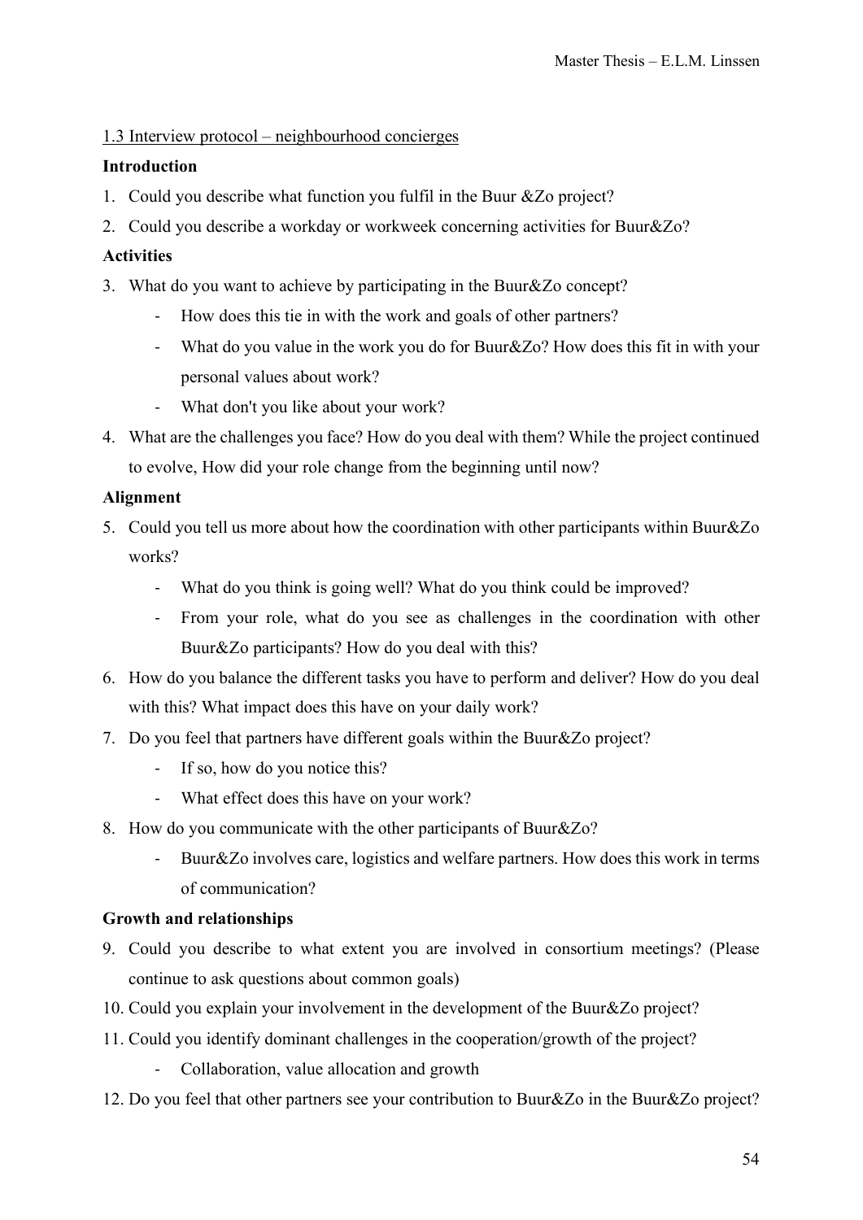## 1.3 Interview protocol – neighbourhood concierges

**Introduction**

1. Could you describe what function you fulfil in the Buur &Zo project?
2. Could you describe a workday or workweek concerning activities for Buur&Zo?

**Activities**

3. What do you want to achieve by participating in the Buur&Zo concept?
   - How does this tie in with the work and goals of other partners?
   - What do you value in the work you do for Buur&Zo? How does this fit in with your personal values about work?
   - What don't you like about your work?
4. What are the challenges you face? How do you deal with them? While the project continued to evolve, How did your role change from the beginning until now?

**Alignment**

5. Could you tell us more about how the coordination with other participants within Buur&Zo works?
   - What do you think is going well? What do you think could be improved?
   - From your role, what do you see as challenges in the coordination with other Buur&Zo participants? How do you deal with this?
6. How do you balance the different tasks you have to perform and deliver? How do you deal with this? What impact does this have on your daily work?
7. Do you feel that partners have different goals within the Buur&Zo project?
   - If so, how do you notice this?
   - What effect does this have on your work?
8. How do you communicate with the other participants of Buur&Zo?
   - Buur&Zo involves care, logistics and welfare partners. How does this work in terms of communication?

**Growth and relationships**

9. Could you describe to what extent you are involved in consortium meetings? (Please continue to ask questions about common goals)
10. Could you explain your involvement in the development of the Buur&Zo project?
11. Could you identify dominant challenges in the cooperation/growth of the project?
    - Collaboration, value allocation and growth
12. Do you feel that other partners see your contribution to Buur&Zo in the Buur&Zo project?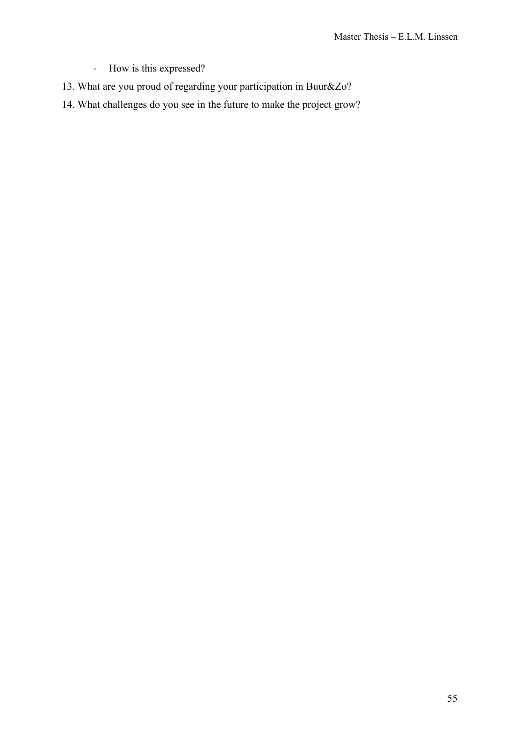- How is this expressed?

13. What are you proud of regarding your participation in Buur&Zo?
14. What challenges do you see in the future to make the project grow?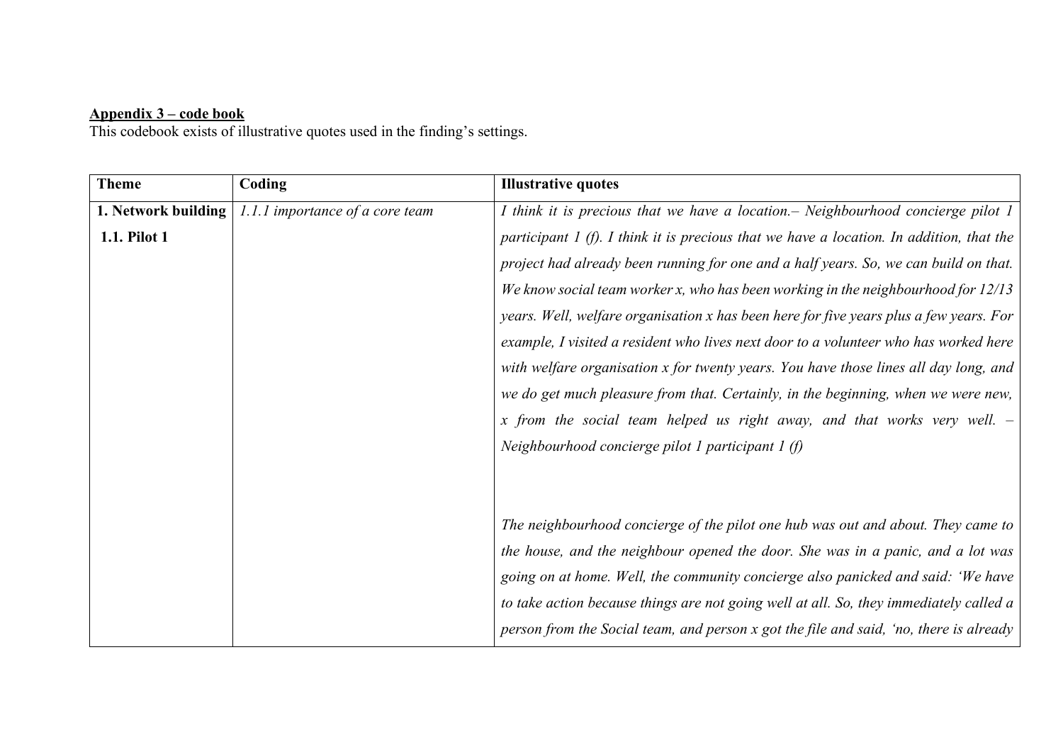**Appendix 3 – code book**

This codebook exists of illustrative quotes used in the finding's settings.

| Theme | Coding | Illustrative quotes |
|---|---|---|
| **1. Network building** **1.1. Pilot 1** | *1.1.1 importance of a core team* | *I think it is precious that we have a location.– Neighbourhood concierge pilot 1 participant 1 (f). I think it is precious that we have a location. In addition, that the project had already been running for one and a half years. So, we can build on that. We know social team worker x, who has been working in the neighbourhood for 12/13 years. Well, welfare organisation x has been here for five years plus a few years. For example, I visited a resident who lives next door to a volunteer who has worked here with welfare organisation x for twenty years. You have those lines all day long, and we do get much pleasure from that. Certainly, in the beginning, when we were new, x from the social team helped us right away, and that works very well. – Neighbourhood concierge pilot 1 participant 1 (f)*<br><br>*The neighbourhood concierge of the pilot one hub was out and about. They came to the house, and the neighbour opened the door. She was in a panic, and a lot was going on at home. Well, the community concierge also panicked and said: 'We have to take action because things are not going well at all. So, they immediately called a person from the Social team, and person x got the file and said, 'no, there is already* |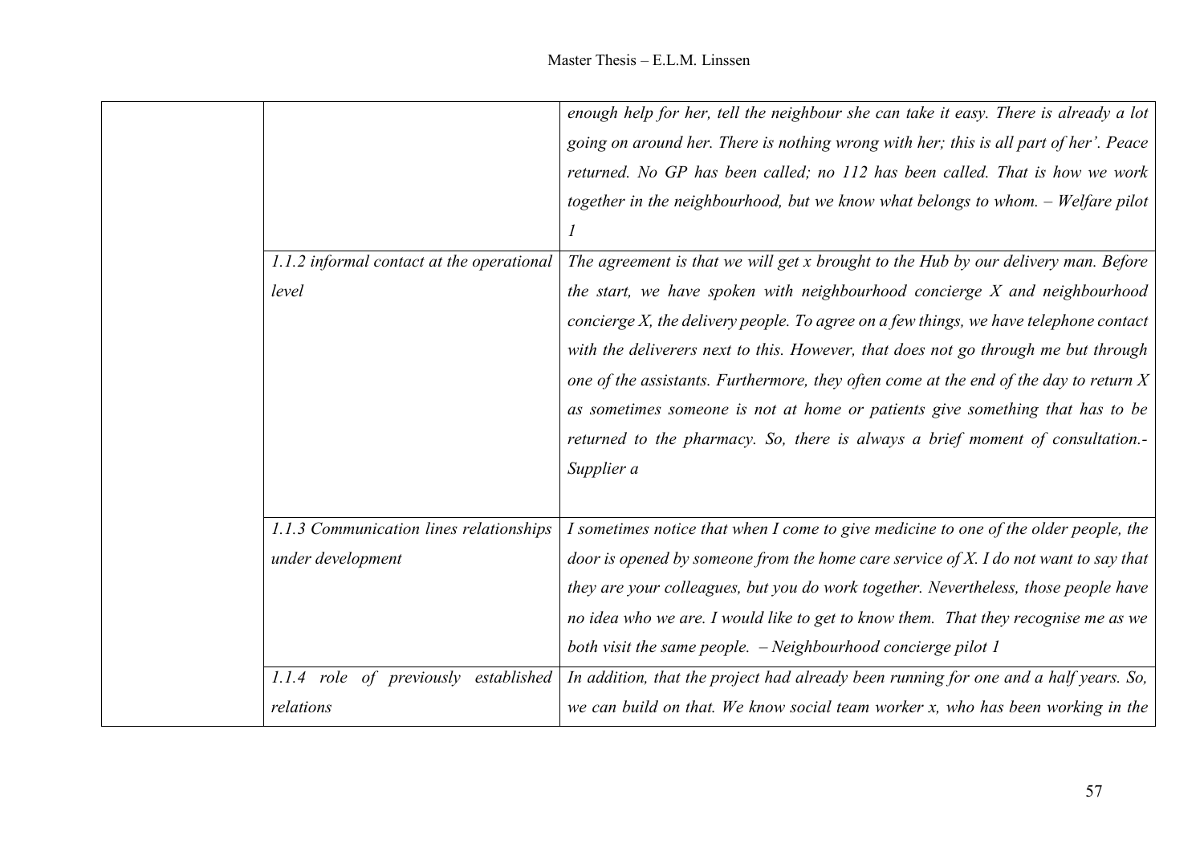| | | |
|---|---|---|
| | | *enough help for her, tell the neighbour she can take it easy. There is already a lot going on around her. There is nothing wrong with her; this is all part of her'. Peace returned. No GP has been called; no 112 has been called. That is how we work together in the neighbourhood, but we know what belongs to whom. – Welfare pilot 1* |
| | *1.1.2 informal contact at the operational level* | *The agreement is that we will get x brought to the Hub by our delivery man. Before the start, we have spoken with neighbourhood concierge X and neighbourhood concierge X, the delivery people. To agree on a few things, we have telephone contact with the deliverers next to this. However, that does not go through me but through one of the assistants. Furthermore, they often come at the end of the day to return X as sometimes someone is not at home or patients give something that has to be returned to the pharmacy. So, there is always a brief moment of consultation.- Supplier a* |
| | *1.1.3 Communication lines relationships under development* | *I sometimes notice that when I come to give medicine to one of the older people, the door is opened by someone from the home care service of X. I do not want to say that they are your colleagues, but you do work together. Nevertheless, those people have no idea who we are. I would like to get to know them. That they recognise me as we both visit the same people. – Neighbourhood concierge pilot 1* |
| | *1.1.4 role of previously established relations* | *In addition, that the project had already been running for one and a half years. So, we can build on that. We know social team worker x, who has been working in the* |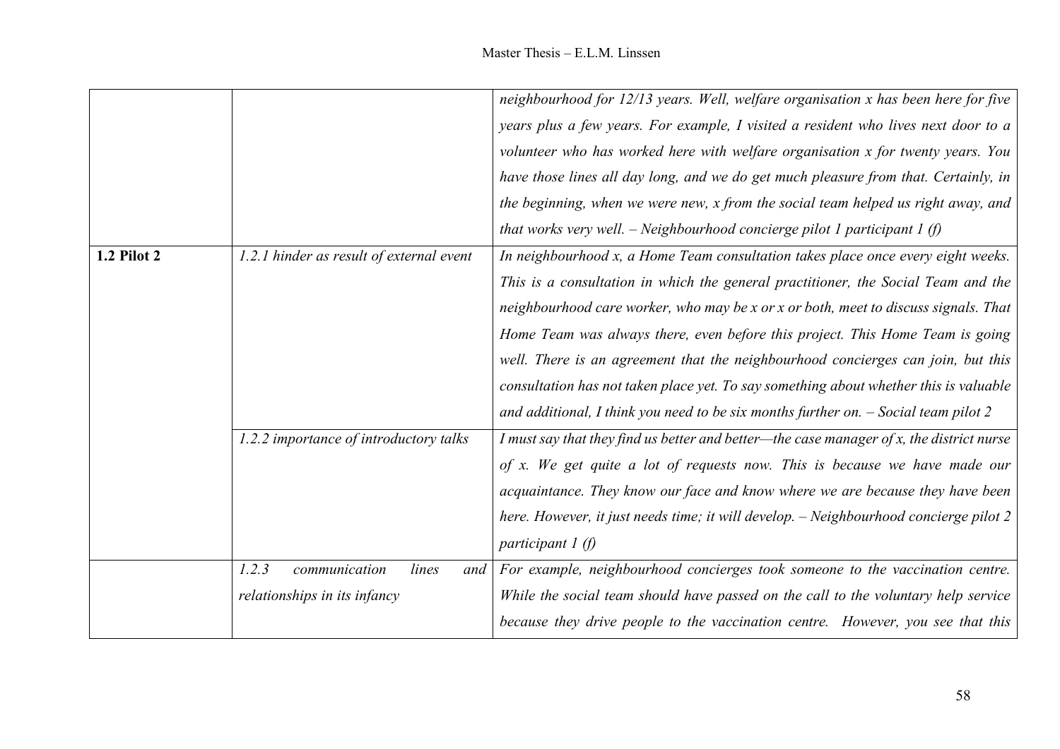| | | |
|---|---|---|
| | | *neighbourhood for 12/13 years. Well, welfare organisation x has been here for five years plus a few years. For example, I visited a resident who lives next door to a volunteer who has worked here with welfare organisation x for twenty years. You have those lines all day long, and we do get much pleasure from that. Certainly, in the beginning, when we were new, x from the social team helped us right away, and that works very well. – Neighbourhood concierge pilot 1 participant 1 (f)* |
| **1.2 Pilot 2** | *1.2.1 hinder as result of external event* | *In neighbourhood x, a Home Team consultation takes place once every eight weeks. This is a consultation in which the general practitioner, the Social Team and the neighbourhood care worker, who may be x or x or both, meet to discuss signals. That Home Team was always there, even before this project. This Home Team is going well. There is an agreement that the neighbourhood concierges can join, but this consultation has not taken place yet. To say something about whether this is valuable and additional, I think you need to be six months further on. – Social team pilot 2* |
| | *1.2.2 importance of introductory talks* | *I must say that they find us better and better—the case manager of x, the district nurse of x. We get quite a lot of requests now. This is because we have made our acquaintance. They know our face and know where we are because they have been here. However, it just needs time; it will develop. – Neighbourhood concierge pilot 2 participant 1 (f)* |
| | *1.2.3 communication lines and relationships in its infancy* | *For example, neighbourhood concierges took someone to the vaccination centre. While the social team should have passed on the call to the voluntary help service because they drive people to the vaccination centre. However, you see that this* |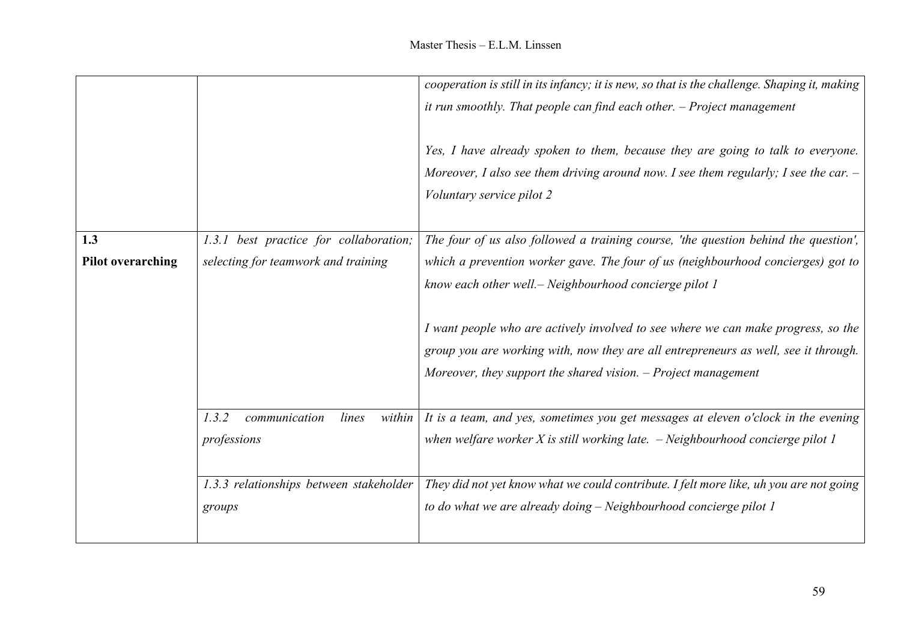| | | |
|---|---|---|
| | | *cooperation is still in its infancy; it is new, so that is the challenge. Shaping it, making it run smoothly. That people can find each other. – Project management*<br><br>*Yes, I have already spoken to them, because they are going to talk to everyone. Moreover, I also see them driving around now. I see them regularly; I see the car. – Voluntary service pilot 2* |
| 1.3<br>**Pilot overarching** | *1.3.1 best practice for collaboration; selecting for teamwork and training* | *The four of us also followed a training course, 'the question behind the question', which a prevention worker gave. The four of us (neighbourhood concierges) got to know each other well.– Neighbourhood concierge pilot 1*<br><br>*I want people who are actively involved to see where we can make progress, so the group you are working with, now they are all entrepreneurs as well, see it through. Moreover, they support the shared vision. – Project management* |
| | *1.3.2 communication lines within professions* | *It is a team, and yes, sometimes you get messages at eleven o'clock in the evening when welfare worker X is still working late. – Neighbourhood concierge pilot 1* |
| | *1.3.3 relationships between stakeholder groups* | *They did not yet know what we could contribute. I felt more like, uh you are not going to do what we are already doing – Neighbourhood concierge pilot 1* |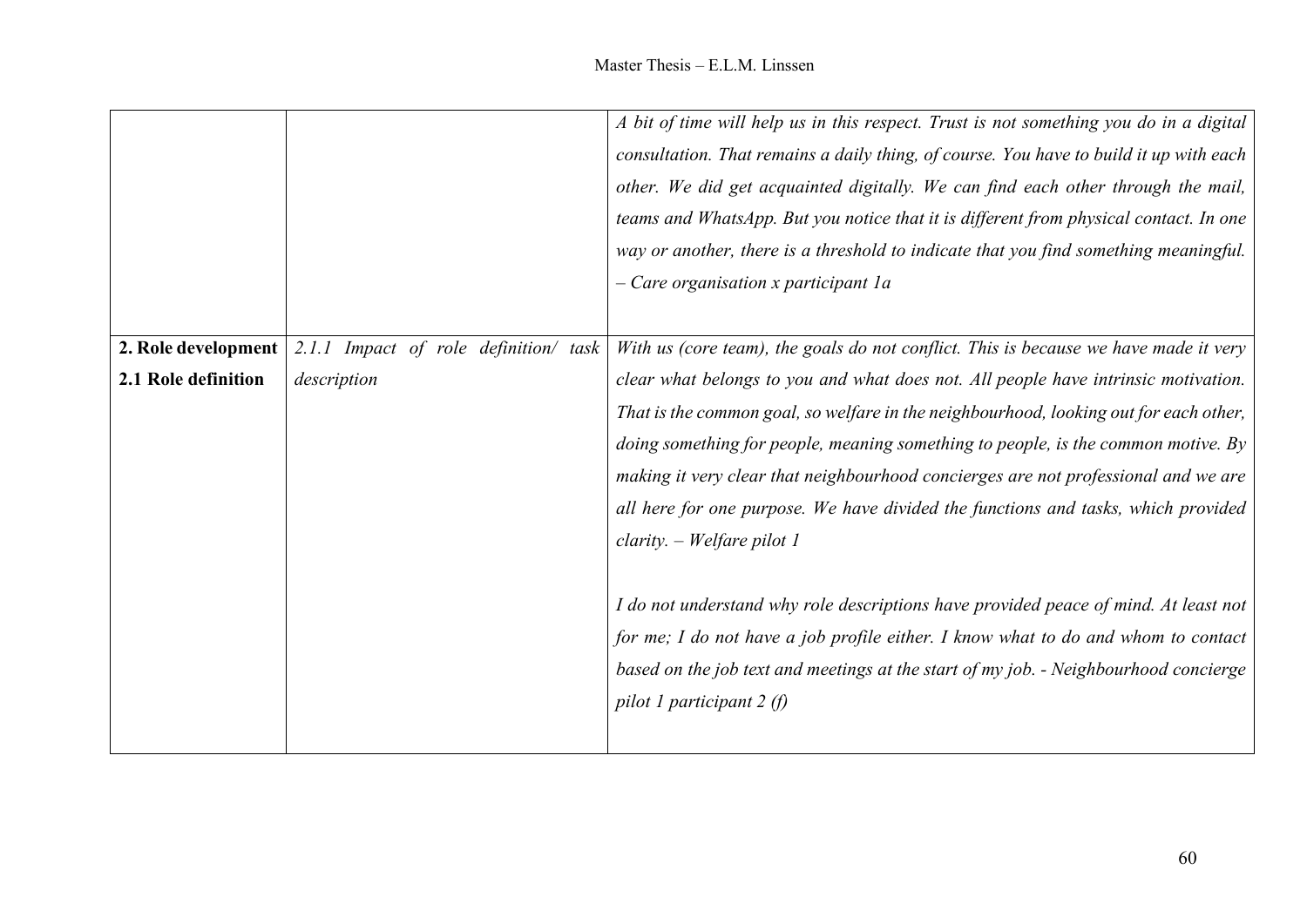| | | |
|---|---|---|
| | | *A bit of time will help us in this respect. Trust is not something you do in a digital consultation. That remains a daily thing, of course. You have to build it up with each other. We did get acquainted digitally. We can find each other through the mail, teams and WhatsApp. But you notice that it is different from physical contact. In one way or another, there is a threshold to indicate that you find something meaningful. – Care organisation x participant 1a* |
| **2. Role development** **2.1 Role definition** | *2.1.1 Impact of role definition/ task description* | *With us (core team), the goals do not conflict. This is because we have made it very clear what belongs to you and what does not. All people have intrinsic motivation. That is the common goal, so welfare in the neighbourhood, looking out for each other, doing something for people, meaning something to people, is the common motive. By making it very clear that neighbourhood concierges are not professional and we are all here for one purpose. We have divided the functions and tasks, which provided clarity. – Welfare pilot 1* <br><br> *I do not understand why role descriptions have provided peace of mind. At least not for me; I do not have a job profile either. I know what to do and whom to contact based on the job text and meetings at the start of my job. - Neighbourhood concierge pilot 1 participant 2 (f)* |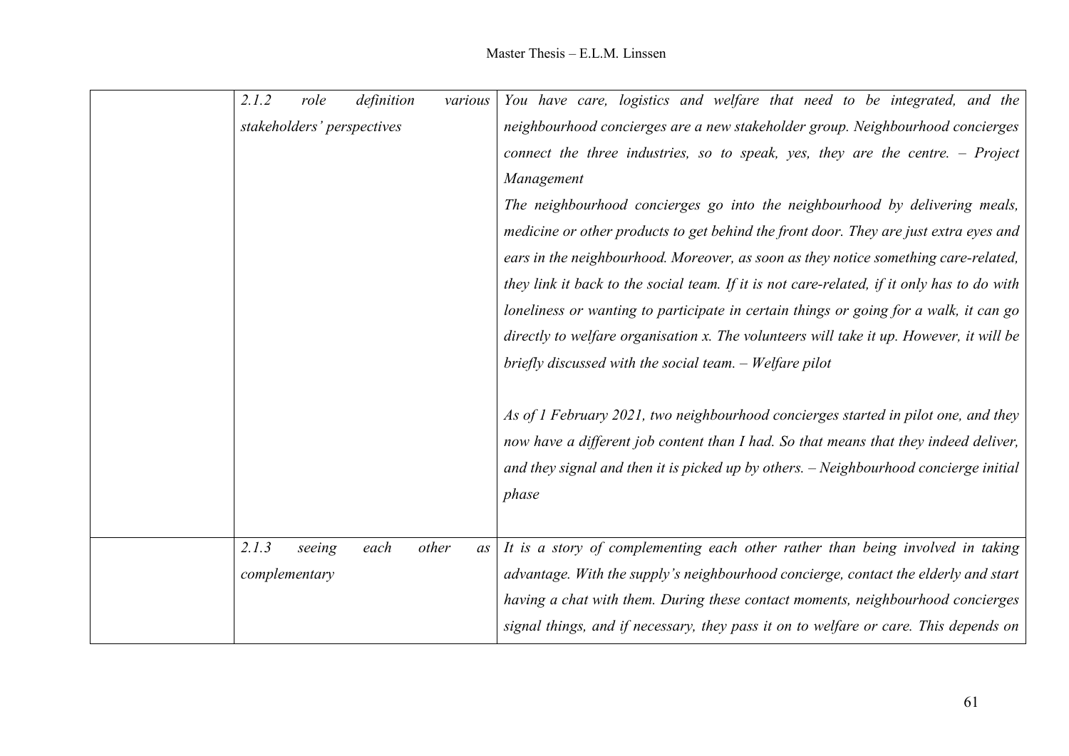| | | |
|---|---|---|
| | *2.1.2 role definition various stakeholders' perspectives* | *You have care, logistics and welfare that need to be integrated, and the neighbourhood concierges are a new stakeholder group. Neighbourhood concierges connect the three industries, so to speak, yes, they are the centre. – Project Management*<br>*The neighbourhood concierges go into the neighbourhood by delivering meals, medicine or other products to get behind the front door. They are just extra eyes and ears in the neighbourhood. Moreover, as soon as they notice something care-related, they link it back to the social team. If it is not care-related, if it only has to do with loneliness or wanting to participate in certain things or going for a walk, it can go directly to welfare organisation x. The volunteers will take it up. However, it will be briefly discussed with the social team. – Welfare pilot*<br><br>*As of 1 February 2021, two neighbourhood concierges started in pilot one, and they now have a different job content than I had. So that means that they indeed deliver, and they signal and then it is picked up by others. – Neighbourhood concierge initial phase* |
| | *2.1.3 seeing each other as complementary* | *It is a story of complementing each other rather than being involved in taking advantage. With the supply's neighbourhood concierge, contact the elderly and start having a chat with them. During these contact moments, neighbourhood concierges signal things, and if necessary, they pass it on to welfare or care. This depends on* |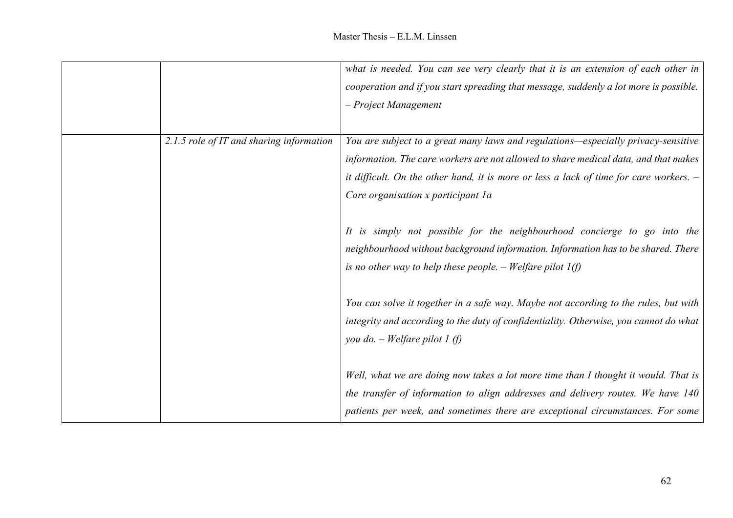| | | |
|---|---|---|
| | | *what is needed. You can see very clearly that it is an extension of each other in cooperation and if you start spreading that message, suddenly a lot more is possible. – Project Management* |
| | *2.1.5 role of IT and sharing information* | *You are subject to a great many laws and regulations—especially privacy-sensitive information. The care workers are not allowed to share medical data, and that makes it difficult. On the other hand, it is more or less a lack of time for care workers. – Care organisation x participant 1a*<br><br>*It is simply not possible for the neighbourhood concierge to go into the neighbourhood without background information. Information has to be shared. There is no other way to help these people. – Welfare pilot 1(f)*<br><br>*You can solve it together in a safe way. Maybe not according to the rules, but with integrity and according to the duty of confidentiality. Otherwise, you cannot do what you do. – Welfare pilot 1 (f)*<br><br>*Well, what we are doing now takes a lot more time than I thought it would. That is the transfer of information to align addresses and delivery routes. We have 140 patients per week, and sometimes there are exceptional circumstances. For some* |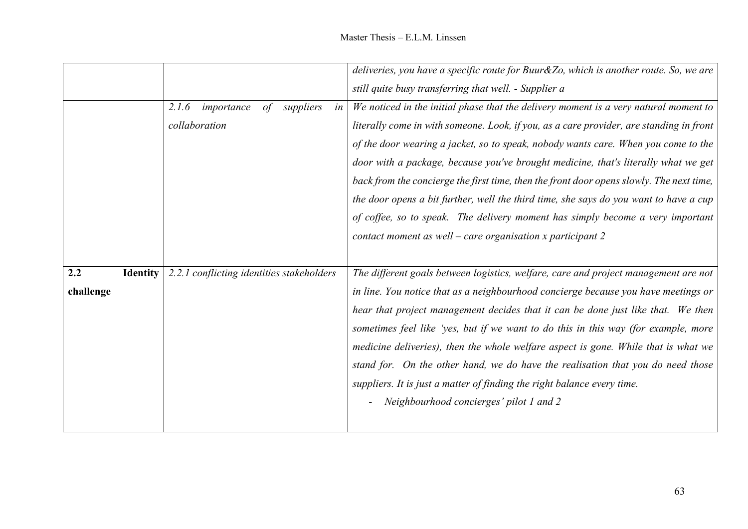|  |  |  |
|---|---|---|
|  |  | *deliveries, you have a specific route for Buur&Zo, which is another route. So, we are still quite busy transferring that well. - Supplier a* |
|  | *2.1.6 importance of suppliers in collaboration* | *We noticed in the initial phase that the delivery moment is a very natural moment to literally come in with someone. Look, if you, as a care provider, are standing in front of the door wearing a jacket, so to speak, nobody wants care. When you come to the door with a package, because you've brought medicine, that's literally what we get back from the concierge the first time, then the front door opens slowly. The next time, the door opens a bit further, well the third time, she says do you want to have a cup of coffee, so to speak. The delivery moment has simply become a very important contact moment as well – care organisation x participant 2* |
| **2.2 Identity challenge** | *2.2.1 conflicting identities stakeholders* | *The different goals between logistics, welfare, care and project management are not in line. You notice that as a neighbourhood concierge because you have meetings or hear that project management decides that it can be done just like that. We then sometimes feel like 'yes, but if we want to do this in this way (for example, more medicine deliveries), then the whole welfare aspect is gone. While that is what we stand for. On the other hand, we do have the realisation that you do need those suppliers. It is just a matter of finding the right balance every time.* <br> *- Neighbourhood concierges' pilot 1 and 2* |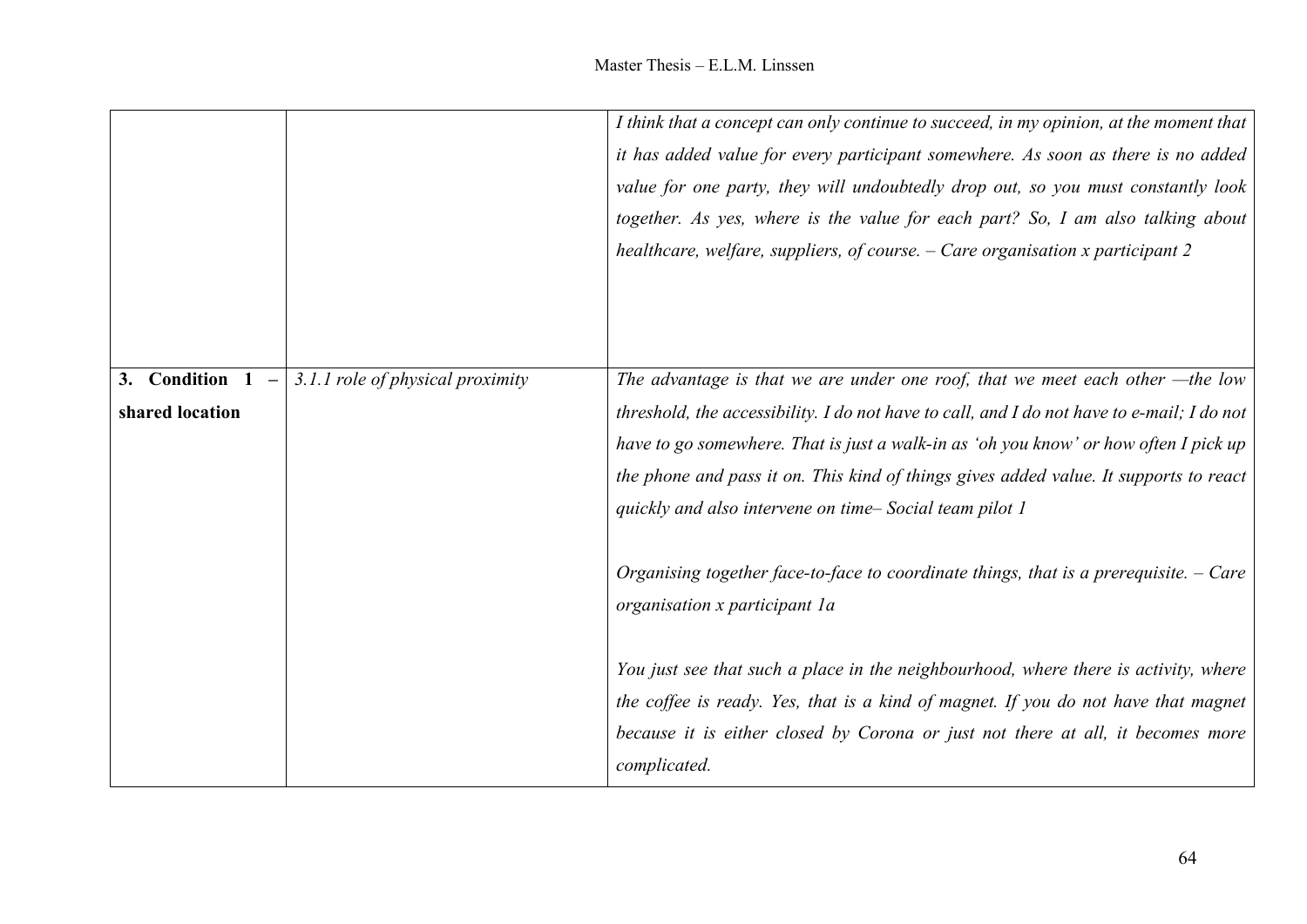| | | |
|---|---|---|
| | | *I think that a concept can only continue to succeed, in my opinion, at the moment that it has added value for every participant somewhere. As soon as there is no added value for one party, they will undoubtedly drop out, so you must constantly look together. As yes, where is the value for each part? So, I am also talking about healthcare, welfare, suppliers, of course. – Care organisation x participant 2* |
| **3. Condition 1 – shared location** | *3.1.1 role of physical proximity* | *The advantage is that we are under one roof, that we meet each other —the low threshold, the accessibility. I do not have to call, and I do not have to e-mail; I do not have to go somewhere. That is just a walk-in as 'oh you know' or how often I pick up the phone and pass it on. This kind of things gives added value. It supports to react quickly and also intervene on time– Social team pilot 1*<br><br>*Organising together face-to-face to coordinate things, that is a prerequisite. – Care organisation x participant 1a*<br><br>*You just see that such a place in the neighbourhood, where there is activity, where the coffee is ready. Yes, that is a kind of magnet. If you do not have that magnet because it is either closed by Corona or just not there at all, it becomes more complicated.* |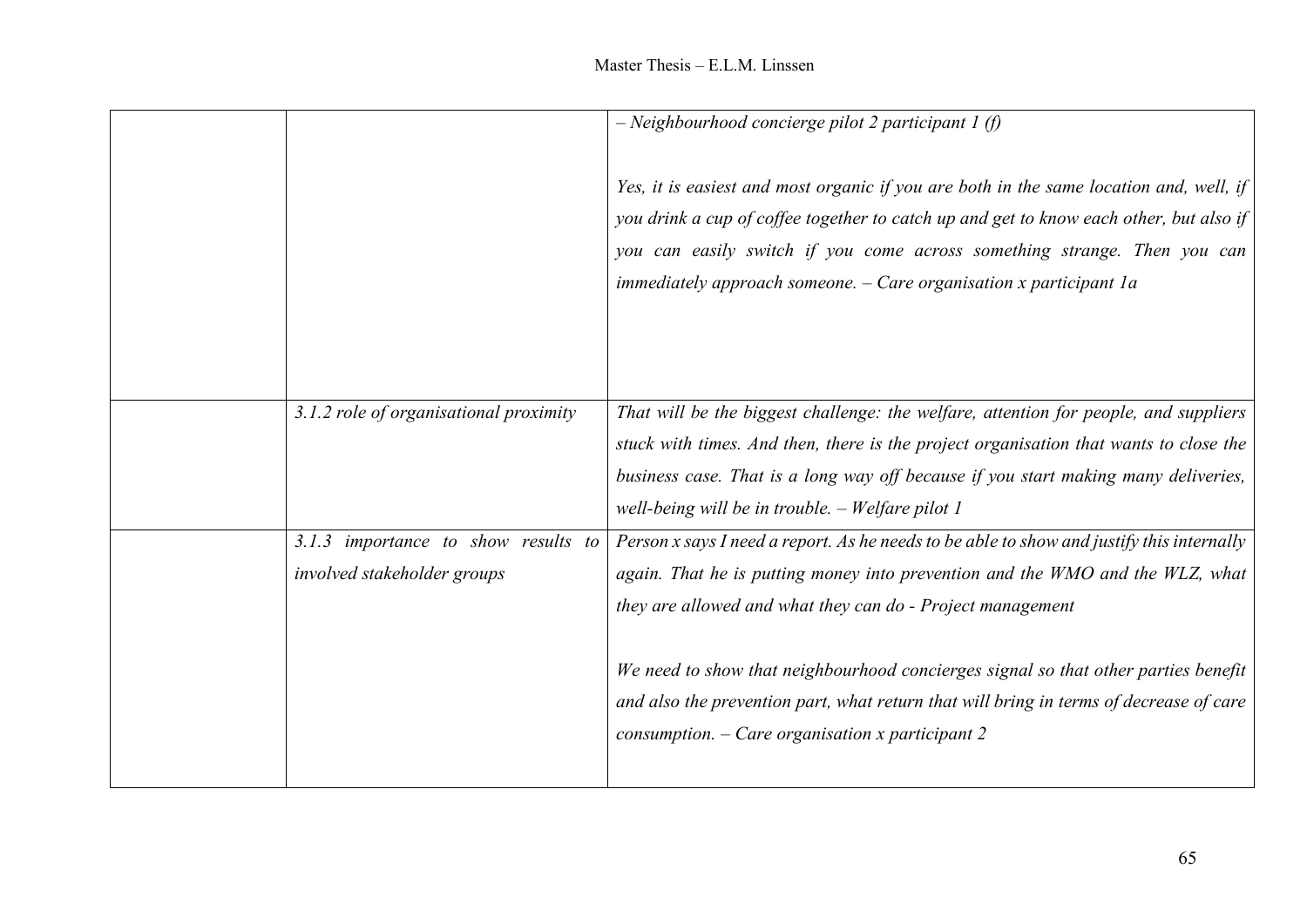| | | |
|---|---|---|
| | | *– Neighbourhood concierge pilot 2 participant 1 (f)*<br><br>*Yes, it is easiest and most organic if you are both in the same location and, well, if you drink a cup of coffee together to catch up and get to know each other, but also if you can easily switch if you come across something strange. Then you can immediately approach someone. – Care organisation x participant 1a* |
| | *3.1.2 role of organisational proximity* | *That will be the biggest challenge: the welfare, attention for people, and suppliers stuck with times. And then, there is the project organisation that wants to close the business case. That is a long way off because if you start making many deliveries, well-being will be in trouble. – Welfare pilot 1* |
| | *3.1.3 importance to show results to involved stakeholder groups* | *Person x says I need a report. As he needs to be able to show and justify this internally again. That he is putting money into prevention and the WMO and the WLZ, what they are allowed and what they can do - Project management*<br><br>*We need to show that neighbourhood concierges signal so that other parties benefit and also the prevention part, what return that will bring in terms of decrease of care consumption. – Care organisation x participant 2* |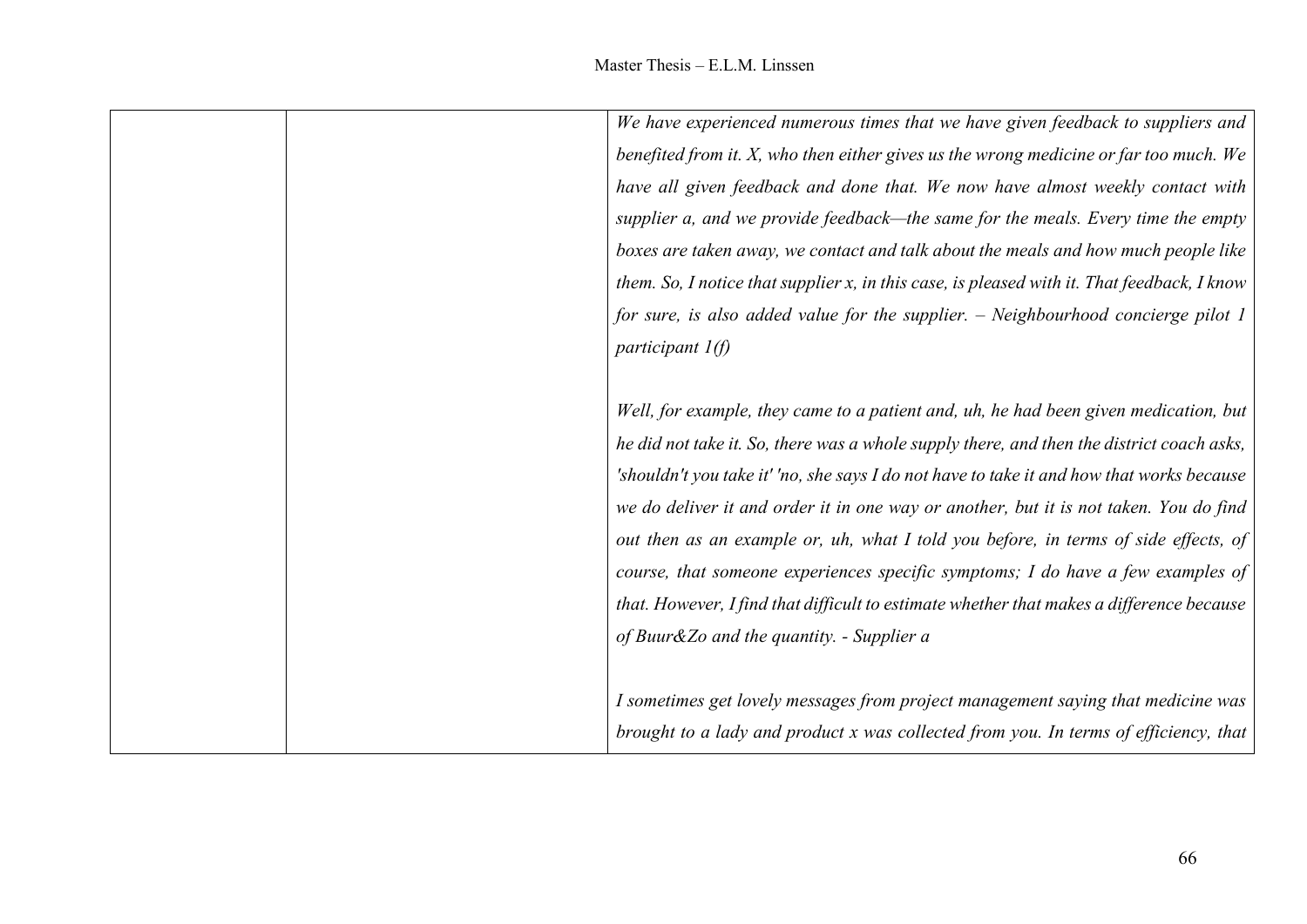| | | |
|---|---|---|
| | | *We have experienced numerous times that we have given feedback to suppliers and benefited from it. X, who then either gives us the wrong medicine or far too much. We have all given feedback and done that. We now have almost weekly contact with supplier a, and we provide feedback—the same for the meals. Every time the empty boxes are taken away, we contact and talk about the meals and how much people like them. So, I notice that supplier x, in this case, is pleased with it. That feedback, I know for sure, is also added value for the supplier. – Neighbourhood concierge pilot 1 participant 1(f)*<br><br>*Well, for example, they came to a patient and, uh, he had been given medication, but he did not take it. So, there was a whole supply there, and then the district coach asks, 'shouldn't you take it' 'no, she says I do not have to take it and how that works because we do deliver it and order it in one way or another, but it is not taken. You do find out then as an example or, uh, what I told you before, in terms of side effects, of course, that someone experiences specific symptoms; I do have a few examples of that. However, I find that difficult to estimate whether that makes a difference because of Buur&Zo and the quantity. - Supplier a*<br><br>*I sometimes get lovely messages from project management saying that medicine was brought to a lady and product x was collected from you. In terms of efficiency, that* |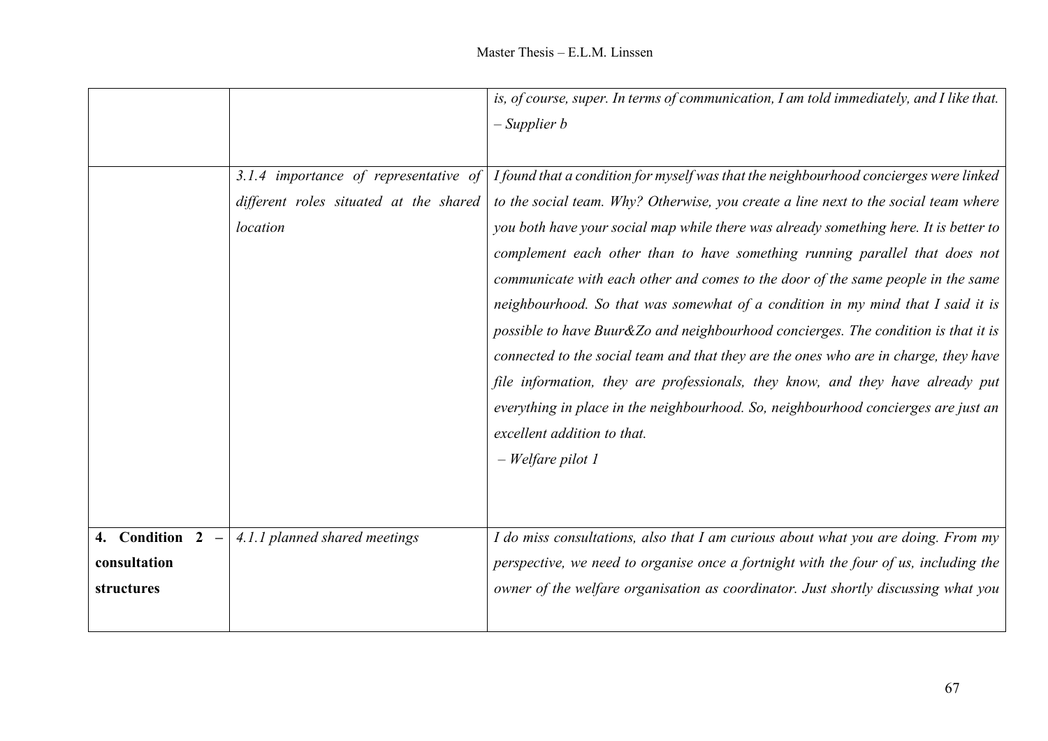| | | |
|---|---|---|
| | | *is, of course, super. In terms of communication, I am told immediately, and I like that. – Supplier b* |
| | *3.1.4 importance of representative of different roles situated at the shared location* | *I found that a condition for myself was that the neighbourhood concierges were linked to the social team. Why? Otherwise, you create a line next to the social team where you both have your social map while there was already something here. It is better to complement each other than to have something running parallel that does not communicate with each other and comes to the door of the same people in the same neighbourhood. So that was somewhat of a condition in my mind that I said it is possible to have Buur&Zo and neighbourhood concierges. The condition is that it is connected to the social team and that they are the ones who are in charge, they have file information, they are professionals, they know, and they have already put everything in place in the neighbourhood. So, neighbourhood concierges are just an excellent addition to that. – Welfare pilot 1* |
| **4. Condition 2 – consultation structures** | *4.1.1 planned shared meetings* | *I do miss consultations, also that I am curious about what you are doing. From my perspective, we need to organise once a fortnight with the four of us, including the owner of the welfare organisation as coordinator. Just shortly discussing what you* |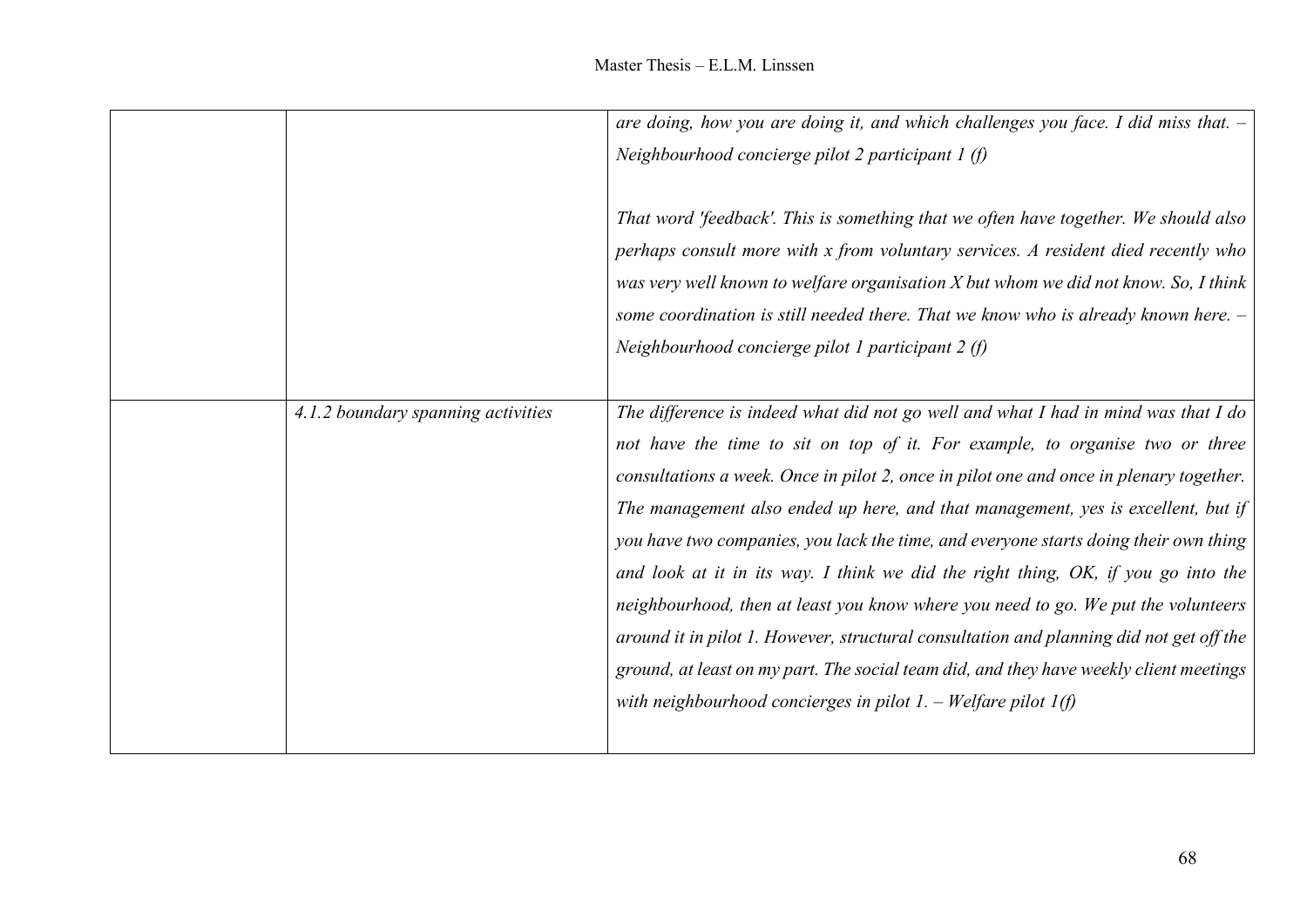| | | |
|---|---|---|
| | | *are doing, how you are doing it, and which challenges you face. I did miss that. – Neighbourhood concierge pilot 2 participant 1 (f)*<br><br>*That word 'feedback'. This is something that we often have together. We should also perhaps consult more with x from voluntary services. A resident died recently who was very well known to welfare organisation X but whom we did not know. So, I think some coordination is still needed there. That we know who is already known here. – Neighbourhood concierge pilot 1 participant 2 (f)* |
| | *4.1.2 boundary spanning activities* | *The difference is indeed what did not go well and what I had in mind was that I do not have the time to sit on top of it. For example, to organise two or three consultations a week. Once in pilot 2, once in pilot one and once in plenary together. The management also ended up here, and that management, yes is excellent, but if you have two companies, you lack the time, and everyone starts doing their own thing and look at it in its way. I think we did the right thing, OK, if you go into the neighbourhood, then at least you know where you need to go. We put the volunteers around it in pilot 1. However, structural consultation and planning did not get off the ground, at least on my part. The social team did, and they have weekly client meetings with neighbourhood concierges in pilot 1. – Welfare pilot 1(f)* |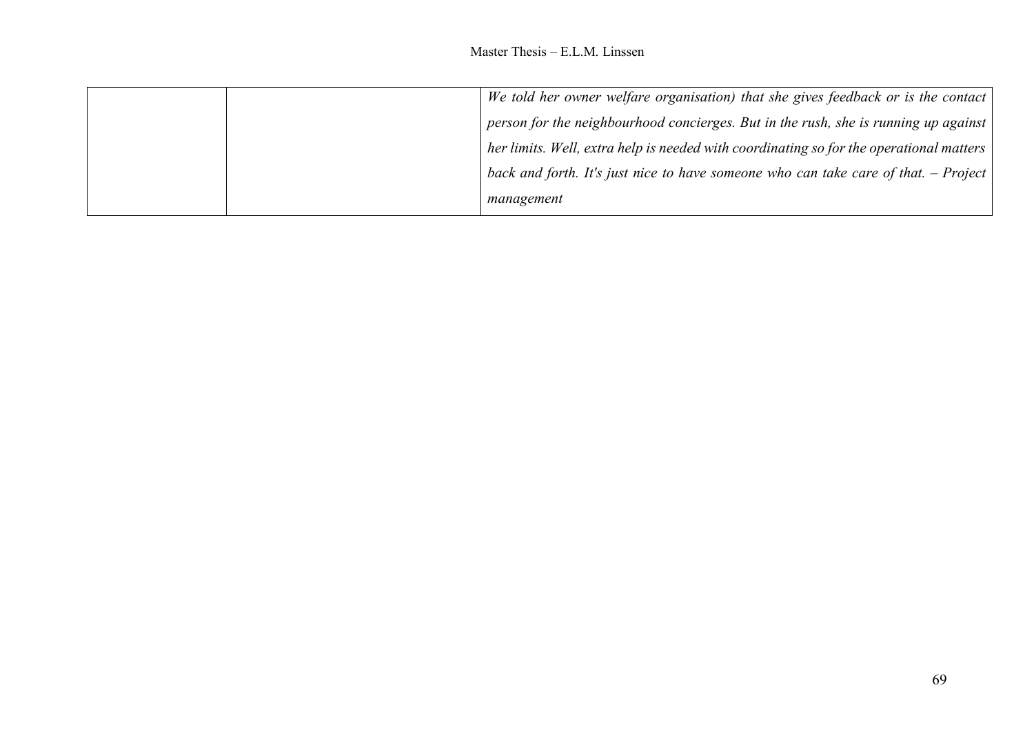| | | |
|---|---|---|
| | | *We told her owner welfare organisation) that she gives feedback or is the contact person for the neighbourhood concierges. But in the rush, she is running up against her limits. Well, extra help is needed with coordinating so for the operational matters back and forth. It's just nice to have someone who can take care of that. – Project management* |